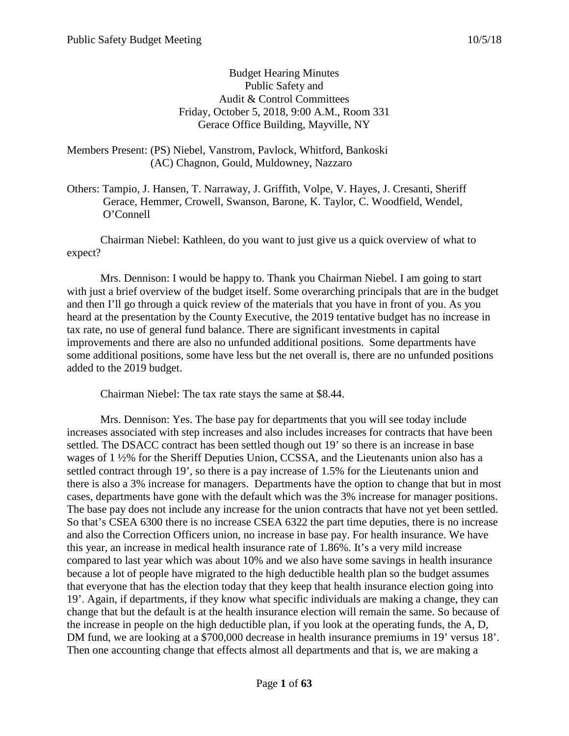Budget Hearing Minutes
Public Safety and
Audit & Control Committees
Friday, October 5, 2018, 9:00 A.M., Room 331
Gerace Office Building, Mayville, NY

Members Present: (PS) Niebel, Vanstrom, Pavlock, Whitford, Bankoski
(AC) Chagnon, Gould, Muldowney, Nazzaro

Others: Tampio, J. Hansen, T. Narraway, J. Griffith, Volpe, V. Hayes, J. Cresanti, Sheriff Gerace, Hemmer, Crowell, Swanson, Barone, K. Taylor, C. Woodfield, Wendel, O'Connell

Chairman Niebel: Kathleen, do you want to just give us a quick overview of what to expect?

Mrs. Dennison: I would be happy to. Thank you Chairman Niebel. I am going to start with just a brief overview of the budget itself. Some overarching principals that are in the budget and then I'll go through a quick review of the materials that you have in front of you. As you heard at the presentation by the County Executive, the 2019 tentative budget has no increase in tax rate, no use of general fund balance. There are significant investments in capital improvements and there are also no unfunded additional positions. Some departments have some additional positions, some have less but the net overall is, there are no unfunded positions added to the 2019 budget.

Chairman Niebel: The tax rate stays the same at $8.44.

Mrs. Dennison: Yes. The base pay for departments that you will see today include increases associated with step increases and also includes increases for contracts that have been settled. The DSACC contract has been settled though out 19' so there is an increase in base wages of 1 ½% for the Sheriff Deputies Union, CCSSA, and the Lieutenants union also has a settled contract through 19', so there is a pay increase of 1.5% for the Lieutenants union and there is also a 3% increase for managers. Departments have the option to change that but in most cases, departments have gone with the default which was the 3% increase for manager positions. The base pay does not include any increase for the union contracts that have not yet been settled. So that's CSEA 6300 there is no increase CSEA 6322 the part time deputies, there is no increase and also the Correction Officers union, no increase in base pay. For health insurance. We have this year, an increase in medical health insurance rate of 1.86%. It's a very mild increase compared to last year which was about 10% and we also have some savings in health insurance because a lot of people have migrated to the high deductible health plan so the budget assumes that everyone that has the election today that they keep that health insurance election going into 19'. Again, if departments, if they know what specific individuals are making a change, they can change that but the default is at the health insurance election will remain the same. So because of the increase in people on the high deductible plan, if you look at the operating funds, the A, D, DM fund, we are looking at a $700,000 decrease in health insurance premiums in 19' versus 18'. Then one accounting change that effects almost all departments and that is, we are making a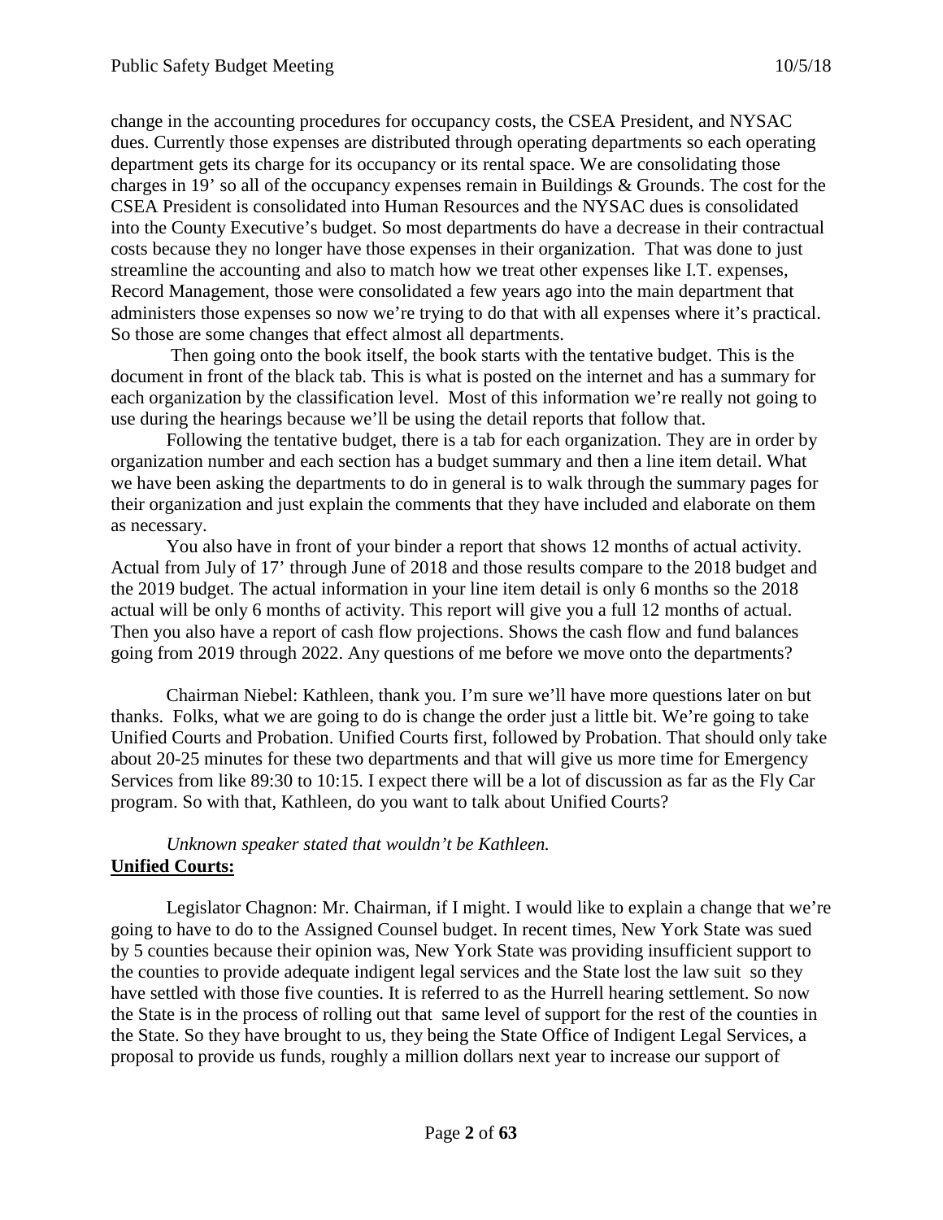change in the accounting procedures for occupancy costs, the CSEA President, and NYSAC dues. Currently those expenses are distributed through operating departments so each operating department gets its charge for its occupancy or its rental space. We are consolidating those charges in 19' so all of the occupancy expenses remain in Buildings & Grounds. The cost for the CSEA President is consolidated into Human Resources and the NYSAC dues is consolidated into the County Executive's budget. So most departments do have a decrease in their contractual costs because they no longer have those expenses in their organization. That was done to just streamline the accounting and also to match how we treat other expenses like I.T. expenses, Record Management, those were consolidated a few years ago into the main department that administers those expenses so now we're trying to do that with all expenses where it's practical. So those are some changes that effect almost all departments.

Then going onto the book itself, the book starts with the tentative budget. This is the document in front of the black tab. This is what is posted on the internet and has a summary for each organization by the classification level. Most of this information we're really not going to use during the hearings because we'll be using the detail reports that follow that.

Following the tentative budget, there is a tab for each organization. They are in order by organization number and each section has a budget summary and then a line item detail. What we have been asking the departments to do in general is to walk through the summary pages for their organization and just explain the comments that they have included and elaborate on them as necessary.

You also have in front of your binder a report that shows 12 months of actual activity. Actual from July of 17' through June of 2018 and those results compare to the 2018 budget and the 2019 budget. The actual information in your line item detail is only 6 months so the 2018 actual will be only 6 months of activity. This report will give you a full 12 months of actual. Then you also have a report of cash flow projections. Shows the cash flow and fund balances going from 2019 through 2022. Any questions of me before we move onto the departments?

Chairman Niebel: Kathleen, thank you. I'm sure we'll have more questions later on but thanks. Folks, what we are going to do is change the order just a little bit. We're going to take Unified Courts and Probation. Unified Courts first, followed by Probation. That should only take about 20-25 minutes for these two departments and that will give us more time for Emergency Services from like 89:30 to 10:15. I expect there will be a lot of discussion as far as the Fly Car program. So with that, Kathleen, do you want to talk about Unified Courts?

*Unknown speaker stated that wouldn't be Kathleen.*

**Unified Courts:**

Legislator Chagnon: Mr. Chairman, if I might. I would like to explain a change that we're going to have to do to the Assigned Counsel budget. In recent times, New York State was sued by 5 counties because their opinion was, New York State was providing insufficient support to the counties to provide adequate indigent legal services and the State lost the law suit so they have settled with those five counties. It is referred to as the Hurrell hearing settlement. So now the State is in the process of rolling out that same level of support for the rest of the counties in the State. So they have brought to us, they being the State Office of Indigent Legal Services, a proposal to provide us funds, roughly a million dollars next year to increase our support of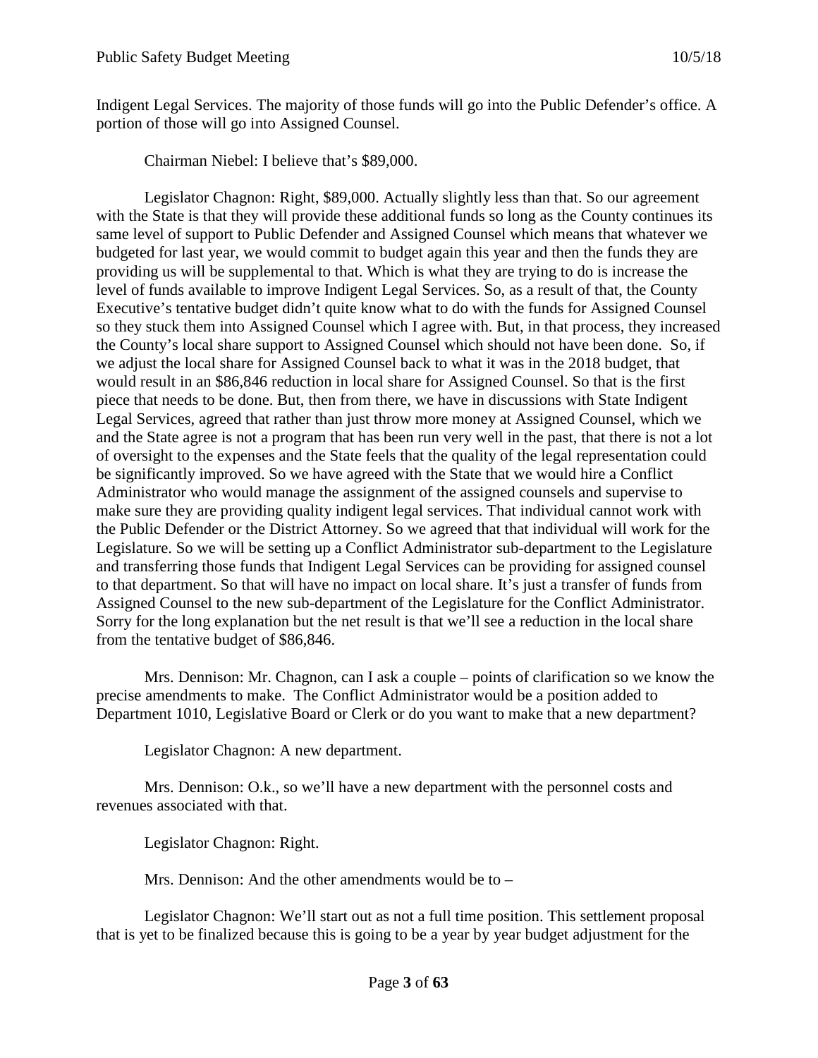Indigent Legal Services. The majority of those funds will go into the Public Defender's office. A portion of those will go into Assigned Counsel.

Chairman Niebel: I believe that's \$89,000.

Legislator Chagnon: Right, \$89,000. Actually slightly less than that. So our agreement with the State is that they will provide these additional funds so long as the County continues its same level of support to Public Defender and Assigned Counsel which means that whatever we budgeted for last year, we would commit to budget again this year and then the funds they are providing us will be supplemental to that. Which is what they are trying to do is increase the level of funds available to improve Indigent Legal Services. So, as a result of that, the County Executive's tentative budget didn't quite know what to do with the funds for Assigned Counsel so they stuck them into Assigned Counsel which I agree with. But, in that process, they increased the County's local share support to Assigned Counsel which should not have been done. So, if we adjust the local share for Assigned Counsel back to what it was in the 2018 budget, that would result in an \$86,846 reduction in local share for Assigned Counsel. So that is the first piece that needs to be done. But, then from there, we have in discussions with State Indigent Legal Services, agreed that rather than just throw more money at Assigned Counsel, which we and the State agree is not a program that has been run very well in the past, that there is not a lot of oversight to the expenses and the State feels that the quality of the legal representation could be significantly improved. So we have agreed with the State that we would hire a Conflict Administrator who would manage the assignment of the assigned counsels and supervise to make sure they are providing quality indigent legal services. That individual cannot work with the Public Defender or the District Attorney. So we agreed that that individual will work for the Legislature. So we will be setting up a Conflict Administrator sub-department to the Legislature and transferring those funds that Indigent Legal Services can be providing for assigned counsel to that department. So that will have no impact on local share. It's just a transfer of funds from Assigned Counsel to the new sub-department of the Legislature for the Conflict Administrator. Sorry for the long explanation but the net result is that we'll see a reduction in the local share from the tentative budget of \$86,846.

Mrs. Dennison: Mr. Chagnon, can I ask a couple – points of clarification so we know the precise amendments to make. The Conflict Administrator would be a position added to Department 1010, Legislative Board or Clerk or do you want to make that a new department?

Legislator Chagnon: A new department.

Mrs. Dennison: O.k., so we'll have a new department with the personnel costs and revenues associated with that.

Legislator Chagnon: Right.

Mrs. Dennison: And the other amendments would be to –

Legislator Chagnon: We'll start out as not a full time position. This settlement proposal that is yet to be finalized because this is going to be a year by year budget adjustment for the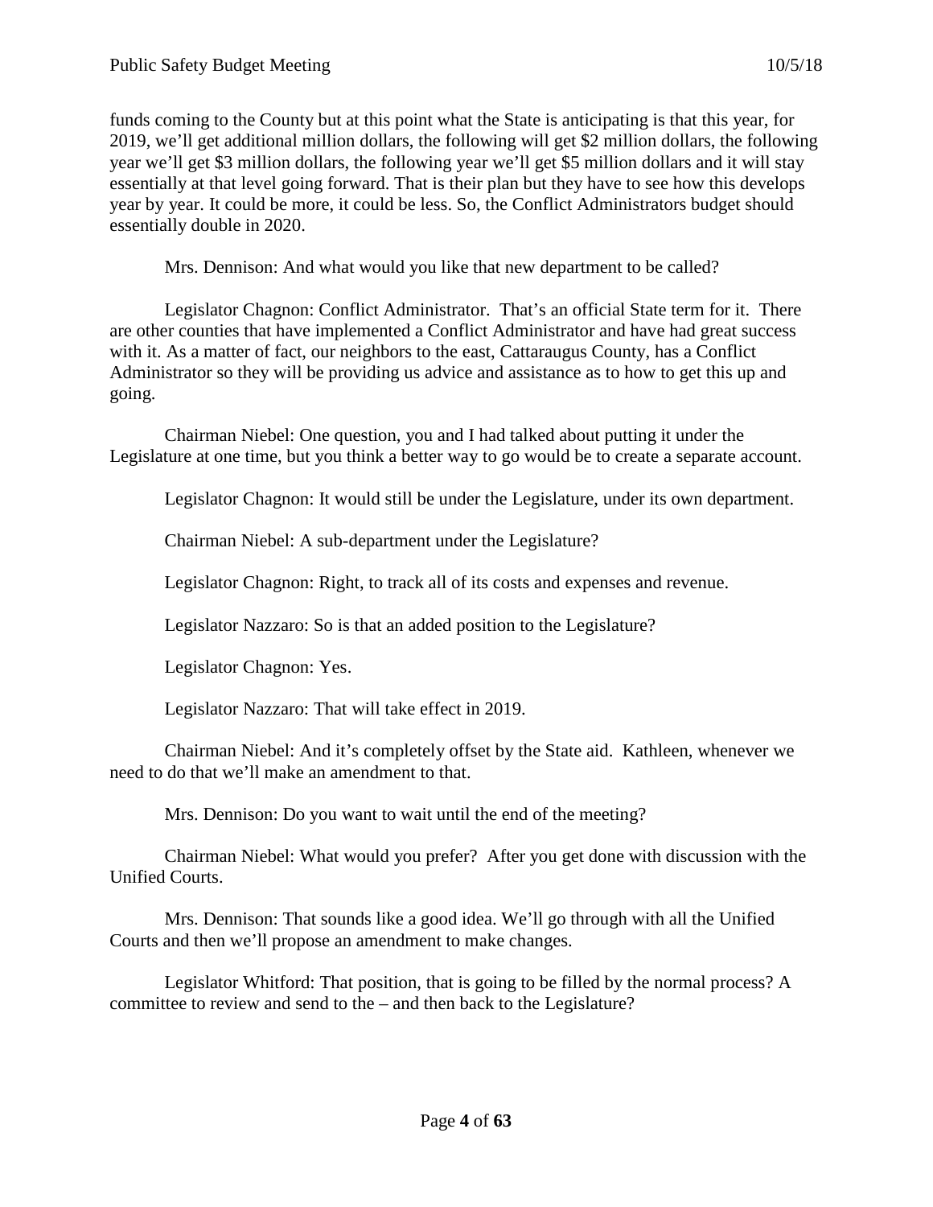funds coming to the County but at this point what the State is anticipating is that this year, for 2019, we'll get additional million dollars, the following will get $2 million dollars, the following year we'll get $3 million dollars, the following year we'll get $5 million dollars and it will stay essentially at that level going forward. That is their plan but they have to see how this develops year by year. It could be more, it could be less. So, the Conflict Administrators budget should essentially double in 2020.

Mrs. Dennison: And what would you like that new department to be called?

Legislator Chagnon: Conflict Administrator. That's an official State term for it. There are other counties that have implemented a Conflict Administrator and have had great success with it. As a matter of fact, our neighbors to the east, Cattaraugus County, has a Conflict Administrator so they will be providing us advice and assistance as to how to get this up and going.

Chairman Niebel: One question, you and I had talked about putting it under the Legislature at one time, but you think a better way to go would be to create a separate account.

Legislator Chagnon: It would still be under the Legislature, under its own department.

Chairman Niebel: A sub-department under the Legislature?

Legislator Chagnon: Right, to track all of its costs and expenses and revenue.

Legislator Nazzaro: So is that an added position to the Legislature?

Legislator Chagnon: Yes.

Legislator Nazzaro: That will take effect in 2019.

Chairman Niebel: And it's completely offset by the State aid. Kathleen, whenever we need to do that we'll make an amendment to that.

Mrs. Dennison: Do you want to wait until the end of the meeting?

Chairman Niebel: What would you prefer? After you get done with discussion with the Unified Courts.

Mrs. Dennison: That sounds like a good idea. We'll go through with all the Unified Courts and then we'll propose an amendment to make changes.

Legislator Whitford: That position, that is going to be filled by the normal process? A committee to review and send to the – and then back to the Legislature?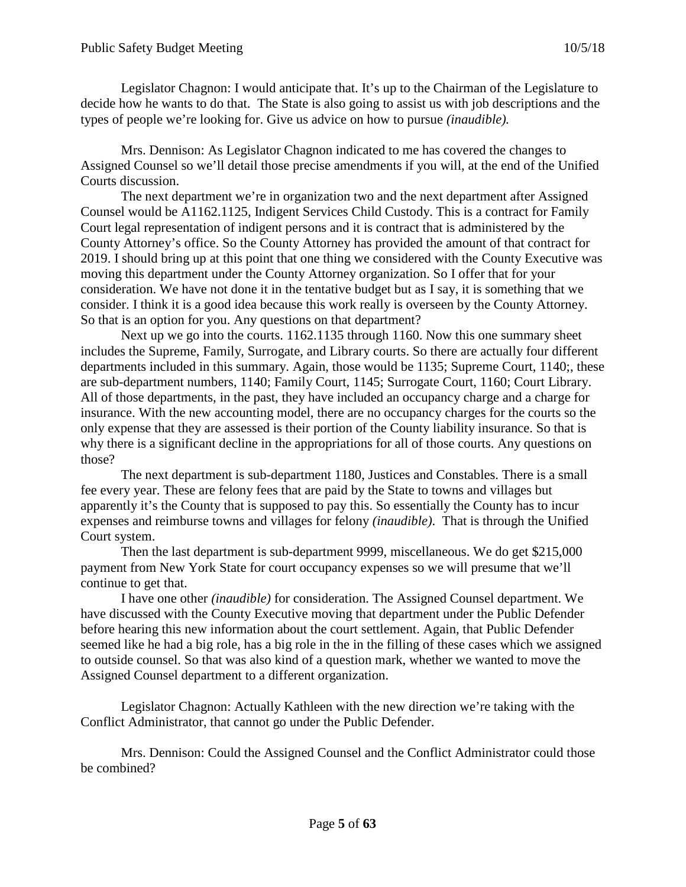Legislator Chagnon: I would anticipate that. It's up to the Chairman of the Legislature to decide how he wants to do that. The State is also going to assist us with job descriptions and the types of people we're looking for. Give us advice on how to pursue *(inaudible).*

Mrs. Dennison: As Legislator Chagnon indicated to me has covered the changes to Assigned Counsel so we'll detail those precise amendments if you will, at the end of the Unified Courts discussion.

The next department we're in organization two and the next department after Assigned Counsel would be A1162.1125, Indigent Services Child Custody. This is a contract for Family Court legal representation of indigent persons and it is contract that is administered by the County Attorney's office. So the County Attorney has provided the amount of that contract for 2019. I should bring up at this point that one thing we considered with the County Executive was moving this department under the County Attorney organization. So I offer that for your consideration. We have not done it in the tentative budget but as I say, it is something that we consider. I think it is a good idea because this work really is overseen by the County Attorney. So that is an option for you. Any questions on that department?

Next up we go into the courts. 1162.1135 through 1160. Now this one summary sheet includes the Supreme, Family, Surrogate, and Library courts. So there are actually four different departments included in this summary. Again, those would be 1135; Supreme Court, 1140;, these are sub-department numbers, 1140; Family Court, 1145; Surrogate Court, 1160; Court Library. All of those departments, in the past, they have included an occupancy charge and a charge for insurance. With the new accounting model, there are no occupancy charges for the courts so the only expense that they are assessed is their portion of the County liability insurance. So that is why there is a significant decline in the appropriations for all of those courts. Any questions on those?

The next department is sub-department 1180, Justices and Constables. There is a small fee every year. These are felony fees that are paid by the State to towns and villages but apparently it's the County that is supposed to pay this. So essentially the County has to incur expenses and reimburse towns and villages for felony *(inaudible).* That is through the Unified Court system.

Then the last department is sub-department 9999, miscellaneous. We do get $215,000 payment from New York State for court occupancy expenses so we will presume that we'll continue to get that.

I have one other *(inaudible)* for consideration. The Assigned Counsel department. We have discussed with the County Executive moving that department under the Public Defender before hearing this new information about the court settlement. Again, that Public Defender seemed like he had a big role, has a big role in the in the filling of these cases which we assigned to outside counsel. So that was also kind of a question mark, whether we wanted to move the Assigned Counsel department to a different organization.

Legislator Chagnon: Actually Kathleen with the new direction we're taking with the Conflict Administrator, that cannot go under the Public Defender.

Mrs. Dennison: Could the Assigned Counsel and the Conflict Administrator could those be combined?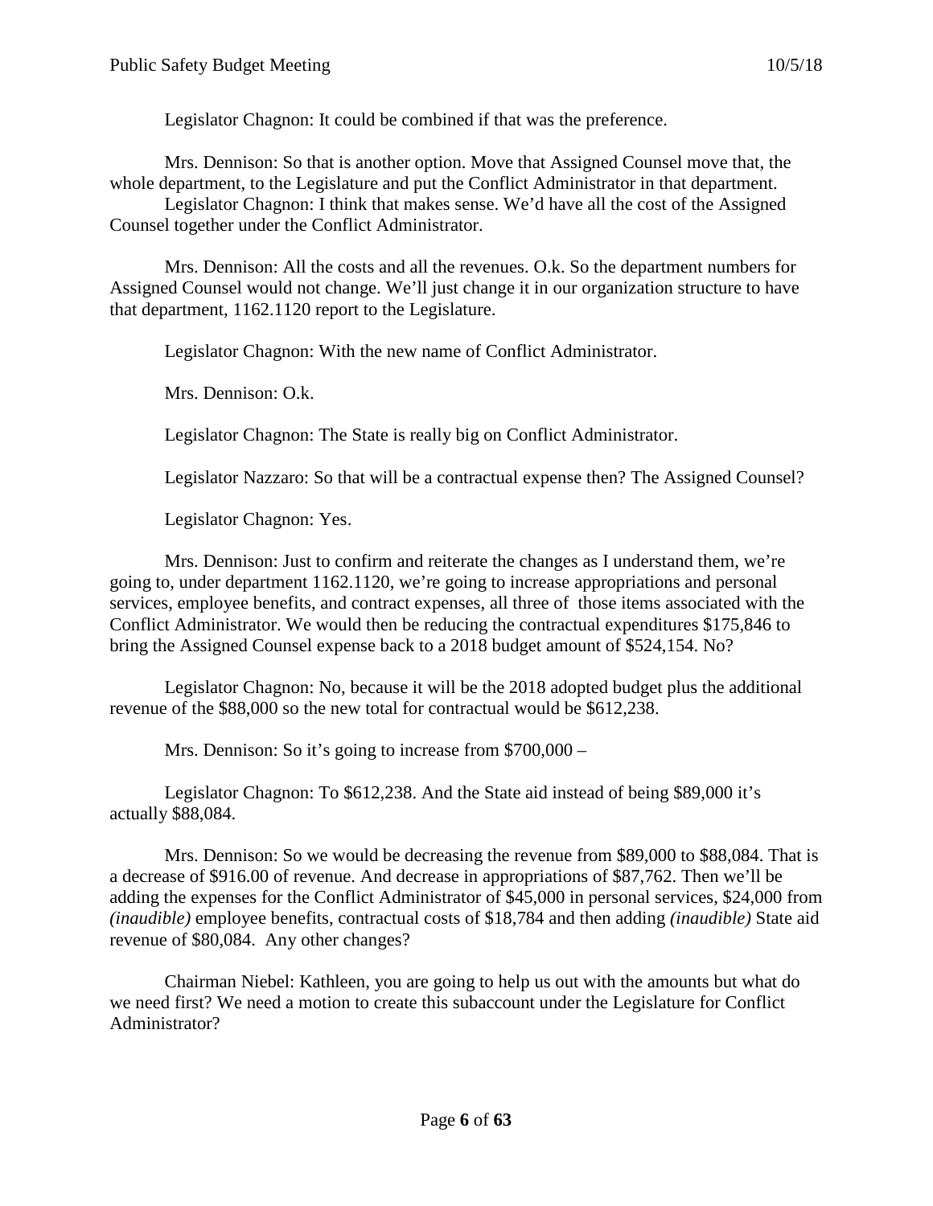Legislator Chagnon: It could be combined if that was the preference.

Mrs. Dennison: So that is another option. Move that Assigned Counsel move that, the whole department, to the Legislature and put the Conflict Administrator in that department.

Legislator Chagnon: I think that makes sense. We'd have all the cost of the Assigned Counsel together under the Conflict Administrator.

Mrs. Dennison: All the costs and all the revenues. O.k. So the department numbers for Assigned Counsel would not change. We'll just change it in our organization structure to have that department, 1162.1120 report to the Legislature.

Legislator Chagnon: With the new name of Conflict Administrator.

Mrs. Dennison: O.k.

Legislator Chagnon: The State is really big on Conflict Administrator.

Legislator Nazzaro: So that will be a contractual expense then? The Assigned Counsel?

Legislator Chagnon: Yes.

Mrs. Dennison: Just to confirm and reiterate the changes as I understand them, we're going to, under department 1162.1120, we're going to increase appropriations and personal services, employee benefits, and contract expenses, all three of those items associated with the Conflict Administrator. We would then be reducing the contractual expenditures $175,846 to bring the Assigned Counsel expense back to a 2018 budget amount of $524,154. No?

Legislator Chagnon: No, because it will be the 2018 adopted budget plus the additional revenue of the $88,000 so the new total for contractual would be $612,238.

Mrs. Dennison: So it's going to increase from $700,000 –

Legislator Chagnon: To $612,238. And the State aid instead of being $89,000 it's actually $88,084.

Mrs. Dennison: So we would be decreasing the revenue from $89,000 to $88,084. That is a decrease of $916.00 of revenue. And decrease in appropriations of $87,762. Then we'll be adding the expenses for the Conflict Administrator of $45,000 in personal services, $24,000 from *(inaudible)* employee benefits, contractual costs of $18,784 and then adding *(inaudible)* State aid revenue of $80,084. Any other changes?

Chairman Niebel: Kathleen, you are going to help us out with the amounts but what do we need first? We need a motion to create this subaccount under the Legislature for Conflict Administrator?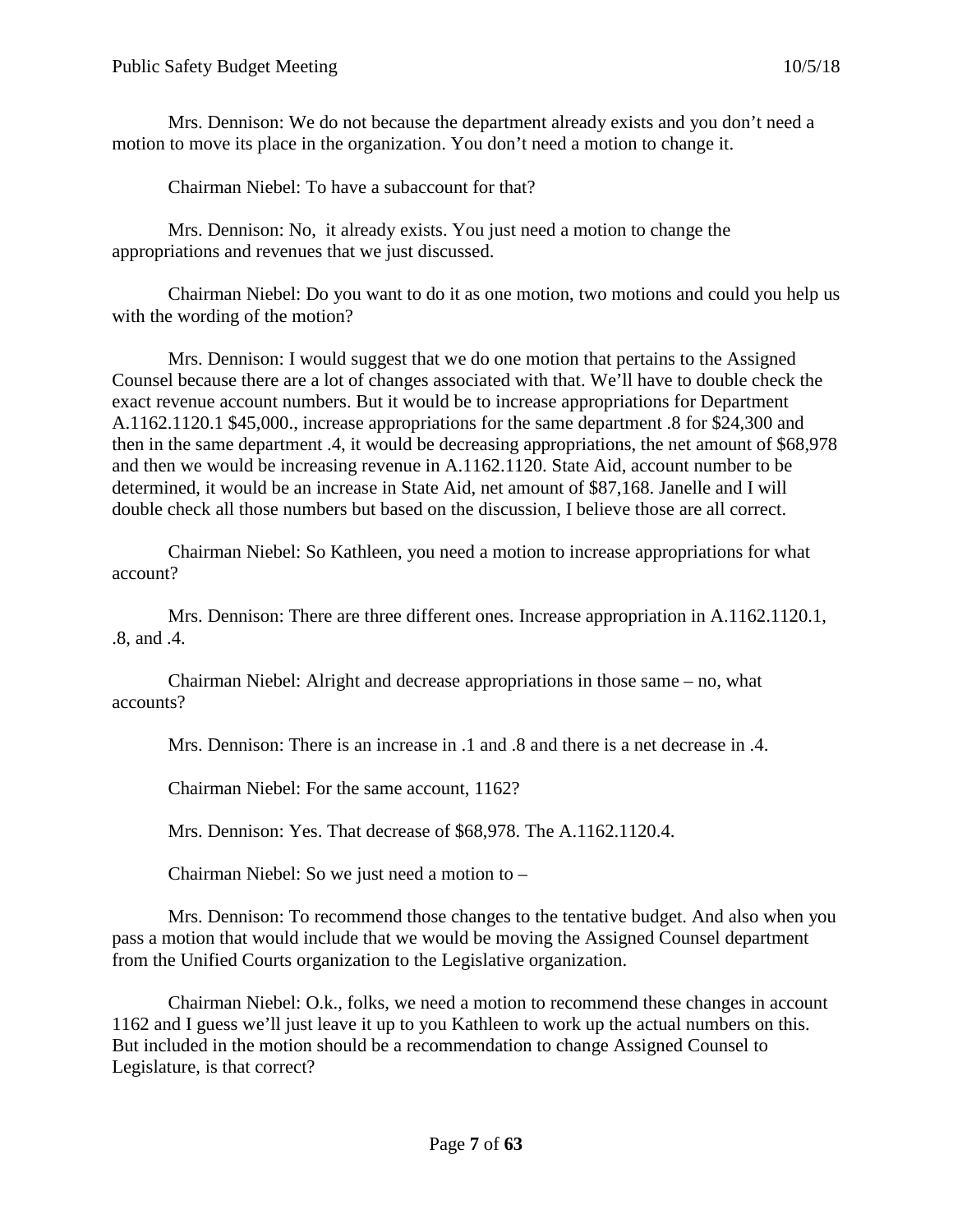Mrs. Dennison: We do not because the department already exists and you don't need a motion to move its place in the organization. You don't need a motion to change it.

Chairman Niebel: To have a subaccount for that?

Mrs. Dennison: No, it already exists. You just need a motion to change the appropriations and revenues that we just discussed.

Chairman Niebel: Do you want to do it as one motion, two motions and could you help us with the wording of the motion?

Mrs. Dennison: I would suggest that we do one motion that pertains to the Assigned Counsel because there are a lot of changes associated with that. We'll have to double check the exact revenue account numbers. But it would be to increase appropriations for Department A.1162.1120.1 $45,000., increase appropriations for the same department .8 for $24,300 and then in the same department .4, it would be decreasing appropriations, the net amount of $68,978 and then we would be increasing revenue in A.1162.1120. State Aid, account number to be determined, it would be an increase in State Aid, net amount of $87,168. Janelle and I will double check all those numbers but based on the discussion, I believe those are all correct.

Chairman Niebel: So Kathleen, you need a motion to increase appropriations for what account?

Mrs. Dennison: There are three different ones. Increase appropriation in A.1162.1120.1, .8, and .4.

Chairman Niebel: Alright and decrease appropriations in those same – no, what accounts?

Mrs. Dennison: There is an increase in .1 and .8 and there is a net decrease in .4.

Chairman Niebel: For the same account, 1162?

Mrs. Dennison: Yes. That decrease of $68,978. The A.1162.1120.4.

Chairman Niebel: So we just need a motion to –

Mrs. Dennison: To recommend those changes to the tentative budget. And also when you pass a motion that would include that we would be moving the Assigned Counsel department from the Unified Courts organization to the Legislative organization.

Chairman Niebel: O.k., folks, we need a motion to recommend these changes in account 1162 and I guess we'll just leave it up to you Kathleen to work up the actual numbers on this. But included in the motion should be a recommendation to change Assigned Counsel to Legislature, is that correct?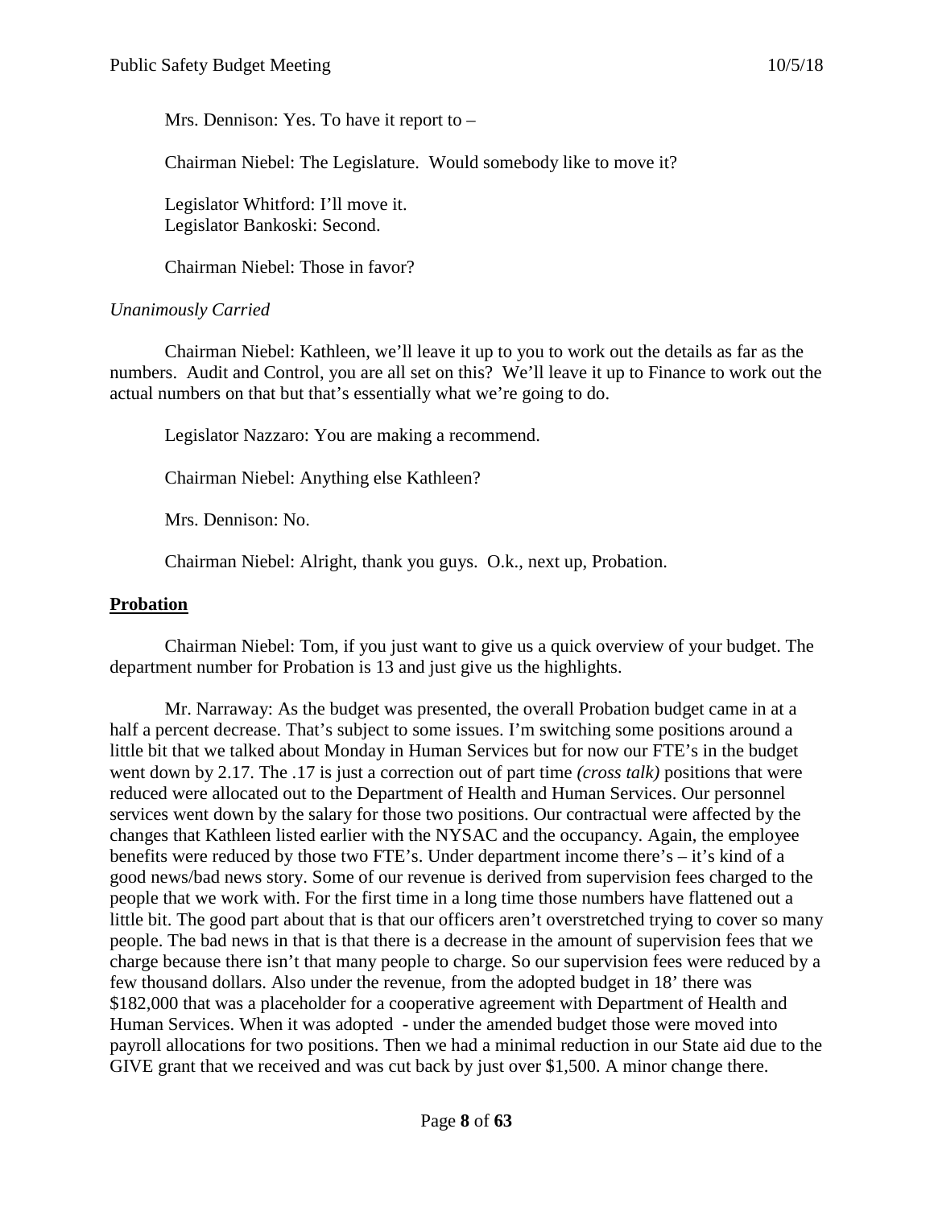Mrs. Dennison: Yes. To have it report to –

Chairman Niebel: The Legislature. Would somebody like to move it?

Legislator Whitford: I'll move it.
Legislator Bankoski: Second.

Chairman Niebel: Those in favor?

*Unanimously Carried*

Chairman Niebel: Kathleen, we'll leave it up to you to work out the details as far as the numbers. Audit and Control, you are all set on this? We'll leave it up to Finance to work out the actual numbers on that but that's essentially what we're going to do.

Legislator Nazzaro: You are making a recommend.

Chairman Niebel: Anything else Kathleen?

Mrs. Dennison: No.

Chairman Niebel: Alright, thank you guys. O.k., next up, Probation.

## **Probation**

Chairman Niebel: Tom, if you just want to give us a quick overview of your budget. The department number for Probation is 13 and just give us the highlights.

Mr. Narraway: As the budget was presented, the overall Probation budget came in at a half a percent decrease. That's subject to some issues. I'm switching some positions around a little bit that we talked about Monday in Human Services but for now our FTE's in the budget went down by 2.17. The .17 is just a correction out of part time *(cross talk)* positions that were reduced were allocated out to the Department of Health and Human Services. Our personnel services went down by the salary for those two positions. Our contractual were affected by the changes that Kathleen listed earlier with the NYSAC and the occupancy. Again, the employee benefits were reduced by those two FTE's. Under department income there's – it's kind of a good news/bad news story. Some of our revenue is derived from supervision fees charged to the people that we work with. For the first time in a long time those numbers have flattened out a little bit. The good part about that is that our officers aren't overstretched trying to cover so many people. The bad news in that is that there is a decrease in the amount of supervision fees that we charge because there isn't that many people to charge. So our supervision fees were reduced by a few thousand dollars. Also under the revenue, from the adopted budget in 18' there was $182,000 that was a placeholder for a cooperative agreement with Department of Health and Human Services. When it was adopted - under the amended budget those were moved into payroll allocations for two positions. Then we had a minimal reduction in our State aid due to the GIVE grant that we received and was cut back by just over $1,500. A minor change there.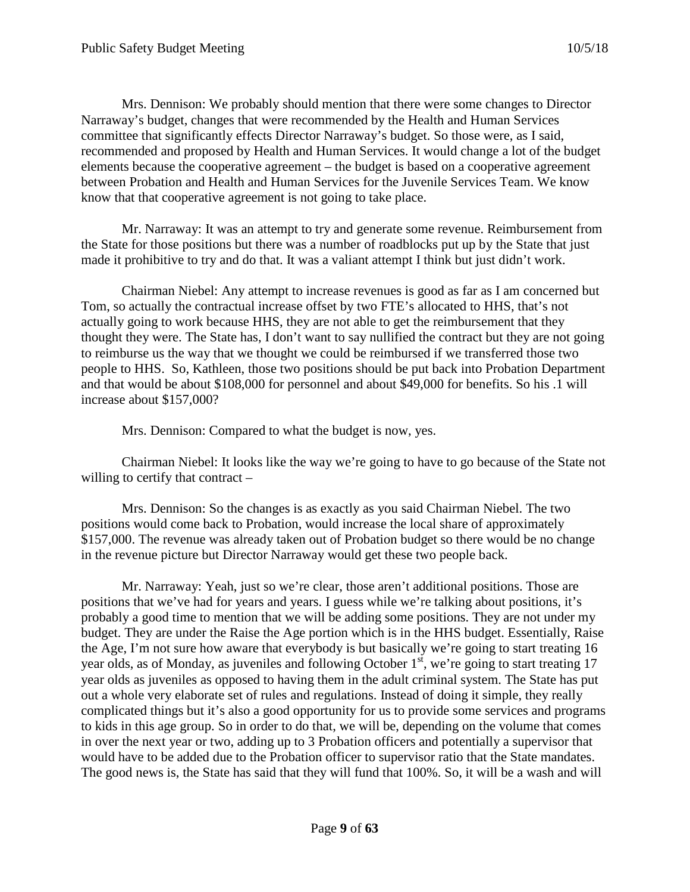Mrs. Dennison: We probably should mention that there were some changes to Director Narraway's budget, changes that were recommended by the Health and Human Services committee that significantly effects Director Narraway's budget. So those were, as I said, recommended and proposed by Health and Human Services. It would change a lot of the budget elements because the cooperative agreement – the budget is based on a cooperative agreement between Probation and Health and Human Services for the Juvenile Services Team. We know know that that cooperative agreement is not going to take place.

Mr. Narraway: It was an attempt to try and generate some revenue. Reimbursement from the State for those positions but there was a number of roadblocks put up by the State that just made it prohibitive to try and do that. It was a valiant attempt I think but just didn't work.

Chairman Niebel: Any attempt to increase revenues is good as far as I am concerned but Tom, so actually the contractual increase offset by two FTE's allocated to HHS, that's not actually going to work because HHS, they are not able to get the reimbursement that they thought they were. The State has, I don't want to say nullified the contract but they are not going to reimburse us the way that we thought we could be reimbursed if we transferred those two people to HHS. So, Kathleen, those two positions should be put back into Probation Department and that would be about $108,000 for personnel and about $49,000 for benefits. So his .1 will increase about $157,000?

Mrs. Dennison: Compared to what the budget is now, yes.

Chairman Niebel: It looks like the way we're going to have to go because of the State not willing to certify that contract –

Mrs. Dennison: So the changes is as exactly as you said Chairman Niebel. The two positions would come back to Probation, would increase the local share of approximately $157,000. The revenue was already taken out of Probation budget so there would be no change in the revenue picture but Director Narraway would get these two people back.

Mr. Narraway: Yeah, just so we're clear, those aren't additional positions. Those are positions that we've had for years and years. I guess while we're talking about positions, it's probably a good time to mention that we will be adding some positions. They are not under my budget. They are under the Raise the Age portion which is in the HHS budget. Essentially, Raise the Age, I'm not sure how aware that everybody is but basically we're going to start treating 16 year olds, as of Monday, as juveniles and following October 1st, we're going to start treating 17 year olds as juveniles as opposed to having them in the adult criminal system. The State has put out a whole very elaborate set of rules and regulations. Instead of doing it simple, they really complicated things but it's also a good opportunity for us to provide some services and programs to kids in this age group. So in order to do that, we will be, depending on the volume that comes in over the next year or two, adding up to 3 Probation officers and potentially a supervisor that would have to be added due to the Probation officer to supervisor ratio that the State mandates. The good news is, the State has said that they will fund that 100%. So, it will be a wash and will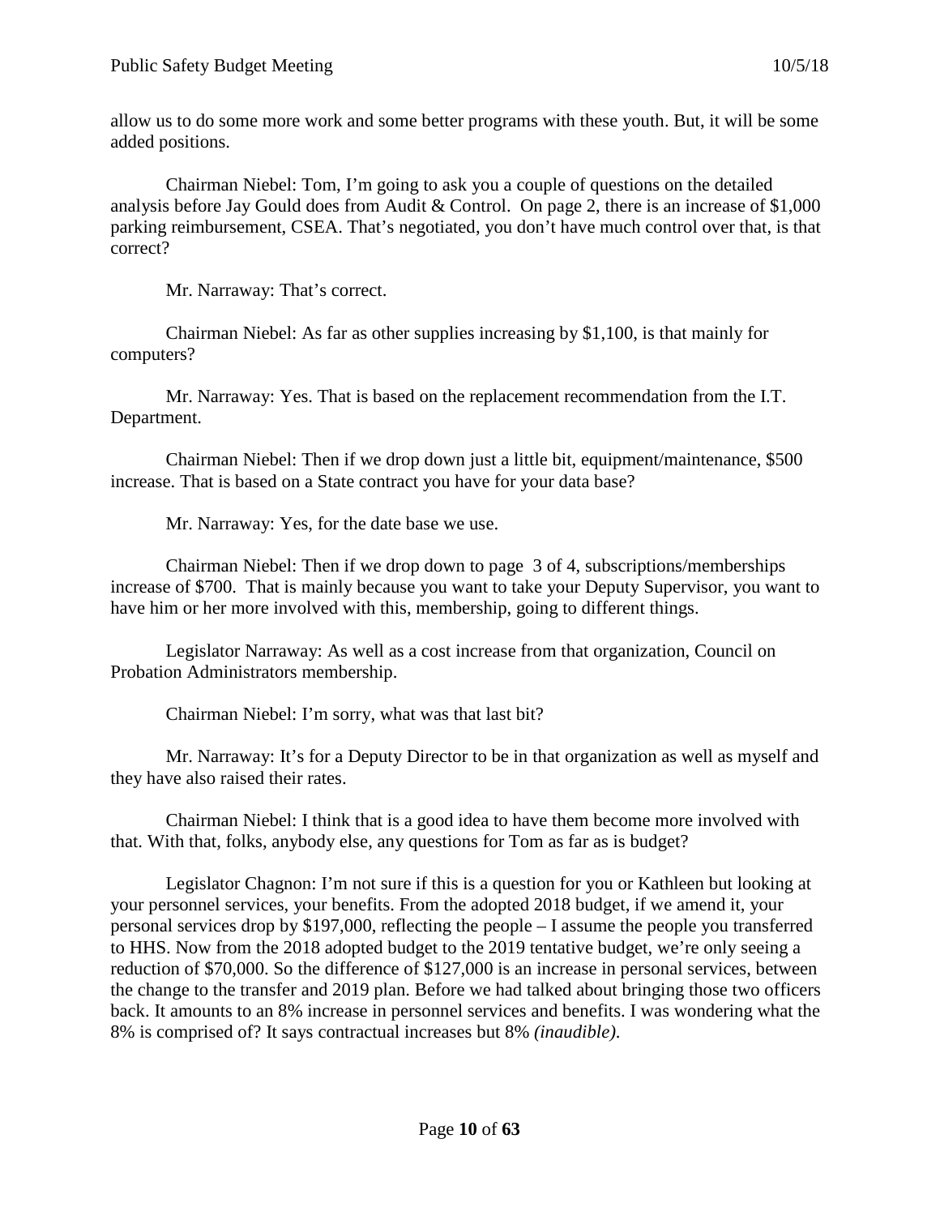allow us to do some more work and some better programs with these youth. But, it will be some added positions.

Chairman Niebel: Tom, I'm going to ask you a couple of questions on the detailed analysis before Jay Gould does from Audit & Control. On page 2, there is an increase of $1,000 parking reimbursement, CSEA. That's negotiated, you don't have much control over that, is that correct?

Mr. Narraway: That's correct.

Chairman Niebel: As far as other supplies increasing by $1,100, is that mainly for computers?

Mr. Narraway: Yes. That is based on the replacement recommendation from the I.T. Department.

Chairman Niebel: Then if we drop down just a little bit, equipment/maintenance, $500 increase. That is based on a State contract you have for your data base?

Mr. Narraway: Yes, for the date base we use.

Chairman Niebel: Then if we drop down to page 3 of 4, subscriptions/memberships increase of $700. That is mainly because you want to take your Deputy Supervisor, you want to have him or her more involved with this, membership, going to different things.

Legislator Narraway: As well as a cost increase from that organization, Council on Probation Administrators membership.

Chairman Niebel: I'm sorry, what was that last bit?

Mr. Narraway: It's for a Deputy Director to be in that organization as well as myself and they have also raised their rates.

Chairman Niebel: I think that is a good idea to have them become more involved with that. With that, folks, anybody else, any questions for Tom as far as is budget?

Legislator Chagnon: I'm not sure if this is a question for you or Kathleen but looking at your personnel services, your benefits. From the adopted 2018 budget, if we amend it, your personal services drop by $197,000, reflecting the people – I assume the people you transferred to HHS. Now from the 2018 adopted budget to the 2019 tentative budget, we're only seeing a reduction of $70,000. So the difference of $127,000 is an increase in personal services, between the change to the transfer and 2019 plan. Before we had talked about bringing those two officers back. It amounts to an 8% increase in personnel services and benefits. I was wondering what the 8% is comprised of? It says contractual increases but 8% *(inaudible)*.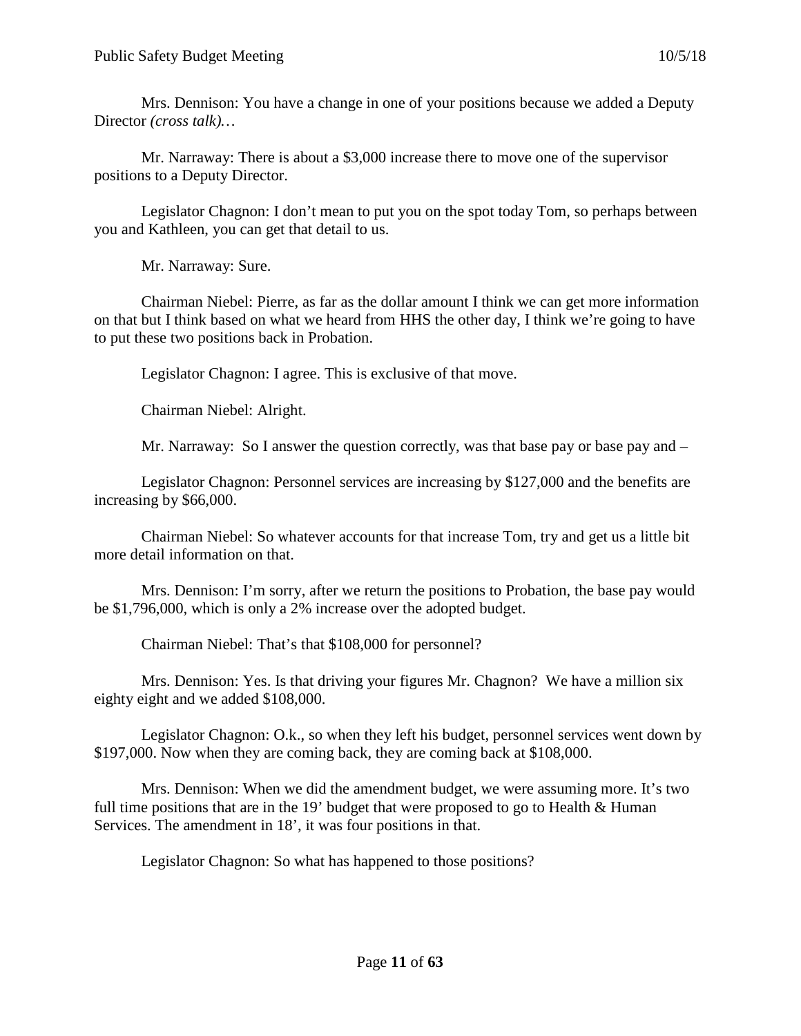Mrs. Dennison: You have a change in one of your positions because we added a Deputy Director *(cross talk)…*

Mr. Narraway: There is about a $3,000 increase there to move one of the supervisor positions to a Deputy Director.

Legislator Chagnon: I don't mean to put you on the spot today Tom, so perhaps between you and Kathleen, you can get that detail to us.

Mr. Narraway: Sure.

Chairman Niebel: Pierre, as far as the dollar amount I think we can get more information on that but I think based on what we heard from HHS the other day, I think we're going to have to put these two positions back in Probation.

Legislator Chagnon: I agree. This is exclusive of that move.

Chairman Niebel: Alright.

Mr. Narraway: So I answer the question correctly, was that base pay or base pay and –

Legislator Chagnon: Personnel services are increasing by $127,000 and the benefits are increasing by $66,000.

Chairman Niebel: So whatever accounts for that increase Tom, try and get us a little bit more detail information on that.

Mrs. Dennison: I'm sorry, after we return the positions to Probation, the base pay would be $1,796,000, which is only a 2% increase over the adopted budget.

Chairman Niebel: That's that $108,000 for personnel?

Mrs. Dennison: Yes. Is that driving your figures Mr. Chagnon? We have a million six eighty eight and we added $108,000.

Legislator Chagnon: O.k., so when they left his budget, personnel services went down by $197,000. Now when they are coming back, they are coming back at $108,000.

Mrs. Dennison: When we did the amendment budget, we were assuming more. It's two full time positions that are in the 19' budget that were proposed to go to Health & Human Services. The amendment in 18', it was four positions in that.

Legislator Chagnon: So what has happened to those positions?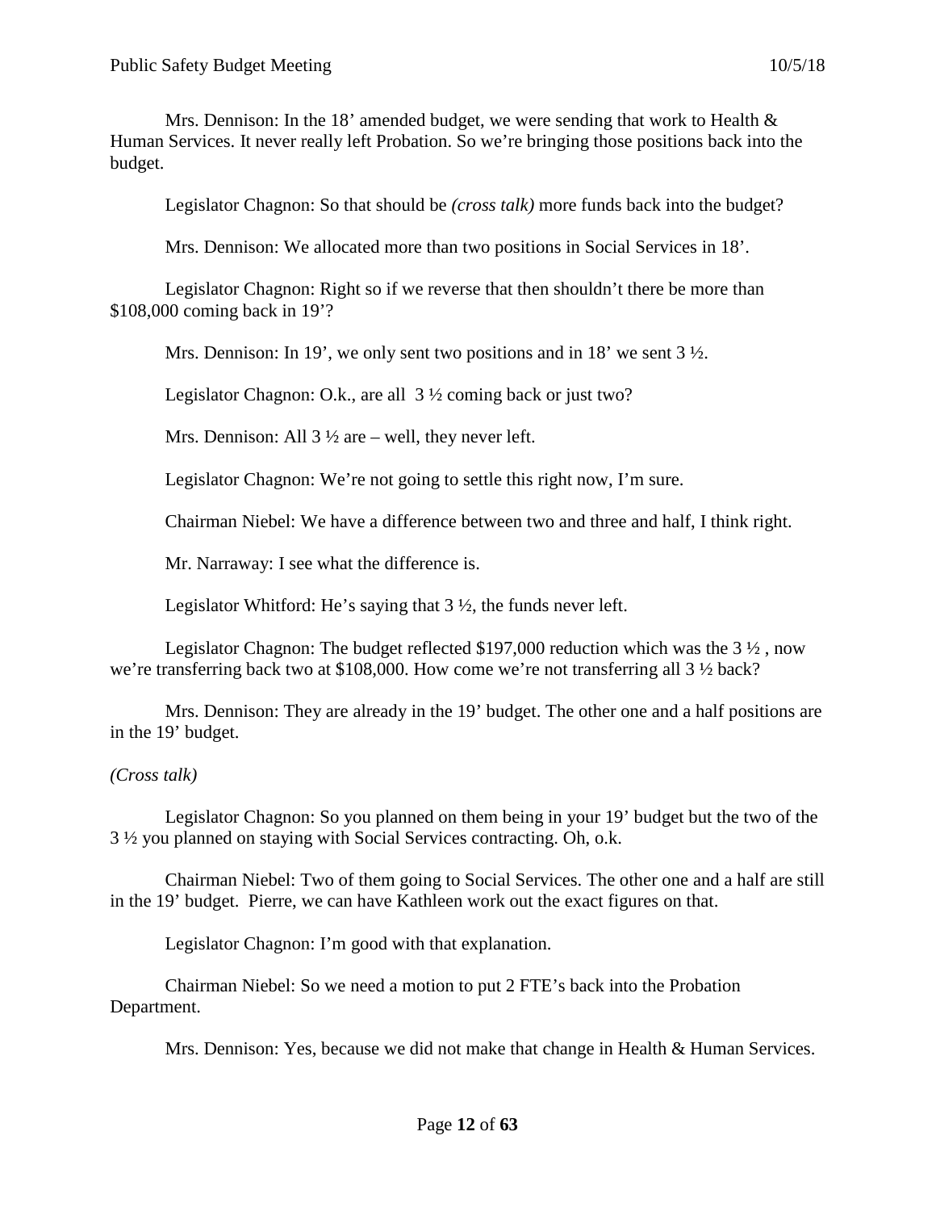Mrs. Dennison: In the 18' amended budget, we were sending that work to Health & Human Services. It never really left Probation. So we're bringing those positions back into the budget.

Legislator Chagnon: So that should be *(cross talk)* more funds back into the budget?

Mrs. Dennison: We allocated more than two positions in Social Services in 18'.

Legislator Chagnon: Right so if we reverse that then shouldn't there be more than $108,000 coming back in 19'?

Mrs. Dennison: In 19', we only sent two positions and in 18' we sent 3 ½.

Legislator Chagnon: O.k., are all 3 ½ coming back or just two?

Mrs. Dennison: All 3 ½ are – well, they never left.

Legislator Chagnon: We're not going to settle this right now, I'm sure.

Chairman Niebel: We have a difference between two and three and half, I think right.

Mr. Narraway: I see what the difference is.

Legislator Whitford: He's saying that 3 ½, the funds never left.

Legislator Chagnon: The budget reflected $197,000 reduction which was the 3 ½ , now we're transferring back two at $108,000. How come we're not transferring all 3 ½ back?

Mrs. Dennison: They are already in the 19' budget. The other one and a half positions are in the 19' budget.

*(Cross talk)*

Legislator Chagnon: So you planned on them being in your 19' budget but the two of the 3 ½ you planned on staying with Social Services contracting. Oh, o.k.

Chairman Niebel: Two of them going to Social Services. The other one and a half are still in the 19' budget. Pierre, we can have Kathleen work out the exact figures on that.

Legislator Chagnon: I'm good with that explanation.

Chairman Niebel: So we need a motion to put 2 FTE's back into the Probation Department.

Mrs. Dennison: Yes, because we did not make that change in Health & Human Services.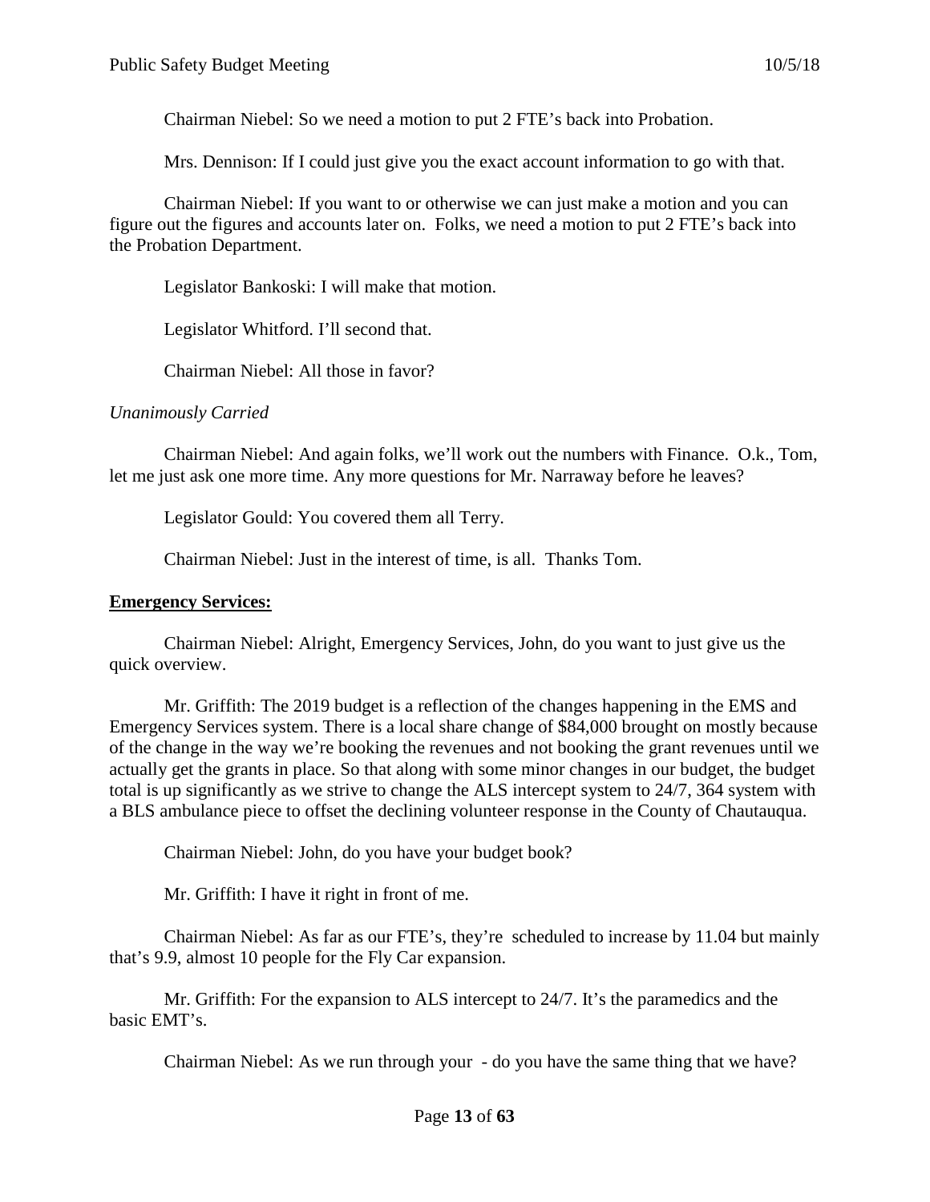Chairman Niebel: So we need a motion to put 2 FTE's back into Probation.

Mrs. Dennison: If I could just give you the exact account information to go with that.

Chairman Niebel: If you want to or otherwise we can just make a motion and you can figure out the figures and accounts later on. Folks, we need a motion to put 2 FTE's back into the Probation Department.

Legislator Bankoski: I will make that motion.

Legislator Whitford. I'll second that.

Chairman Niebel: All those in favor?

*Unanimously Carried*

Chairman Niebel: And again folks, we'll work out the numbers with Finance. O.k., Tom, let me just ask one more time. Any more questions for Mr. Narraway before he leaves?

Legislator Gould: You covered them all Terry.

Chairman Niebel: Just in the interest of time, is all. Thanks Tom.

**Emergency Services:**

Chairman Niebel: Alright, Emergency Services, John, do you want to just give us the quick overview.

Mr. Griffith: The 2019 budget is a reflection of the changes happening in the EMS and Emergency Services system. There is a local share change of $84,000 brought on mostly because of the change in the way we're booking the revenues and not booking the grant revenues until we actually get the grants in place. So that along with some minor changes in our budget, the budget total is up significantly as we strive to change the ALS intercept system to 24/7, 364 system with a BLS ambulance piece to offset the declining volunteer response in the County of Chautauqua.

Chairman Niebel: John, do you have your budget book?

Mr. Griffith: I have it right in front of me.

Chairman Niebel: As far as our FTE's, they're scheduled to increase by 11.04 but mainly that's 9.9, almost 10 people for the Fly Car expansion.

Mr. Griffith: For the expansion to ALS intercept to 24/7. It's the paramedics and the basic EMT's.

Chairman Niebel: As we run through your - do you have the same thing that we have?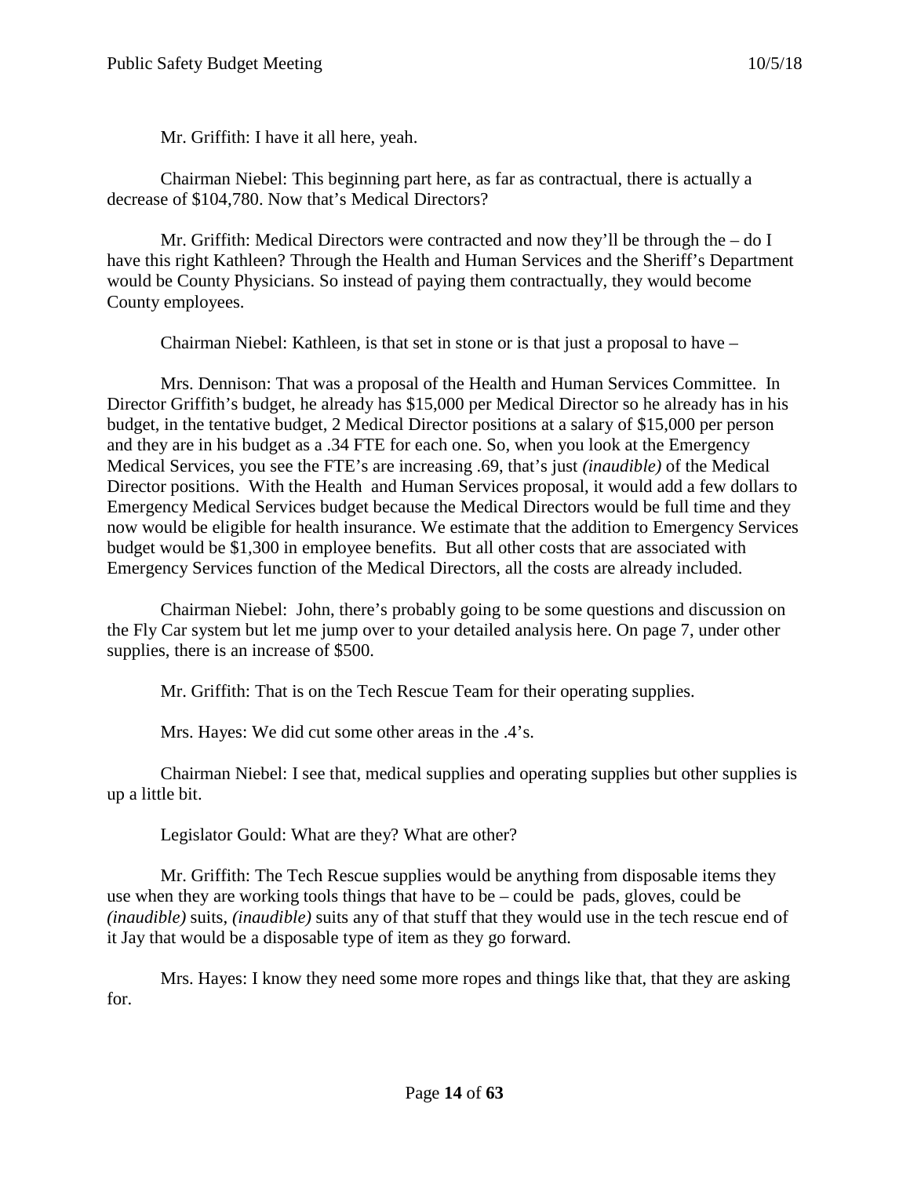Mr. Griffith: I have it all here, yeah.

Chairman Niebel: This beginning part here, as far as contractual, there is actually a decrease of $104,780. Now that's Medical Directors?

Mr. Griffith: Medical Directors were contracted and now they'll be through the – do I have this right Kathleen? Through the Health and Human Services and the Sheriff's Department would be County Physicians. So instead of paying them contractually, they would become County employees.

Chairman Niebel: Kathleen, is that set in stone or is that just a proposal to have –

Mrs. Dennison: That was a proposal of the Health and Human Services Committee. In Director Griffith's budget, he already has $15,000 per Medical Director so he already has in his budget, in the tentative budget, 2 Medical Director positions at a salary of $15,000 per person and they are in his budget as a .34 FTE for each one. So, when you look at the Emergency Medical Services, you see the FTE's are increasing .69, that's just *(inaudible)* of the Medical Director positions. With the Health and Human Services proposal, it would add a few dollars to Emergency Medical Services budget because the Medical Directors would be full time and they now would be eligible for health insurance. We estimate that the addition to Emergency Services budget would be $1,300 in employee benefits. But all other costs that are associated with Emergency Services function of the Medical Directors, all the costs are already included.

Chairman Niebel: John, there's probably going to be some questions and discussion on the Fly Car system but let me jump over to your detailed analysis here. On page 7, under other supplies, there is an increase of $500.

Mr. Griffith: That is on the Tech Rescue Team for their operating supplies.

Mrs. Hayes: We did cut some other areas in the .4's.

Chairman Niebel: I see that, medical supplies and operating supplies but other supplies is up a little bit.

Legislator Gould: What are they? What are other?

Mr. Griffith: The Tech Rescue supplies would be anything from disposable items they use when they are working tools things that have to be – could be pads, gloves, could be *(inaudible)* suits, *(inaudible)* suits any of that stuff that they would use in the tech rescue end of it Jay that would be a disposable type of item as they go forward.

Mrs. Hayes: I know they need some more ropes and things like that, that they are asking for.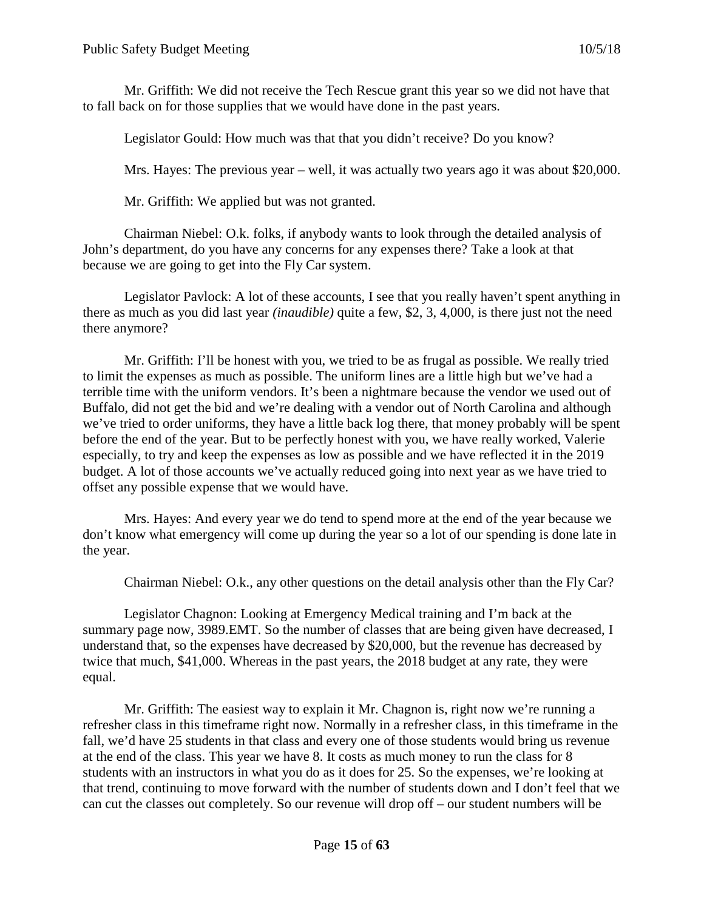Mr. Griffith: We did not receive the Tech Rescue grant this year so we did not have that to fall back on for those supplies that we would have done in the past years.

Legislator Gould: How much was that that you didn't receive? Do you know?

Mrs. Hayes: The previous year – well, it was actually two years ago it was about $20,000.

Mr. Griffith: We applied but was not granted.

Chairman Niebel: O.k. folks, if anybody wants to look through the detailed analysis of John's department, do you have any concerns for any expenses there? Take a look at that because we are going to get into the Fly Car system.

Legislator Pavlock: A lot of these accounts, I see that you really haven't spent anything in there as much as you did last year *(inaudible)* quite a few, $2, 3, 4,000, is there just not the need there anymore?

Mr. Griffith: I'll be honest with you, we tried to be as frugal as possible. We really tried to limit the expenses as much as possible. The uniform lines are a little high but we've had a terrible time with the uniform vendors. It's been a nightmare because the vendor we used out of Buffalo, did not get the bid and we're dealing with a vendor out of North Carolina and although we've tried to order uniforms, they have a little back log there, that money probably will be spent before the end of the year. But to be perfectly honest with you, we have really worked, Valerie especially, to try and keep the expenses as low as possible and we have reflected it in the 2019 budget. A lot of those accounts we've actually reduced going into next year as we have tried to offset any possible expense that we would have.

Mrs. Hayes: And every year we do tend to spend more at the end of the year because we don't know what emergency will come up during the year so a lot of our spending is done late in the year.

Chairman Niebel: O.k., any other questions on the detail analysis other than the Fly Car?

Legislator Chagnon: Looking at Emergency Medical training and I'm back at the summary page now, 3989.EMT. So the number of classes that are being given have decreased, I understand that, so the expenses have decreased by $20,000, but the revenue has decreased by twice that much, $41,000. Whereas in the past years, the 2018 budget at any rate, they were equal.

Mr. Griffith: The easiest way to explain it Mr. Chagnon is, right now we're running a refresher class in this timeframe right now. Normally in a refresher class, in this timeframe in the fall, we'd have 25 students in that class and every one of those students would bring us revenue at the end of the class. This year we have 8. It costs as much money to run the class for 8 students with an instructors in what you do as it does for 25. So the expenses, we're looking at that trend, continuing to move forward with the number of students down and I don't feel that we can cut the classes out completely. So our revenue will drop off – our student numbers will be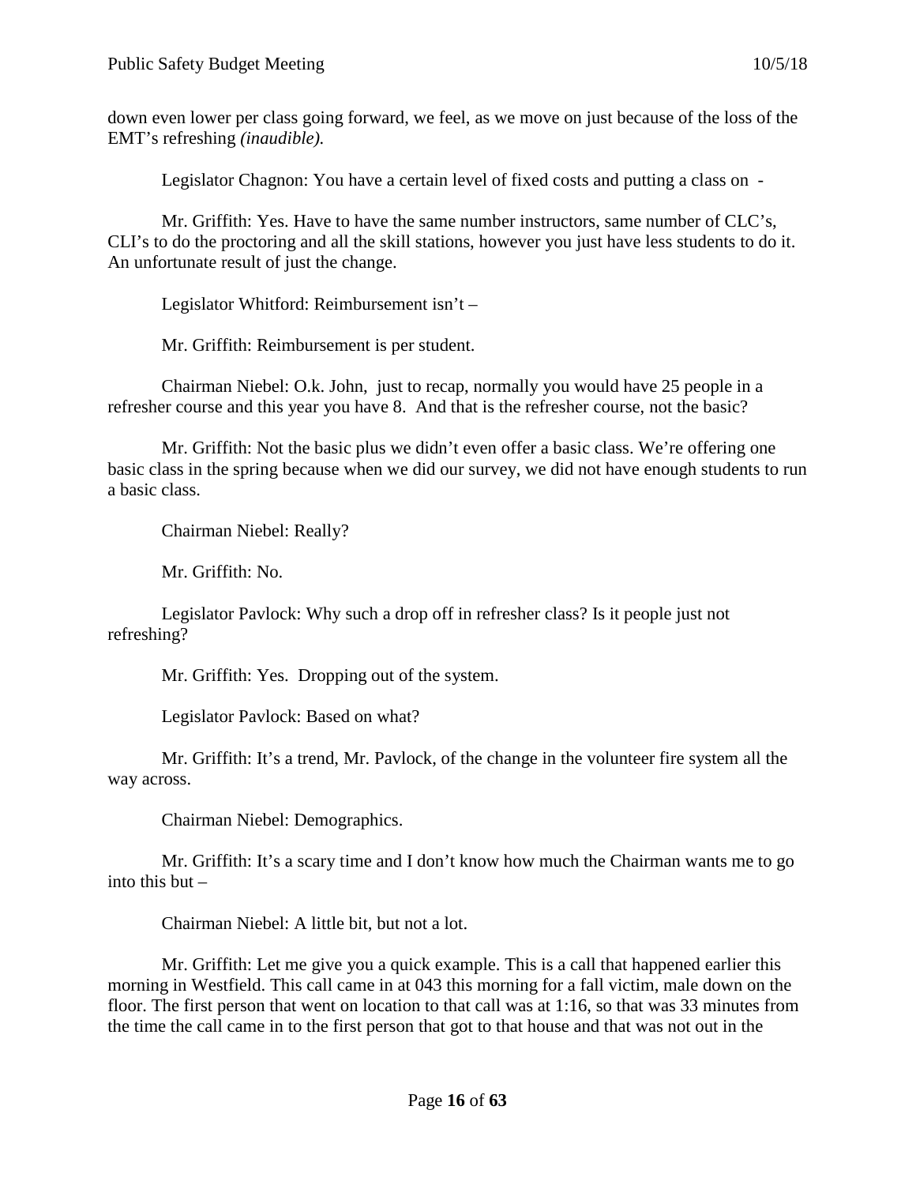down even lower per class going forward, we feel, as we move on just because of the loss of the EMT's refreshing *(inaudible).*

Legislator Chagnon: You have a certain level of fixed costs and putting a class on -

Mr. Griffith: Yes. Have to have the same number instructors, same number of CLC's, CLI's to do the proctoring and all the skill stations, however you just have less students to do it. An unfortunate result of just the change.

Legislator Whitford: Reimbursement isn't –

Mr. Griffith: Reimbursement is per student.

Chairman Niebel: O.k. John, just to recap, normally you would have 25 people in a refresher course and this year you have 8. And that is the refresher course, not the basic?

Mr. Griffith: Not the basic plus we didn't even offer a basic class. We're offering one basic class in the spring because when we did our survey, we did not have enough students to run a basic class.

Chairman Niebel: Really?

Mr. Griffith: No.

Legislator Pavlock: Why such a drop off in refresher class? Is it people just not refreshing?

Mr. Griffith: Yes. Dropping out of the system.

Legislator Pavlock: Based on what?

Mr. Griffith: It's a trend, Mr. Pavlock, of the change in the volunteer fire system all the way across.

Chairman Niebel: Demographics.

Mr. Griffith: It's a scary time and I don't know how much the Chairman wants me to go into this but –

Chairman Niebel: A little bit, but not a lot.

Mr. Griffith: Let me give you a quick example. This is a call that happened earlier this morning in Westfield. This call came in at 043 this morning for a fall victim, male down on the floor. The first person that went on location to that call was at 1:16, so that was 33 minutes from the time the call came in to the first person that got to that house and that was not out in the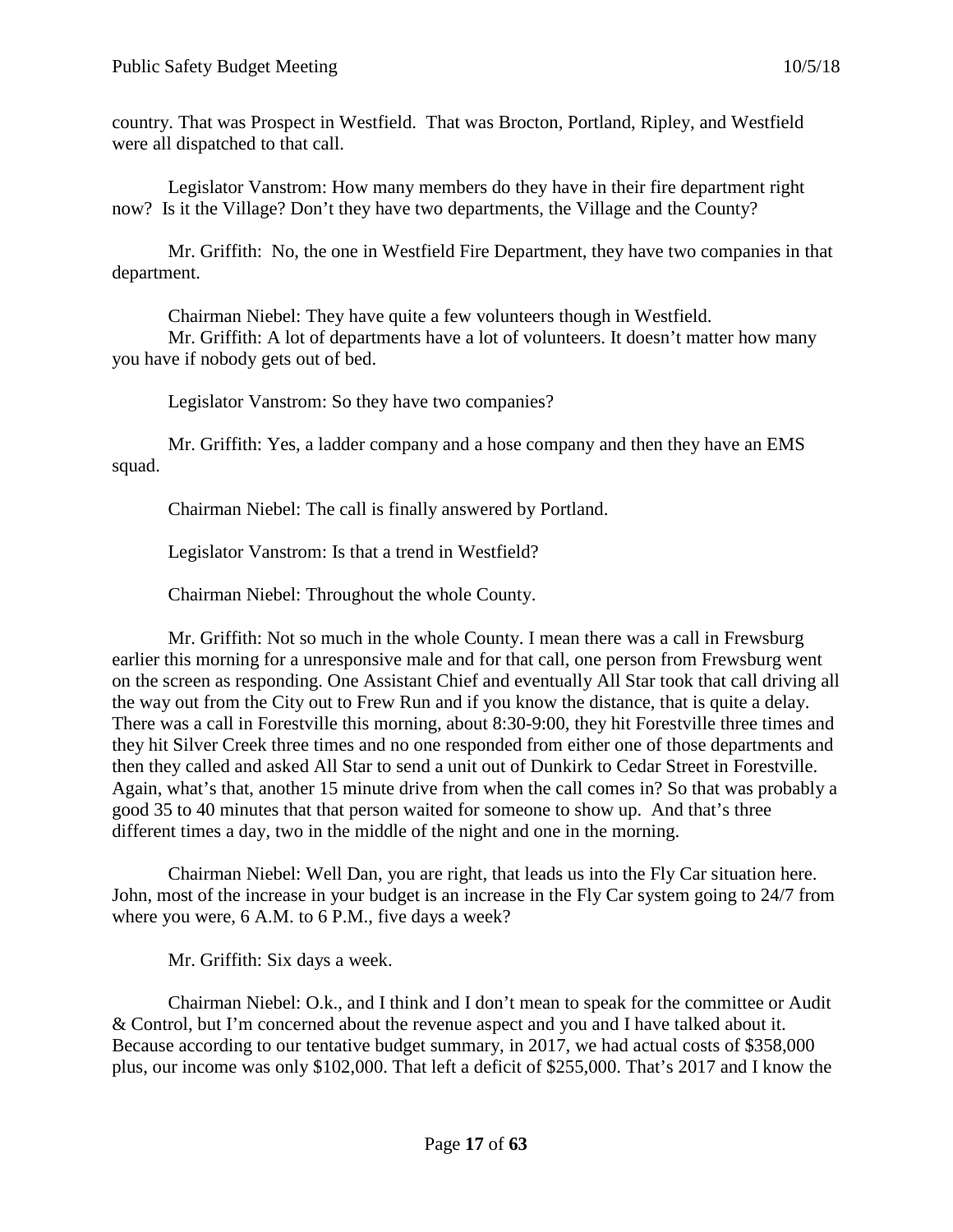country. That was Prospect in Westfield. That was Brocton, Portland, Ripley, and Westfield were all dispatched to that call.

Legislator Vanstrom: How many members do they have in their fire department right now? Is it the Village? Don't they have two departments, the Village and the County?

Mr. Griffith: No, the one in Westfield Fire Department, they have two companies in that department.

Chairman Niebel: They have quite a few volunteers though in Westfield.

Mr. Griffith: A lot of departments have a lot of volunteers. It doesn't matter how many you have if nobody gets out of bed.

Legislator Vanstrom: So they have two companies?

Mr. Griffith: Yes, a ladder company and a hose company and then they have an EMS squad.

Chairman Niebel: The call is finally answered by Portland.

Legislator Vanstrom: Is that a trend in Westfield?

Chairman Niebel: Throughout the whole County.

Mr. Griffith: Not so much in the whole County. I mean there was a call in Frewsburg earlier this morning for a unresponsive male and for that call, one person from Frewsburg went on the screen as responding. One Assistant Chief and eventually All Star took that call driving all the way out from the City out to Frew Run and if you know the distance, that is quite a delay. There was a call in Forestville this morning, about 8:30-9:00, they hit Forestville three times and they hit Silver Creek three times and no one responded from either one of those departments and then they called and asked All Star to send a unit out of Dunkirk to Cedar Street in Forestville. Again, what's that, another 15 minute drive from when the call comes in? So that was probably a good 35 to 40 minutes that that person waited for someone to show up. And that's three different times a day, two in the middle of the night and one in the morning.

Chairman Niebel: Well Dan, you are right, that leads us into the Fly Car situation here. John, most of the increase in your budget is an increase in the Fly Car system going to 24/7 from where you were, 6 A.M. to 6 P.M., five days a week?

Mr. Griffith: Six days a week.

Chairman Niebel: O.k., and I think and I don't mean to speak for the committee or Audit & Control, but I'm concerned about the revenue aspect and you and I have talked about it. Because according to our tentative budget summary, in 2017, we had actual costs of $358,000 plus, our income was only $102,000. That left a deficit of $255,000. That's 2017 and I know the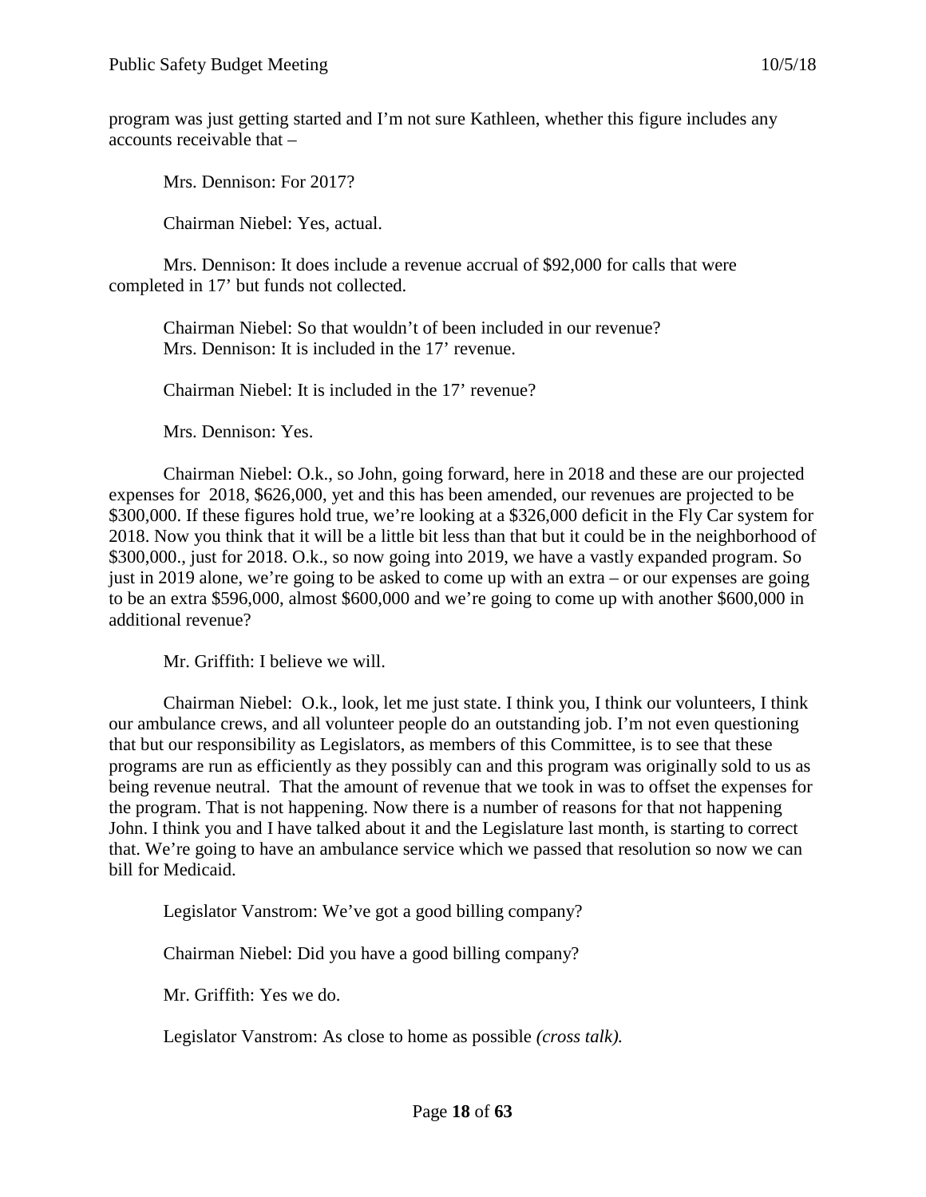program was just getting started and I'm not sure Kathleen, whether this figure includes any accounts receivable that –

Mrs. Dennison: For 2017?

Chairman Niebel: Yes, actual.

Mrs. Dennison: It does include a revenue accrual of $92,000 for calls that were completed in 17' but funds not collected.

Chairman Niebel: So that wouldn't of been included in our revenue?
Mrs. Dennison: It is included in the 17' revenue.

Chairman Niebel: It is included in the 17' revenue?

Mrs. Dennison: Yes.

Chairman Niebel: O.k., so John, going forward, here in 2018 and these are our projected expenses for 2018, $626,000, yet and this has been amended, our revenues are projected to be $300,000. If these figures hold true, we're looking at a $326,000 deficit in the Fly Car system for 2018. Now you think that it will be a little bit less than that but it could be in the neighborhood of $300,000., just for 2018. O.k., so now going into 2019, we have a vastly expanded program. So just in 2019 alone, we're going to be asked to come up with an extra – or our expenses are going to be an extra $596,000, almost $600,000 and we're going to come up with another $600,000 in additional revenue?

Mr. Griffith: I believe we will.

Chairman Niebel: O.k., look, let me just state. I think you, I think our volunteers, I think our ambulance crews, and all volunteer people do an outstanding job. I'm not even questioning that but our responsibility as Legislators, as members of this Committee, is to see that these programs are run as efficiently as they possibly can and this program was originally sold to us as being revenue neutral. That the amount of revenue that we took in was to offset the expenses for the program. That is not happening. Now there is a number of reasons for that not happening John. I think you and I have talked about it and the Legislature last month, is starting to correct that. We're going to have an ambulance service which we passed that resolution so now we can bill for Medicaid.

Legislator Vanstrom: We've got a good billing company?

Chairman Niebel: Did you have a good billing company?

Mr. Griffith: Yes we do.

Legislator Vanstrom: As close to home as possible *(cross talk).*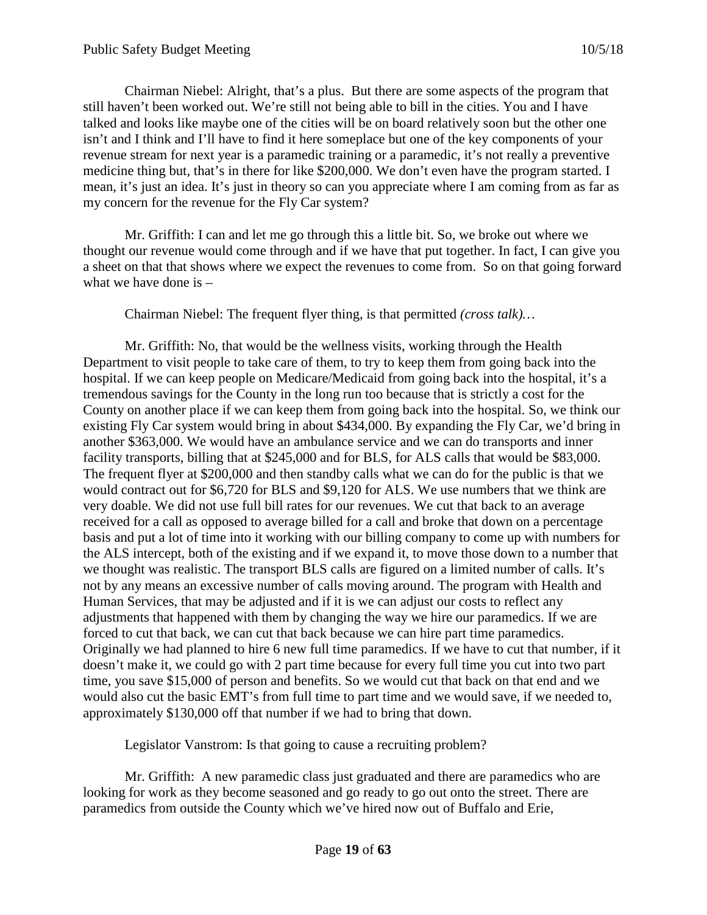Chairman Niebel: Alright, that's a plus. But there are some aspects of the program that still haven't been worked out. We're still not being able to bill in the cities. You and I have talked and looks like maybe one of the cities will be on board relatively soon but the other one isn't and I think and I'll have to find it here someplace but one of the key components of your revenue stream for next year is a paramedic training or a paramedic, it's not really a preventive medicine thing but, that's in there for like $200,000. We don't even have the program started. I mean, it's just an idea. It's just in theory so can you appreciate where I am coming from as far as my concern for the revenue for the Fly Car system?

Mr. Griffith: I can and let me go through this a little bit. So, we broke out where we thought our revenue would come through and if we have that put together. In fact, I can give you a sheet on that that shows where we expect the revenues to come from. So on that going forward what we have done is –

Chairman Niebel: The frequent flyer thing, is that permitted *(cross talk)…*

Mr. Griffith: No, that would be the wellness visits, working through the Health Department to visit people to take care of them, to try to keep them from going back into the hospital. If we can keep people on Medicare/Medicaid from going back into the hospital, it's a tremendous savings for the County in the long run too because that is strictly a cost for the County on another place if we can keep them from going back into the hospital. So, we think our existing Fly Car system would bring in about $434,000. By expanding the Fly Car, we'd bring in another $363,000. We would have an ambulance service and we can do transports and inner facility transports, billing that at $245,000 and for BLS, for ALS calls that would be $83,000. The frequent flyer at $200,000 and then standby calls what we can do for the public is that we would contract out for $6,720 for BLS and $9,120 for ALS. We use numbers that we think are very doable. We did not use full bill rates for our revenues. We cut that back to an average received for a call as opposed to average billed for a call and broke that down on a percentage basis and put a lot of time into it working with our billing company to come up with numbers for the ALS intercept, both of the existing and if we expand it, to move those down to a number that we thought was realistic. The transport BLS calls are figured on a limited number of calls. It's not by any means an excessive number of calls moving around. The program with Health and Human Services, that may be adjusted and if it is we can adjust our costs to reflect any adjustments that happened with them by changing the way we hire our paramedics. If we are forced to cut that back, we can cut that back because we can hire part time paramedics. Originally we had planned to hire 6 new full time paramedics. If we have to cut that number, if it doesn't make it, we could go with 2 part time because for every full time you cut into two part time, you save $15,000 of person and benefits. So we would cut that back on that end and we would also cut the basic EMT's from full time to part time and we would save, if we needed to, approximately $130,000 off that number if we had to bring that down.

Legislator Vanstrom: Is that going to cause a recruiting problem?

Mr. Griffith: A new paramedic class just graduated and there are paramedics who are looking for work as they become seasoned and go ready to go out onto the street. There are paramedics from outside the County which we've hired now out of Buffalo and Erie,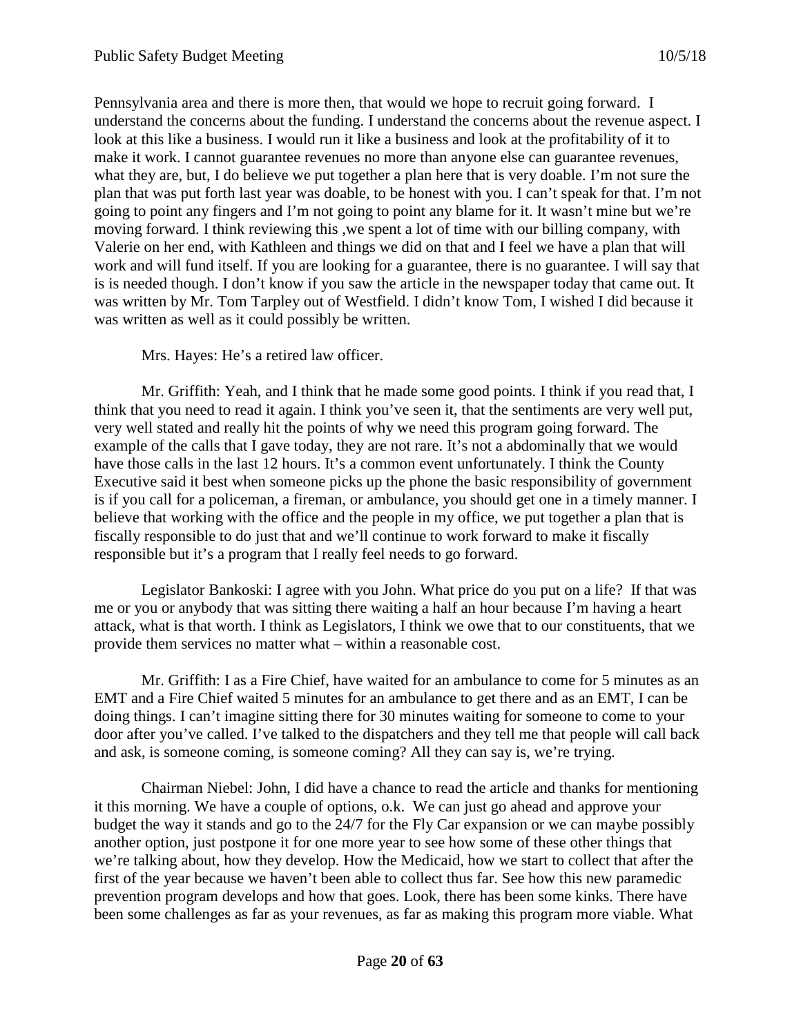Pennsylvania area and there is more then, that would we hope to recruit going forward. I understand the concerns about the funding. I understand the concerns about the revenue aspect. I look at this like a business. I would run it like a business and look at the profitability of it to make it work. I cannot guarantee revenues no more than anyone else can guarantee revenues, what they are, but, I do believe we put together a plan here that is very doable. I'm not sure the plan that was put forth last year was doable, to be honest with you. I can't speak for that. I'm not going to point any fingers and I'm not going to point any blame for it. It wasn't mine but we're moving forward. I think reviewing this ,we spent a lot of time with our billing company, with Valerie on her end, with Kathleen and things we did on that and I feel we have a plan that will work and will fund itself. If you are looking for a guarantee, there is no guarantee. I will say that is is needed though. I don't know if you saw the article in the newspaper today that came out. It was written by Mr. Tom Tarpley out of Westfield. I didn't know Tom, I wished I did because it was written as well as it could possibly be written.

Mrs. Hayes: He's a retired law officer.

Mr. Griffith: Yeah, and I think that he made some good points. I think if you read that, I think that you need to read it again. I think you've seen it, that the sentiments are very well put, very well stated and really hit the points of why we need this program going forward. The example of the calls that I gave today, they are not rare. It's not a abdominally that we would have those calls in the last 12 hours. It's a common event unfortunately. I think the County Executive said it best when someone picks up the phone the basic responsibility of government is if you call for a policeman, a fireman, or ambulance, you should get one in a timely manner. I believe that working with the office and the people in my office, we put together a plan that is fiscally responsible to do just that and we'll continue to work forward to make it fiscally responsible but it's a program that I really feel needs to go forward.

Legislator Bankoski: I agree with you John. What price do you put on a life? If that was me or you or anybody that was sitting there waiting a half an hour because I'm having a heart attack, what is that worth. I think as Legislators, I think we owe that to our constituents, that we provide them services no matter what – within a reasonable cost.

Mr. Griffith: I as a Fire Chief, have waited for an ambulance to come for 5 minutes as an EMT and a Fire Chief waited 5 minutes for an ambulance to get there and as an EMT, I can be doing things. I can't imagine sitting there for 30 minutes waiting for someone to come to your door after you've called. I've talked to the dispatchers and they tell me that people will call back and ask, is someone coming, is someone coming? All they can say is, we're trying.

Chairman Niebel: John, I did have a chance to read the article and thanks for mentioning it this morning. We have a couple of options, o.k. We can just go ahead and approve your budget the way it stands and go to the 24/7 for the Fly Car expansion or we can maybe possibly another option, just postpone it for one more year to see how some of these other things that we're talking about, how they develop. How the Medicaid, how we start to collect that after the first of the year because we haven't been able to collect thus far. See how this new paramedic prevention program develops and how that goes. Look, there has been some kinks. There have been some challenges as far as your revenues, as far as making this program more viable. What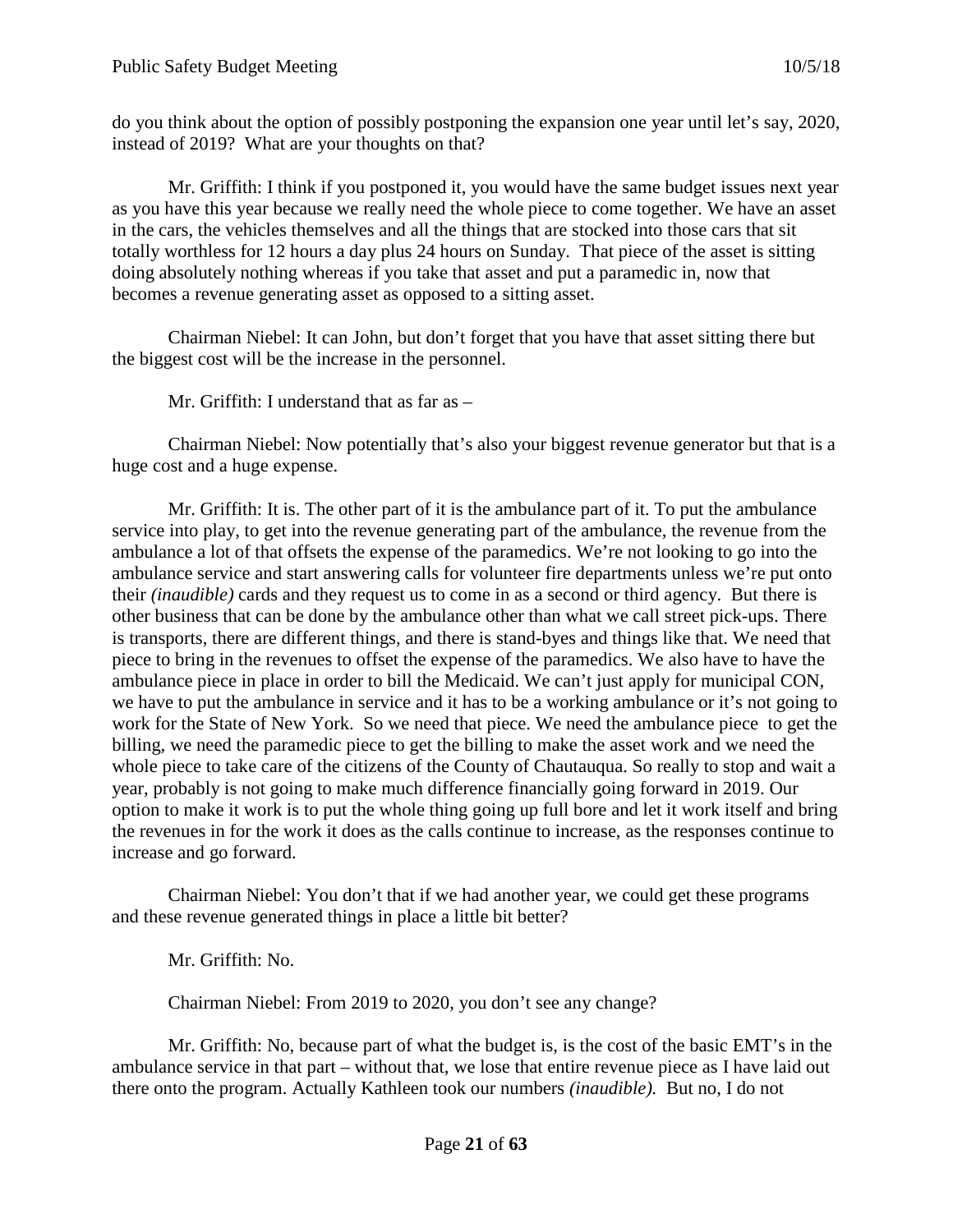do you think about the option of possibly postponing the expansion one year until let's say, 2020, instead of 2019? What are your thoughts on that?

Mr. Griffith: I think if you postponed it, you would have the same budget issues next year as you have this year because we really need the whole piece to come together. We have an asset in the cars, the vehicles themselves and all the things that are stocked into those cars that sit totally worthless for 12 hours a day plus 24 hours on Sunday. That piece of the asset is sitting doing absolutely nothing whereas if you take that asset and put a paramedic in, now that becomes a revenue generating asset as opposed to a sitting asset.

Chairman Niebel: It can John, but don't forget that you have that asset sitting there but the biggest cost will be the increase in the personnel.

Mr. Griffith: I understand that as far as –

Chairman Niebel: Now potentially that's also your biggest revenue generator but that is a huge cost and a huge expense.

Mr. Griffith: It is. The other part of it is the ambulance part of it. To put the ambulance service into play, to get into the revenue generating part of the ambulance, the revenue from the ambulance a lot of that offsets the expense of the paramedics. We're not looking to go into the ambulance service and start answering calls for volunteer fire departments unless we're put onto their *(inaudible)* cards and they request us to come in as a second or third agency. But there is other business that can be done by the ambulance other than what we call street pick-ups. There is transports, there are different things, and there is stand-byes and things like that. We need that piece to bring in the revenues to offset the expense of the paramedics. We also have to have the ambulance piece in place in order to bill the Medicaid. We can't just apply for municipal CON, we have to put the ambulance in service and it has to be a working ambulance or it's not going to work for the State of New York. So we need that piece. We need the ambulance piece to get the billing, we need the paramedic piece to get the billing to make the asset work and we need the whole piece to take care of the citizens of the County of Chautauqua. So really to stop and wait a year, probably is not going to make much difference financially going forward in 2019. Our option to make it work is to put the whole thing going up full bore and let it work itself and bring the revenues in for the work it does as the calls continue to increase, as the responses continue to increase and go forward.

Chairman Niebel: You don't that if we had another year, we could get these programs and these revenue generated things in place a little bit better?

Mr. Griffith: No.

Chairman Niebel: From 2019 to 2020, you don't see any change?

Mr. Griffith: No, because part of what the budget is, is the cost of the basic EMT's in the ambulance service in that part – without that, we lose that entire revenue piece as I have laid out there onto the program. Actually Kathleen took our numbers *(inaudible).* But no, I do not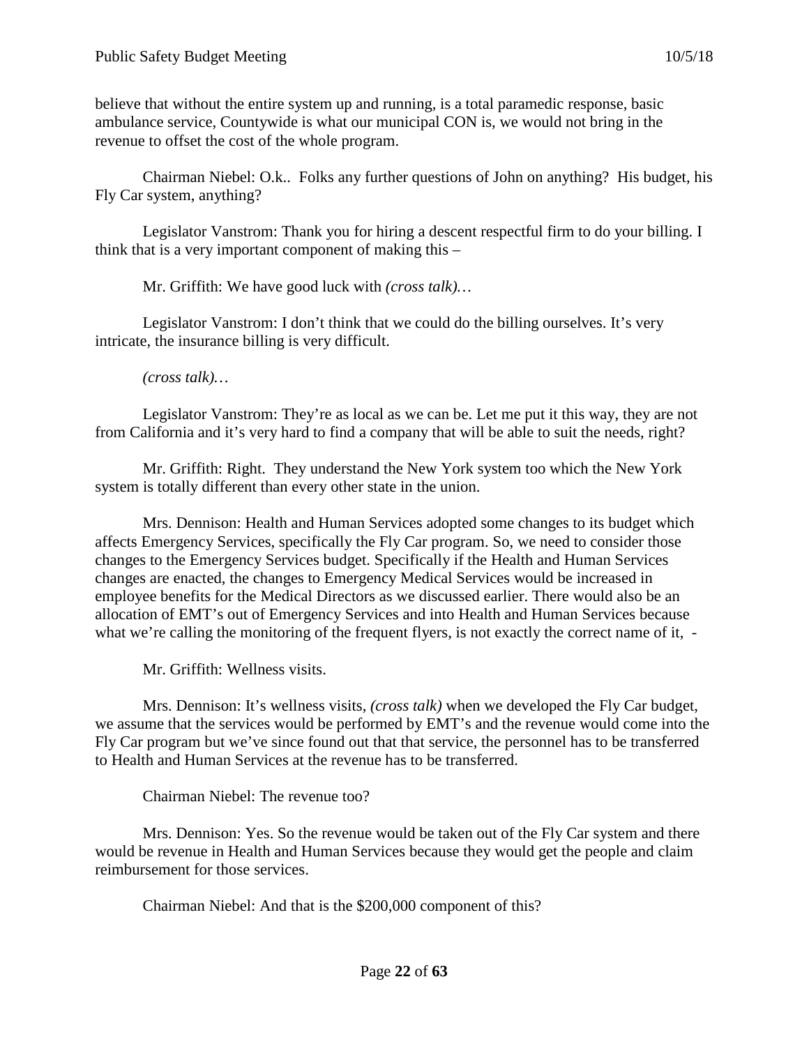believe that without the entire system up and running, is a total paramedic response, basic ambulance service, Countywide is what our municipal CON is, we would not bring in the revenue to offset the cost of the whole program.

Chairman Niebel: O.k.. Folks any further questions of John on anything? His budget, his Fly Car system, anything?

Legislator Vanstrom: Thank you for hiring a descent respectful firm to do your billing. I think that is a very important component of making this –

Mr. Griffith: We have good luck with *(cross talk)…*

Legislator Vanstrom: I don't think that we could do the billing ourselves. It's very intricate, the insurance billing is very difficult.

*(cross talk)…*

Legislator Vanstrom: They're as local as we can be. Let me put it this way, they are not from California and it's very hard to find a company that will be able to suit the needs, right?

Mr. Griffith: Right. They understand the New York system too which the New York system is totally different than every other state in the union.

Mrs. Dennison: Health and Human Services adopted some changes to its budget which affects Emergency Services, specifically the Fly Car program. So, we need to consider those changes to the Emergency Services budget. Specifically if the Health and Human Services changes are enacted, the changes to Emergency Medical Services would be increased in employee benefits for the Medical Directors as we discussed earlier. There would also be an allocation of EMT's out of Emergency Services and into Health and Human Services because what we're calling the monitoring of the frequent flyers, is not exactly the correct name of it, -

Mr. Griffith: Wellness visits.

Mrs. Dennison: It's wellness visits, *(cross talk)* when we developed the Fly Car budget, we assume that the services would be performed by EMT's and the revenue would come into the Fly Car program but we've since found out that that service, the personnel has to be transferred to Health and Human Services at the revenue has to be transferred.

Chairman Niebel: The revenue too?

Mrs. Dennison: Yes. So the revenue would be taken out of the Fly Car system and there would be revenue in Health and Human Services because they would get the people and claim reimbursement for those services.

Chairman Niebel: And that is the $200,000 component of this?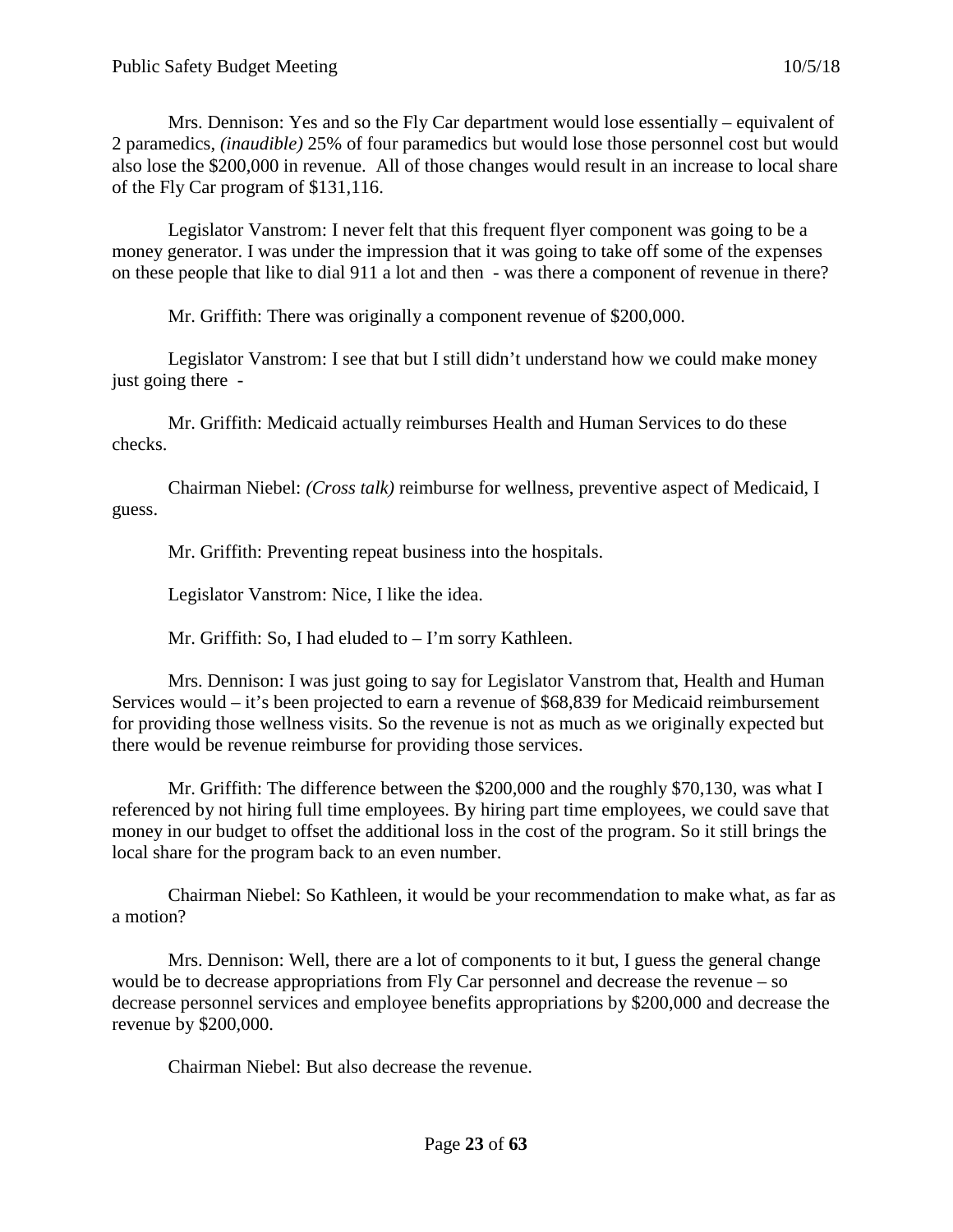Mrs. Dennison: Yes and so the Fly Car department would lose essentially – equivalent of 2 paramedics, *(inaudible)* 25% of four paramedics but would lose those personnel cost but would also lose the $200,000 in revenue. All of those changes would result in an increase to local share of the Fly Car program of $131,116.

Legislator Vanstrom: I never felt that this frequent flyer component was going to be a money generator. I was under the impression that it was going to take off some of the expenses on these people that like to dial 911 a lot and then - was there a component of revenue in there?

Mr. Griffith: There was originally a component revenue of $200,000.

Legislator Vanstrom: I see that but I still didn't understand how we could make money just going there -

Mr. Griffith: Medicaid actually reimburses Health and Human Services to do these checks.

Chairman Niebel: *(Cross talk)* reimburse for wellness, preventive aspect of Medicaid, I guess.

Mr. Griffith: Preventing repeat business into the hospitals.

Legislator Vanstrom: Nice, I like the idea.

Mr. Griffith: So, I had eluded to – I'm sorry Kathleen.

Mrs. Dennison: I was just going to say for Legislator Vanstrom that, Health and Human Services would – it's been projected to earn a revenue of $68,839 for Medicaid reimbursement for providing those wellness visits. So the revenue is not as much as we originally expected but there would be revenue reimburse for providing those services.

Mr. Griffith: The difference between the $200,000 and the roughly $70,130, was what I referenced by not hiring full time employees. By hiring part time employees, we could save that money in our budget to offset the additional loss in the cost of the program. So it still brings the local share for the program back to an even number.

Chairman Niebel: So Kathleen, it would be your recommendation to make what, as far as a motion?

Mrs. Dennison: Well, there are a lot of components to it but, I guess the general change would be to decrease appropriations from Fly Car personnel and decrease the revenue – so decrease personnel services and employee benefits appropriations by $200,000 and decrease the revenue by $200,000.

Chairman Niebel: But also decrease the revenue.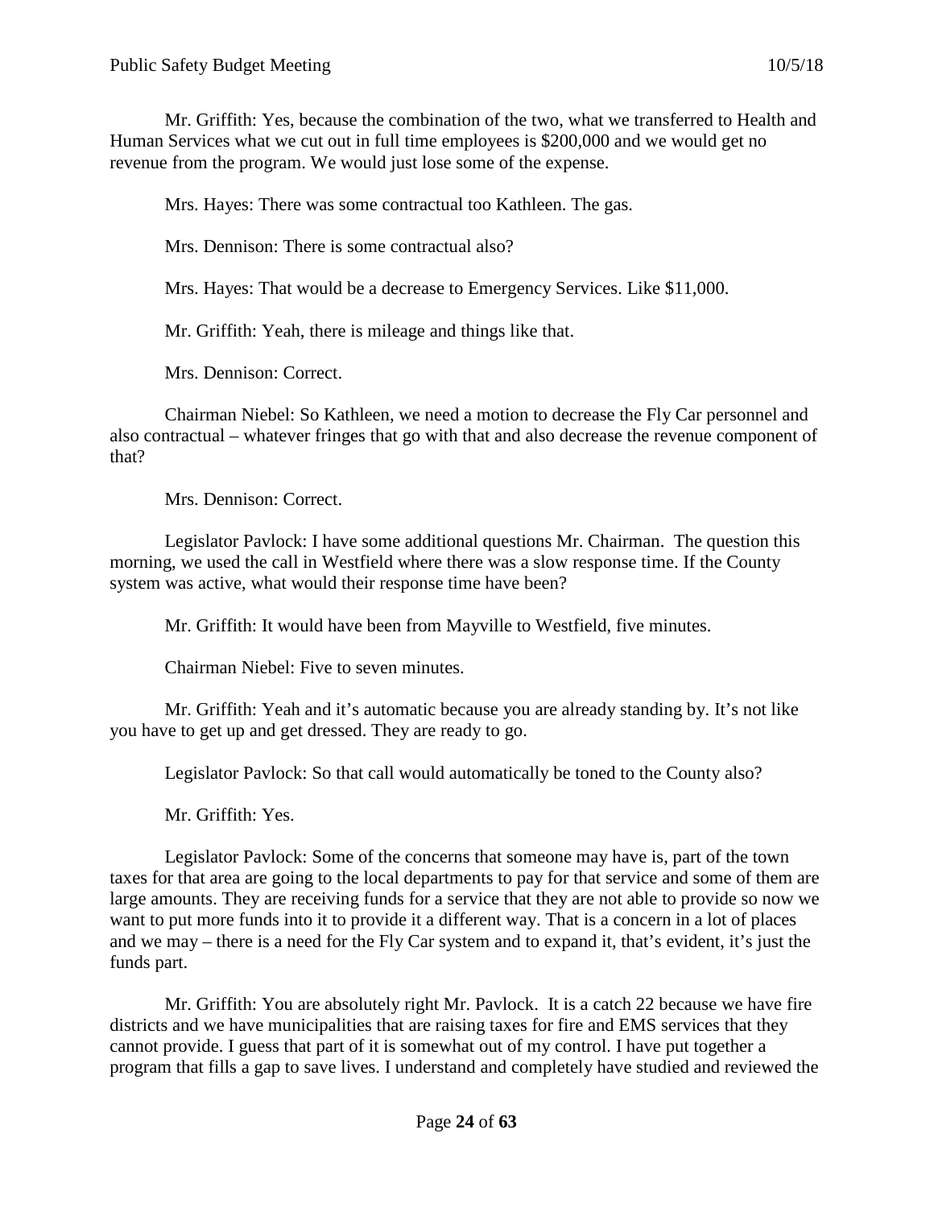Mr. Griffith: Yes, because the combination of the two, what we transferred to Health and Human Services what we cut out in full time employees is $200,000 and we would get no revenue from the program. We would just lose some of the expense.

Mrs. Hayes: There was some contractual too Kathleen. The gas.

Mrs. Dennison: There is some contractual also?

Mrs. Hayes: That would be a decrease to Emergency Services. Like $11,000.

Mr. Griffith: Yeah, there is mileage and things like that.

Mrs. Dennison: Correct.

Chairman Niebel: So Kathleen, we need a motion to decrease the Fly Car personnel and also contractual – whatever fringes that go with that and also decrease the revenue component of that?

Mrs. Dennison: Correct.

Legislator Pavlock: I have some additional questions Mr. Chairman. The question this morning, we used the call in Westfield where there was a slow response time. If the County system was active, what would their response time have been?

Mr. Griffith: It would have been from Mayville to Westfield, five minutes.

Chairman Niebel: Five to seven minutes.

Mr. Griffith: Yeah and it's automatic because you are already standing by. It's not like you have to get up and get dressed. They are ready to go.

Legislator Pavlock: So that call would automatically be toned to the County also?

Mr. Griffith: Yes.

Legislator Pavlock: Some of the concerns that someone may have is, part of the town taxes for that area are going to the local departments to pay for that service and some of them are large amounts. They are receiving funds for a service that they are not able to provide so now we want to put more funds into it to provide it a different way. That is a concern in a lot of places and we may – there is a need for the Fly Car system and to expand it, that's evident, it's just the funds part.

Mr. Griffith: You are absolutely right Mr. Pavlock. It is a catch 22 because we have fire districts and we have municipalities that are raising taxes for fire and EMS services that they cannot provide. I guess that part of it is somewhat out of my control. I have put together a program that fills a gap to save lives. I understand and completely have studied and reviewed the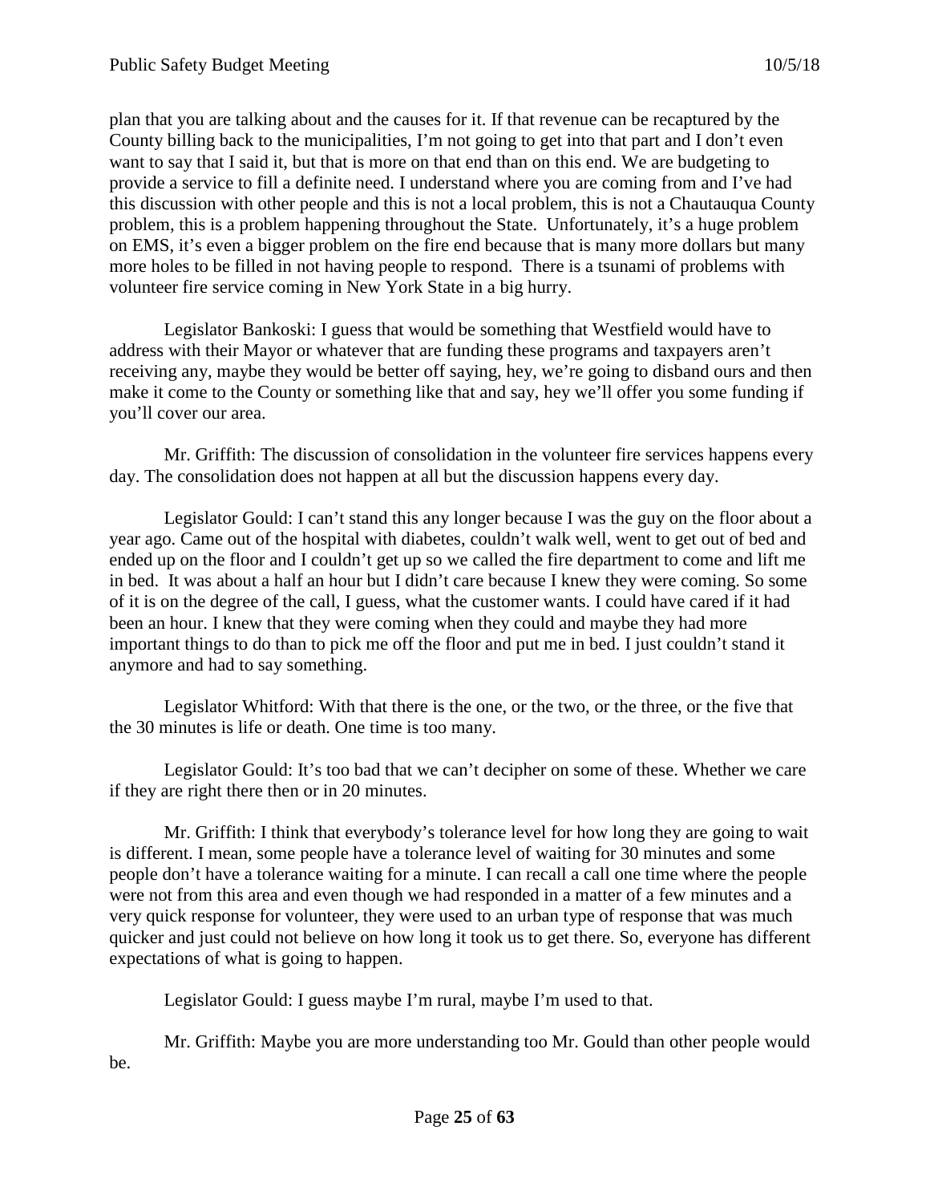plan that you are talking about and the causes for it. If that revenue can be recaptured by the County billing back to the municipalities, I'm not going to get into that part and I don't even want to say that I said it, but that is more on that end than on this end. We are budgeting to provide a service to fill a definite need. I understand where you are coming from and I've had this discussion with other people and this is not a local problem, this is not a Chautauqua County problem, this is a problem happening throughout the State. Unfortunately, it's a huge problem on EMS, it's even a bigger problem on the fire end because that is many more dollars but many more holes to be filled in not having people to respond. There is a tsunami of problems with volunteer fire service coming in New York State in a big hurry.

Legislator Bankoski: I guess that would be something that Westfield would have to address with their Mayor or whatever that are funding these programs and taxpayers aren't receiving any, maybe they would be better off saying, hey, we're going to disband ours and then make it come to the County or something like that and say, hey we'll offer you some funding if you'll cover our area.

Mr. Griffith: The discussion of consolidation in the volunteer fire services happens every day. The consolidation does not happen at all but the discussion happens every day.

Legislator Gould: I can't stand this any longer because I was the guy on the floor about a year ago. Came out of the hospital with diabetes, couldn't walk well, went to get out of bed and ended up on the floor and I couldn't get up so we called the fire department to come and lift me in bed. It was about a half an hour but I didn't care because I knew they were coming. So some of it is on the degree of the call, I guess, what the customer wants. I could have cared if it had been an hour. I knew that they were coming when they could and maybe they had more important things to do than to pick me off the floor and put me in bed. I just couldn't stand it anymore and had to say something.

Legislator Whitford: With that there is the one, or the two, or the three, or the five that the 30 minutes is life or death. One time is too many.

Legislator Gould: It's too bad that we can't decipher on some of these. Whether we care if they are right there then or in 20 minutes.

Mr. Griffith: I think that everybody's tolerance level for how long they are going to wait is different. I mean, some people have a tolerance level of waiting for 30 minutes and some people don't have a tolerance waiting for a minute. I can recall a call one time where the people were not from this area and even though we had responded in a matter of a few minutes and a very quick response for volunteer, they were used to an urban type of response that was much quicker and just could not believe on how long it took us to get there. So, everyone has different expectations of what is going to happen.

Legislator Gould: I guess maybe I'm rural, maybe I'm used to that.

Mr. Griffith: Maybe you are more understanding too Mr. Gould than other people would be.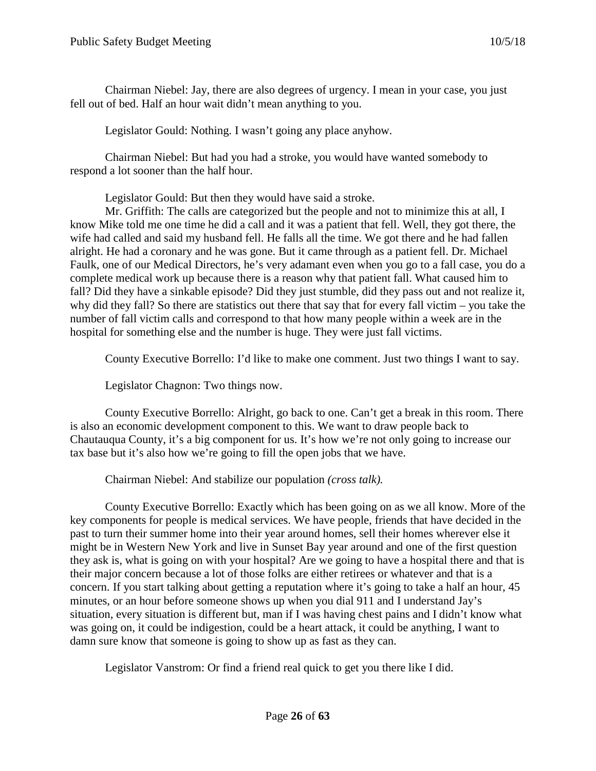Chairman Niebel: Jay, there are also degrees of urgency. I mean in your case, you just fell out of bed. Half an hour wait didn't mean anything to you.

Legislator Gould: Nothing. I wasn't going any place anyhow.

Chairman Niebel: But had you had a stroke, you would have wanted somebody to respond a lot sooner than the half hour.

Legislator Gould: But then they would have said a stroke.

Mr. Griffith: The calls are categorized but the people and not to minimize this at all, I know Mike told me one time he did a call and it was a patient that fell. Well, they got there, the wife had called and said my husband fell. He falls all the time. We got there and he had fallen alright. He had a coronary and he was gone. But it came through as a patient fell. Dr. Michael Faulk, one of our Medical Directors, he's very adamant even when you go to a fall case, you do a complete medical work up because there is a reason why that patient fall. What caused him to fall? Did they have a sinkable episode? Did they just stumble, did they pass out and not realize it, why did they fall? So there are statistics out there that say that for every fall victim – you take the number of fall victim calls and correspond to that how many people within a week are in the hospital for something else and the number is huge. They were just fall victims.

County Executive Borrello: I'd like to make one comment. Just two things I want to say.

Legislator Chagnon: Two things now.

County Executive Borrello: Alright, go back to one. Can't get a break in this room. There is also an economic development component to this. We want to draw people back to Chautauqua County, it's a big component for us. It's how we're not only going to increase our tax base but it's also how we're going to fill the open jobs that we have.

Chairman Niebel: And stabilize our population *(cross talk).*

County Executive Borrello: Exactly which has been going on as we all know. More of the key components for people is medical services. We have people, friends that have decided in the past to turn their summer home into their year around homes, sell their homes wherever else it might be in Western New York and live in Sunset Bay year around and one of the first question they ask is, what is going on with your hospital? Are we going to have a hospital there and that is their major concern because a lot of those folks are either retirees or whatever and that is a concern. If you start talking about getting a reputation where it's going to take a half an hour, 45 minutes, or an hour before someone shows up when you dial 911 and I understand Jay's situation, every situation is different but, man if I was having chest pains and I didn't know what was going on, it could be indigestion, could be a heart attack, it could be anything, I want to damn sure know that someone is going to show up as fast as they can.

Legislator Vanstrom: Or find a friend real quick to get you there like I did.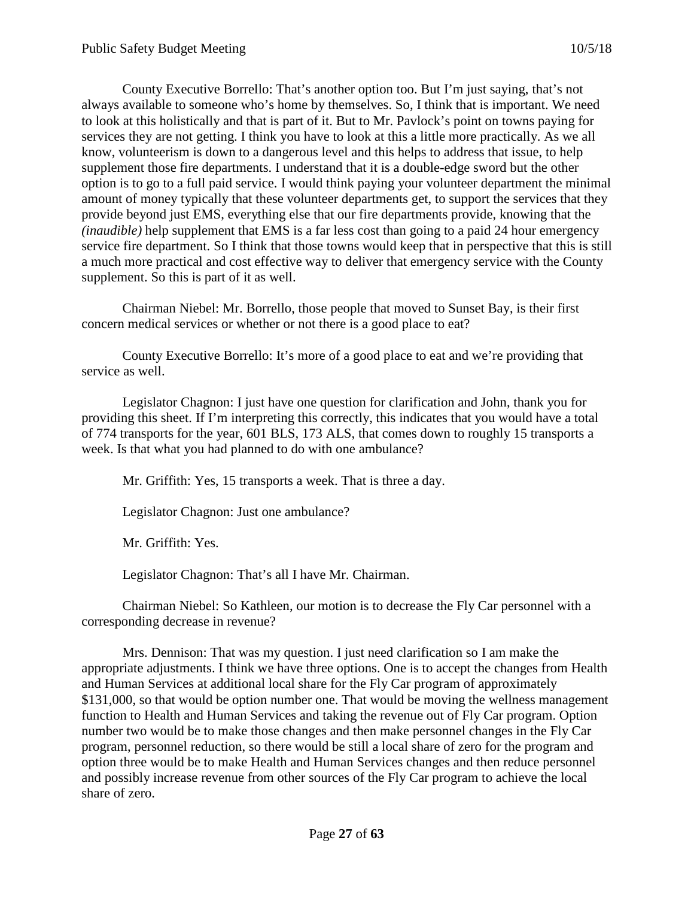County Executive Borrello: That's another option too. But I'm just saying, that's not always available to someone who's home by themselves. So, I think that is important. We need to look at this holistically and that is part of it. But to Mr. Pavlock's point on towns paying for services they are not getting. I think you have to look at this a little more practically. As we all know, volunteerism is down to a dangerous level and this helps to address that issue, to help supplement those fire departments. I understand that it is a double-edge sword but the other option is to go to a full paid service. I would think paying your volunteer department the minimal amount of money typically that these volunteer departments get, to support the services that they provide beyond just EMS, everything else that our fire departments provide, knowing that the *(inaudible)* help supplement that EMS is a far less cost than going to a paid 24 hour emergency service fire department. So I think that those towns would keep that in perspective that this is still a much more practical and cost effective way to deliver that emergency service with the County supplement. So this is part of it as well.

Chairman Niebel: Mr. Borrello, those people that moved to Sunset Bay, is their first concern medical services or whether or not there is a good place to eat?

County Executive Borrello: It's more of a good place to eat and we're providing that service as well.

Legislator Chagnon: I just have one question for clarification and John, thank you for providing this sheet. If I'm interpreting this correctly, this indicates that you would have a total of 774 transports for the year, 601 BLS, 173 ALS, that comes down to roughly 15 transports a week. Is that what you had planned to do with one ambulance?

Mr. Griffith: Yes, 15 transports a week. That is three a day.

Legislator Chagnon: Just one ambulance?

Mr. Griffith: Yes.

Legislator Chagnon: That's all I have Mr. Chairman.

Chairman Niebel: So Kathleen, our motion is to decrease the Fly Car personnel with a corresponding decrease in revenue?

Mrs. Dennison: That was my question. I just need clarification so I am make the appropriate adjustments. I think we have three options. One is to accept the changes from Health and Human Services at additional local share for the Fly Car program of approximately $131,000, so that would be option number one. That would be moving the wellness management function to Health and Human Services and taking the revenue out of Fly Car program. Option number two would be to make those changes and then make personnel changes in the Fly Car program, personnel reduction, so there would be still a local share of zero for the program and option three would be to make Health and Human Services changes and then reduce personnel and possibly increase revenue from other sources of the Fly Car program to achieve the local share of zero.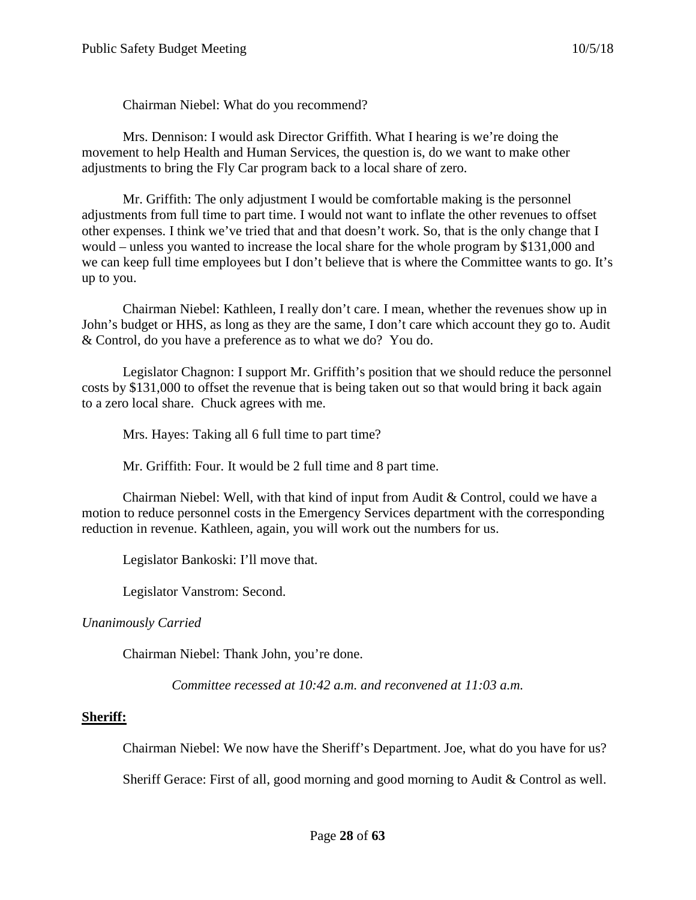Chairman Niebel: What do you recommend?

Mrs. Dennison: I would ask Director Griffith. What I hearing is we're doing the movement to help Health and Human Services, the question is, do we want to make other adjustments to bring the Fly Car program back to a local share of zero.

Mr. Griffith: The only adjustment I would be comfortable making is the personnel adjustments from full time to part time. I would not want to inflate the other revenues to offset other expenses. I think we've tried that and that doesn't work. So, that is the only change that I would – unless you wanted to increase the local share for the whole program by $131,000 and we can keep full time employees but I don't believe that is where the Committee wants to go. It's up to you.

Chairman Niebel: Kathleen, I really don't care. I mean, whether the revenues show up in John's budget or HHS, as long as they are the same, I don't care which account they go to. Audit & Control, do you have a preference as to what we do? You do.

Legislator Chagnon: I support Mr. Griffith's position that we should reduce the personnel costs by $131,000 to offset the revenue that is being taken out so that would bring it back again to a zero local share. Chuck agrees with me.

Mrs. Hayes: Taking all 6 full time to part time?

Mr. Griffith: Four. It would be 2 full time and 8 part time.

Chairman Niebel: Well, with that kind of input from Audit & Control, could we have a motion to reduce personnel costs in the Emergency Services department with the corresponding reduction in revenue. Kathleen, again, you will work out the numbers for us.

Legislator Bankoski: I'll move that.

Legislator Vanstrom: Second.

*Unanimously Carried*

Chairman Niebel: Thank John, you're done.

*Committee recessed at 10:42 a.m. and reconvened at 11:03 a.m.*

**Sheriff:**

Chairman Niebel: We now have the Sheriff's Department. Joe, what do you have for us?

Sheriff Gerace: First of all, good morning and good morning to Audit & Control as well.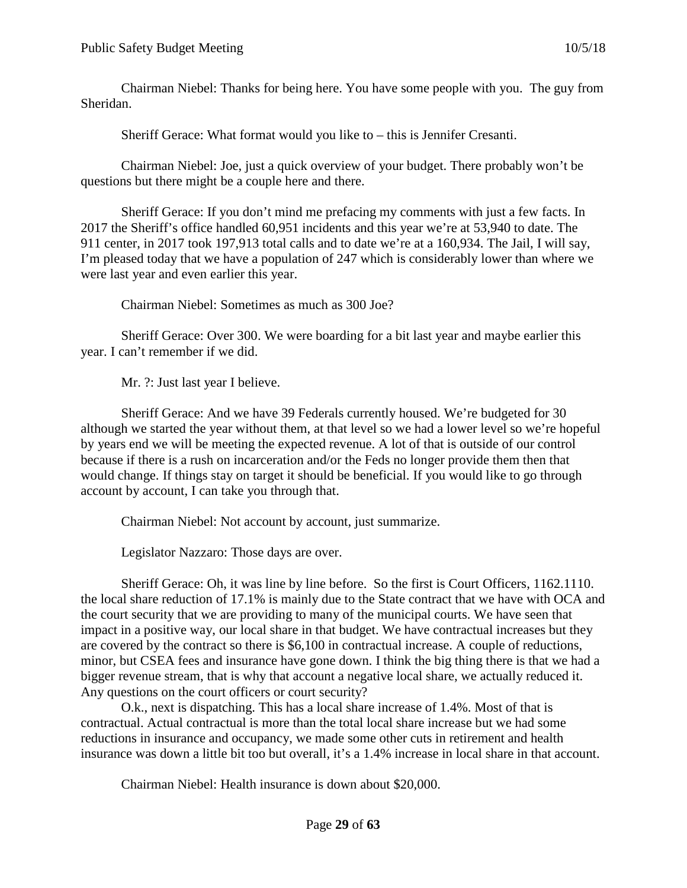Chairman Niebel: Thanks for being here. You have some people with you. The guy from Sheridan.

Sheriff Gerace: What format would you like to – this is Jennifer Cresanti.

Chairman Niebel: Joe, just a quick overview of your budget. There probably won't be questions but there might be a couple here and there.

Sheriff Gerace: If you don't mind me prefacing my comments with just a few facts. In 2017 the Sheriff's office handled 60,951 incidents and this year we're at 53,940 to date. The 911 center, in 2017 took 197,913 total calls and to date we're at a 160,934. The Jail, I will say, I'm pleased today that we have a population of 247 which is considerably lower than where we were last year and even earlier this year.

Chairman Niebel: Sometimes as much as 300 Joe?

Sheriff Gerace: Over 300. We were boarding for a bit last year and maybe earlier this year. I can't remember if we did.

Mr. ?: Just last year I believe.

Sheriff Gerace: And we have 39 Federals currently housed. We're budgeted for 30 although we started the year without them, at that level so we had a lower level so we're hopeful by years end we will be meeting the expected revenue. A lot of that is outside of our control because if there is a rush on incarceration and/or the Feds no longer provide them then that would change. If things stay on target it should be beneficial. If you would like to go through account by account, I can take you through that.

Chairman Niebel: Not account by account, just summarize.

Legislator Nazzaro: Those days are over.

Sheriff Gerace: Oh, it was line by line before. So the first is Court Officers, 1162.1110. the local share reduction of 17.1% is mainly due to the State contract that we have with OCA and the court security that we are providing to many of the municipal courts. We have seen that impact in a positive way, our local share in that budget. We have contractual increases but they are covered by the contract so there is $6,100 in contractual increase. A couple of reductions, minor, but CSEA fees and insurance have gone down. I think the big thing there is that we had a bigger revenue stream, that is why that account a negative local share, we actually reduced it. Any questions on the court officers or court security?

O.k., next is dispatching. This has a local share increase of 1.4%. Most of that is contractual. Actual contractual is more than the total local share increase but we had some reductions in insurance and occupancy, we made some other cuts in retirement and health insurance was down a little bit too but overall, it's a 1.4% increase in local share in that account.

Chairman Niebel: Health insurance is down about $20,000.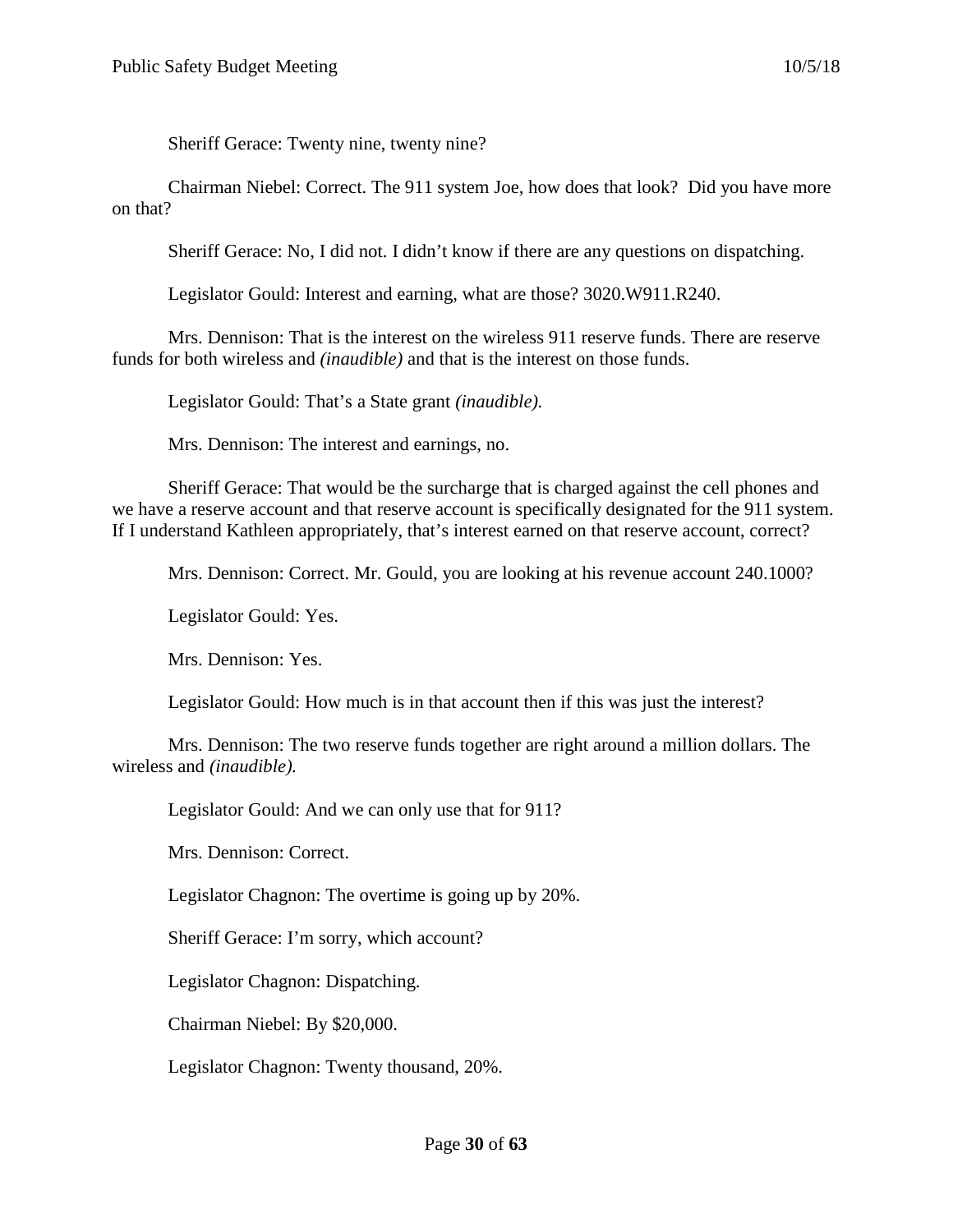Sheriff Gerace: Twenty nine, twenty nine?

Chairman Niebel: Correct. The 911 system Joe, how does that look? Did you have more on that?

Sheriff Gerace: No, I did not. I didn't know if there are any questions on dispatching.

Legislator Gould: Interest and earning, what are those? 3020.W911.R240.

Mrs. Dennison: That is the interest on the wireless 911 reserve funds. There are reserve funds for both wireless and *(inaudible)* and that is the interest on those funds.

Legislator Gould: That's a State grant *(inaudible).*

Mrs. Dennison: The interest and earnings, no.

Sheriff Gerace: That would be the surcharge that is charged against the cell phones and we have a reserve account and that reserve account is specifically designated for the 911 system. If I understand Kathleen appropriately, that's interest earned on that reserve account, correct?

Mrs. Dennison: Correct. Mr. Gould, you are looking at his revenue account 240.1000?

Legislator Gould: Yes.

Mrs. Dennison: Yes.

Legislator Gould: How much is in that account then if this was just the interest?

Mrs. Dennison: The two reserve funds together are right around a million dollars. The wireless and *(inaudible).*

Legislator Gould: And we can only use that for 911?

Mrs. Dennison: Correct.

Legislator Chagnon: The overtime is going up by 20%.

Sheriff Gerace: I'm sorry, which account?

Legislator Chagnon: Dispatching.

Chairman Niebel: By $20,000.

Legislator Chagnon: Twenty thousand, 20%.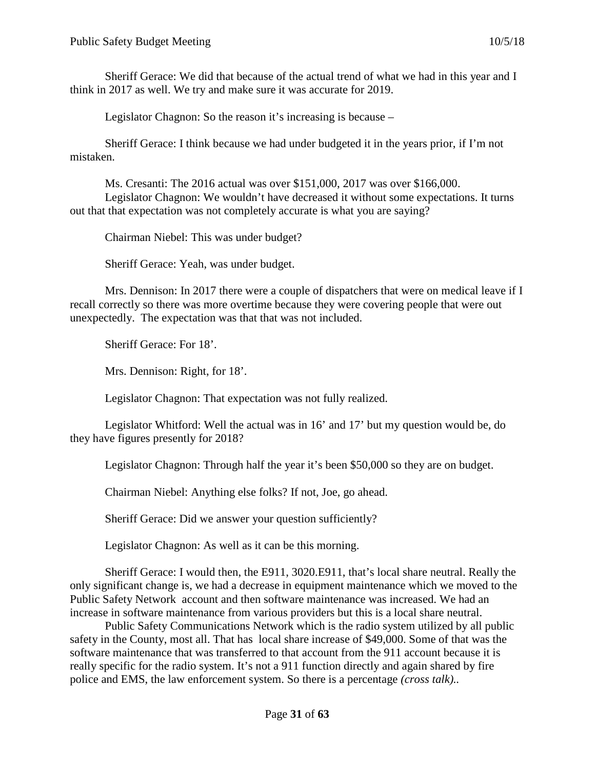Sheriff Gerace: We did that because of the actual trend of what we had in this year and I think in 2017 as well. We try and make sure it was accurate for 2019.

Legislator Chagnon: So the reason it's increasing is because –

Sheriff Gerace: I think because we had under budgeted it in the years prior, if I'm not mistaken.

Ms. Cresanti: The 2016 actual was over $151,000, 2017 was over $166,000.
Legislator Chagnon: We wouldn't have decreased it without some expectations. It turns out that that expectation was not completely accurate is what you are saying?

Chairman Niebel: This was under budget?

Sheriff Gerace: Yeah, was under budget.

Mrs. Dennison: In 2017 there were a couple of dispatchers that were on medical leave if I recall correctly so there was more overtime because they were covering people that were out unexpectedly. The expectation was that that was not included.

Sheriff Gerace: For 18'.

Mrs. Dennison: Right, for 18'.

Legislator Chagnon: That expectation was not fully realized.

Legislator Whitford: Well the actual was in 16' and 17' but my question would be, do they have figures presently for 2018?

Legislator Chagnon: Through half the year it's been $50,000 so they are on budget.

Chairman Niebel: Anything else folks? If not, Joe, go ahead.

Sheriff Gerace: Did we answer your question sufficiently?

Legislator Chagnon: As well as it can be this morning.

Sheriff Gerace: I would then, the E911, 3020.E911, that's local share neutral. Really the only significant change is, we had a decrease in equipment maintenance which we moved to the Public Safety Network account and then software maintenance was increased. We had an increase in software maintenance from various providers but this is a local share neutral.
Public Safety Communications Network which is the radio system utilized by all public safety in the County, most all. That has local share increase of $49,000. Some of that was the software maintenance that was transferred to that account from the 911 account because it is really specific for the radio system. It's not a 911 function directly and again shared by fire police and EMS, the law enforcement system. So there is a percentage *(cross talk)*..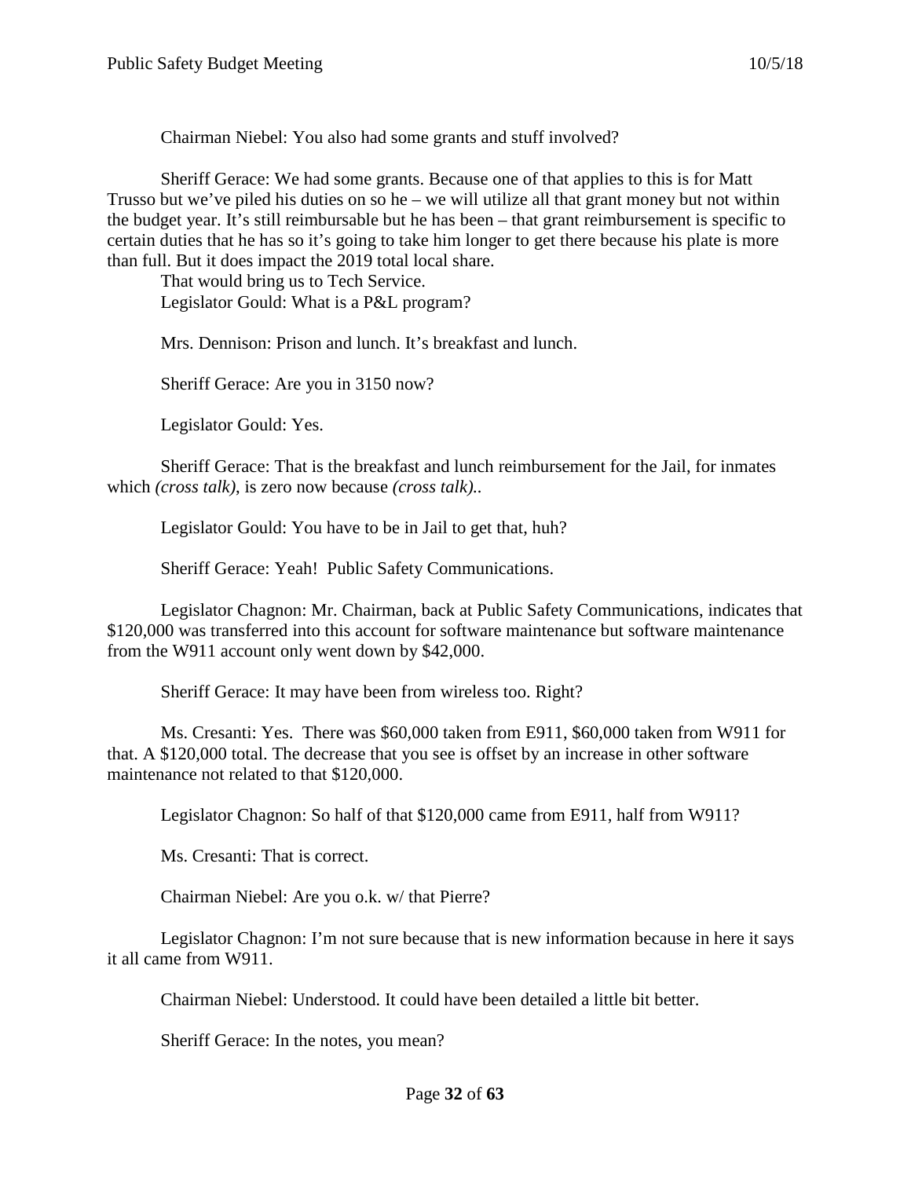Chairman Niebel: You also had some grants and stuff involved?

Sheriff Gerace: We had some grants. Because one of that applies to this is for Matt Trusso but we've piled his duties on so he – we will utilize all that grant money but not within the budget year. It's still reimbursable but he has been – that grant reimbursement is specific to certain duties that he has so it's going to take him longer to get there because his plate is more than full. But it does impact the 2019 total local share.

That would bring us to Tech Service.

Legislator Gould: What is a P&L program?

Mrs. Dennison: Prison and lunch. It's breakfast and lunch.

Sheriff Gerace: Are you in 3150 now?

Legislator Gould: Yes.

Sheriff Gerace: That is the breakfast and lunch reimbursement for the Jail, for inmates which *(cross talk)*, is zero now because *(cross talk)*..

Legislator Gould: You have to be in Jail to get that, huh?

Sheriff Gerace: Yeah! Public Safety Communications.

Legislator Chagnon: Mr. Chairman, back at Public Safety Communications, indicates that $120,000 was transferred into this account for software maintenance but software maintenance from the W911 account only went down by $42,000.

Sheriff Gerace: It may have been from wireless too. Right?

Ms. Cresanti: Yes. There was $60,000 taken from E911, $60,000 taken from W911 for that. A $120,000 total. The decrease that you see is offset by an increase in other software maintenance not related to that $120,000.

Legislator Chagnon: So half of that $120,000 came from E911, half from W911?

Ms. Cresanti: That is correct.

Chairman Niebel: Are you o.k. w/ that Pierre?

Legislator Chagnon: I'm not sure because that is new information because in here it says it all came from W911.

Chairman Niebel: Understood. It could have been detailed a little bit better.

Sheriff Gerace: In the notes, you mean?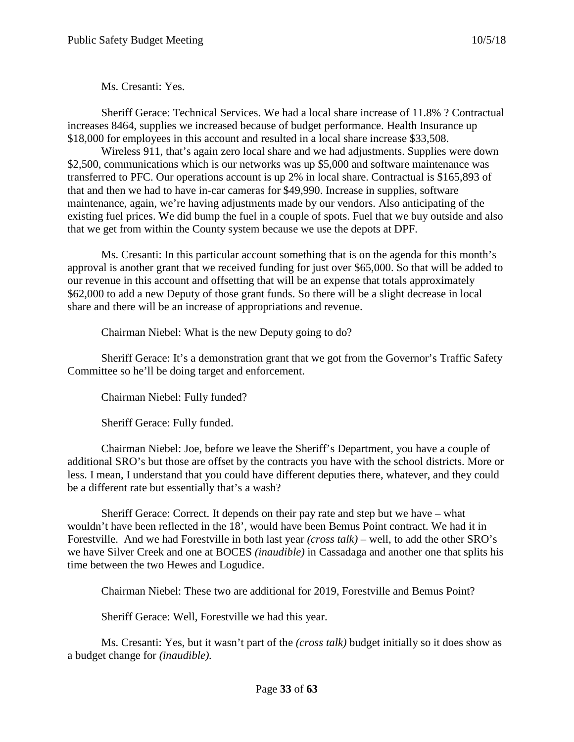Ms. Cresanti: Yes.

Sheriff Gerace: Technical Services. We had a local share increase of 11.8% ? Contractual increases 8464, supplies we increased because of budget performance. Health Insurance up $18,000 for employees in this account and resulted in a local share increase $33,508.

Wireless 911, that's again zero local share and we had adjustments. Supplies were down $2,500, communications which is our networks was up $5,000 and software maintenance was transferred to PFC. Our operations account is up 2% in local share. Contractual is $165,893 of that and then we had to have in-car cameras for $49,990. Increase in supplies, software maintenance, again, we're having adjustments made by our vendors. Also anticipating of the existing fuel prices. We did bump the fuel in a couple of spots. Fuel that we buy outside and also that we get from within the County system because we use the depots at DPF.

Ms. Cresanti: In this particular account something that is on the agenda for this month's approval is another grant that we received funding for just over $65,000. So that will be added to our revenue in this account and offsetting that will be an expense that totals approximately $62,000 to add a new Deputy of those grant funds. So there will be a slight decrease in local share and there will be an increase of appropriations and revenue.

Chairman Niebel: What is the new Deputy going to do?

Sheriff Gerace: It's a demonstration grant that we got from the Governor's Traffic Safety Committee so he'll be doing target and enforcement.

Chairman Niebel: Fully funded?

Sheriff Gerace: Fully funded.

Chairman Niebel: Joe, before we leave the Sheriff's Department, you have a couple of additional SRO's but those are offset by the contracts you have with the school districts. More or less. I mean, I understand that you could have different deputies there, whatever, and they could be a different rate but essentially that's a wash?

Sheriff Gerace: Correct. It depends on their pay rate and step but we have – what wouldn't have been reflected in the 18', would have been Bemus Point contract. We had it in Forestville. And we had Forestville in both last year *(cross talk)* – well, to add the other SRO's we have Silver Creek and one at BOCES *(inaudible)* in Cassadaga and another one that splits his time between the two Hewes and Logudice.

Chairman Niebel: These two are additional for 2019, Forestville and Bemus Point?

Sheriff Gerace: Well, Forestville we had this year.

Ms. Cresanti: Yes, but it wasn't part of the *(cross talk)* budget initially so it does show as a budget change for *(inaudible)*.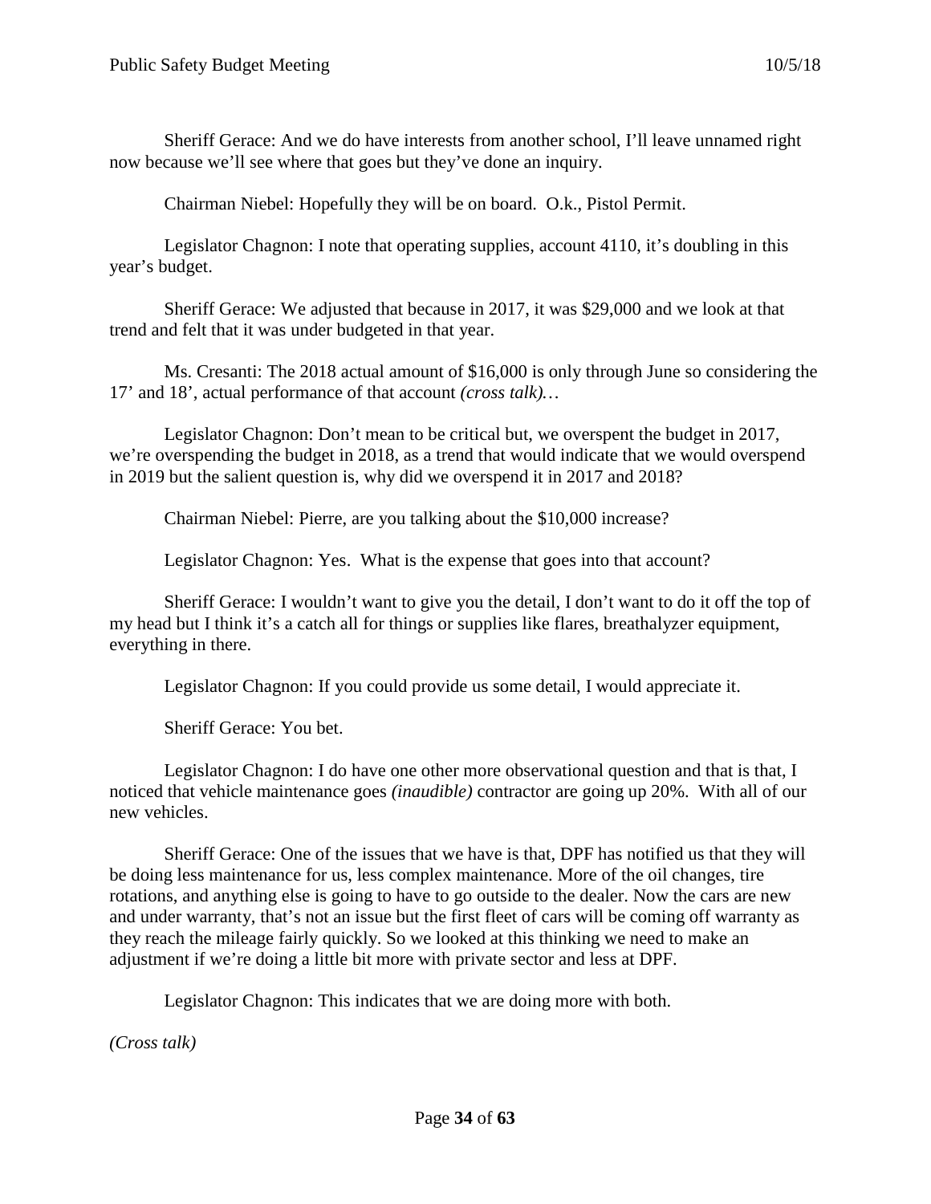Sheriff Gerace: And we do have interests from another school, I'll leave unnamed right now because we'll see where that goes but they've done an inquiry.

Chairman Niebel: Hopefully they will be on board. O.k., Pistol Permit.

Legislator Chagnon: I note that operating supplies, account 4110, it's doubling in this year's budget.

Sheriff Gerace: We adjusted that because in 2017, it was $29,000 and we look at that trend and felt that it was under budgeted in that year.

Ms. Cresanti: The 2018 actual amount of $16,000 is only through June so considering the 17' and 18', actual performance of that account *(cross talk)…*

Legislator Chagnon: Don't mean to be critical but, we overspent the budget in 2017, we're overspending the budget in 2018, as a trend that would indicate that we would overspend in 2019 but the salient question is, why did we overspend it in 2017 and 2018?

Chairman Niebel: Pierre, are you talking about the $10,000 increase?

Legislator Chagnon: Yes. What is the expense that goes into that account?

Sheriff Gerace: I wouldn't want to give you the detail, I don't want to do it off the top of my head but I think it's a catch all for things or supplies like flares, breathalyzer equipment, everything in there.

Legislator Chagnon: If you could provide us some detail, I would appreciate it.

Sheriff Gerace: You bet.

Legislator Chagnon: I do have one other more observational question and that is that, I noticed that vehicle maintenance goes *(inaudible)* contractor are going up 20%. With all of our new vehicles.

Sheriff Gerace: One of the issues that we have is that, DPF has notified us that they will be doing less maintenance for us, less complex maintenance. More of the oil changes, tire rotations, and anything else is going to have to go outside to the dealer. Now the cars are new and under warranty, that's not an issue but the first fleet of cars will be coming off warranty as they reach the mileage fairly quickly. So we looked at this thinking we need to make an adjustment if we're doing a little bit more with private sector and less at DPF.

Legislator Chagnon: This indicates that we are doing more with both.

*(Cross talk)*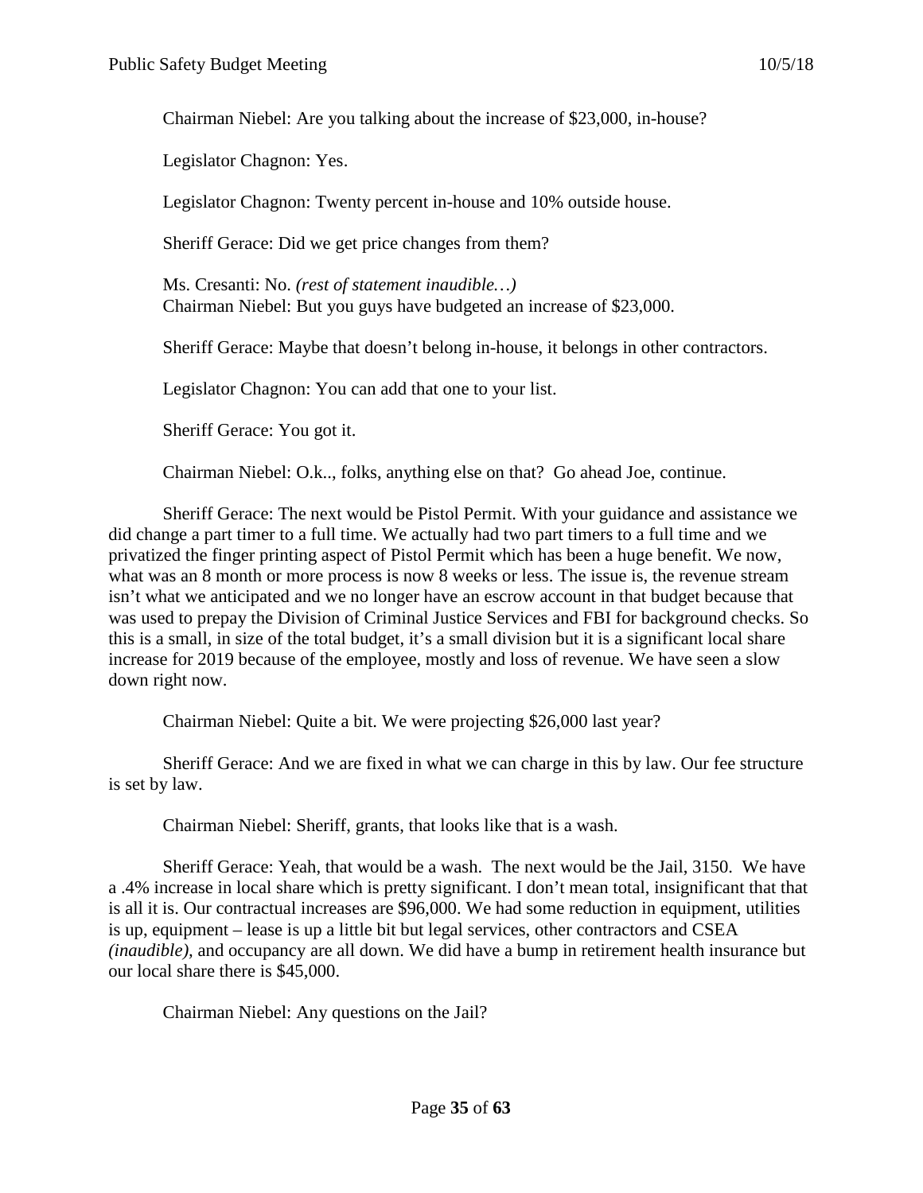Chairman Niebel: Are you talking about the increase of \$23,000, in-house?

Legislator Chagnon: Yes.

Legislator Chagnon: Twenty percent in-house and 10% outside house.

Sheriff Gerace: Did we get price changes from them?

Ms. Cresanti: No. *(rest of statement inaudible…)*
Chairman Niebel: But you guys have budgeted an increase of \$23,000.

Sheriff Gerace: Maybe that doesn't belong in-house, it belongs in other contractors.

Legislator Chagnon: You can add that one to your list.

Sheriff Gerace: You got it.

Chairman Niebel: O.k.., folks, anything else on that? Go ahead Joe, continue.

Sheriff Gerace: The next would be Pistol Permit. With your guidance and assistance we did change a part timer to a full time. We actually had two part timers to a full time and we privatized the finger printing aspect of Pistol Permit which has been a huge benefit. We now, what was an 8 month or more process is now 8 weeks or less. The issue is, the revenue stream isn't what we anticipated and we no longer have an escrow account in that budget because that was used to prepay the Division of Criminal Justice Services and FBI for background checks. So this is a small, in size of the total budget, it's a small division but it is a significant local share increase for 2019 because of the employee, mostly and loss of revenue. We have seen a slow down right now.

Chairman Niebel: Quite a bit. We were projecting \$26,000 last year?

Sheriff Gerace: And we are fixed in what we can charge in this by law. Our fee structure is set by law.

Chairman Niebel: Sheriff, grants, that looks like that is a wash.

Sheriff Gerace: Yeah, that would be a wash. The next would be the Jail, 3150. We have a .4% increase in local share which is pretty significant. I don't mean total, insignificant that that is all it is. Our contractual increases are \$96,000. We had some reduction in equipment, utilities is up, equipment – lease is up a little bit but legal services, other contractors and CSEA *(inaudible)*, and occupancy are all down. We did have a bump in retirement health insurance but our local share there is \$45,000.

Chairman Niebel: Any questions on the Jail?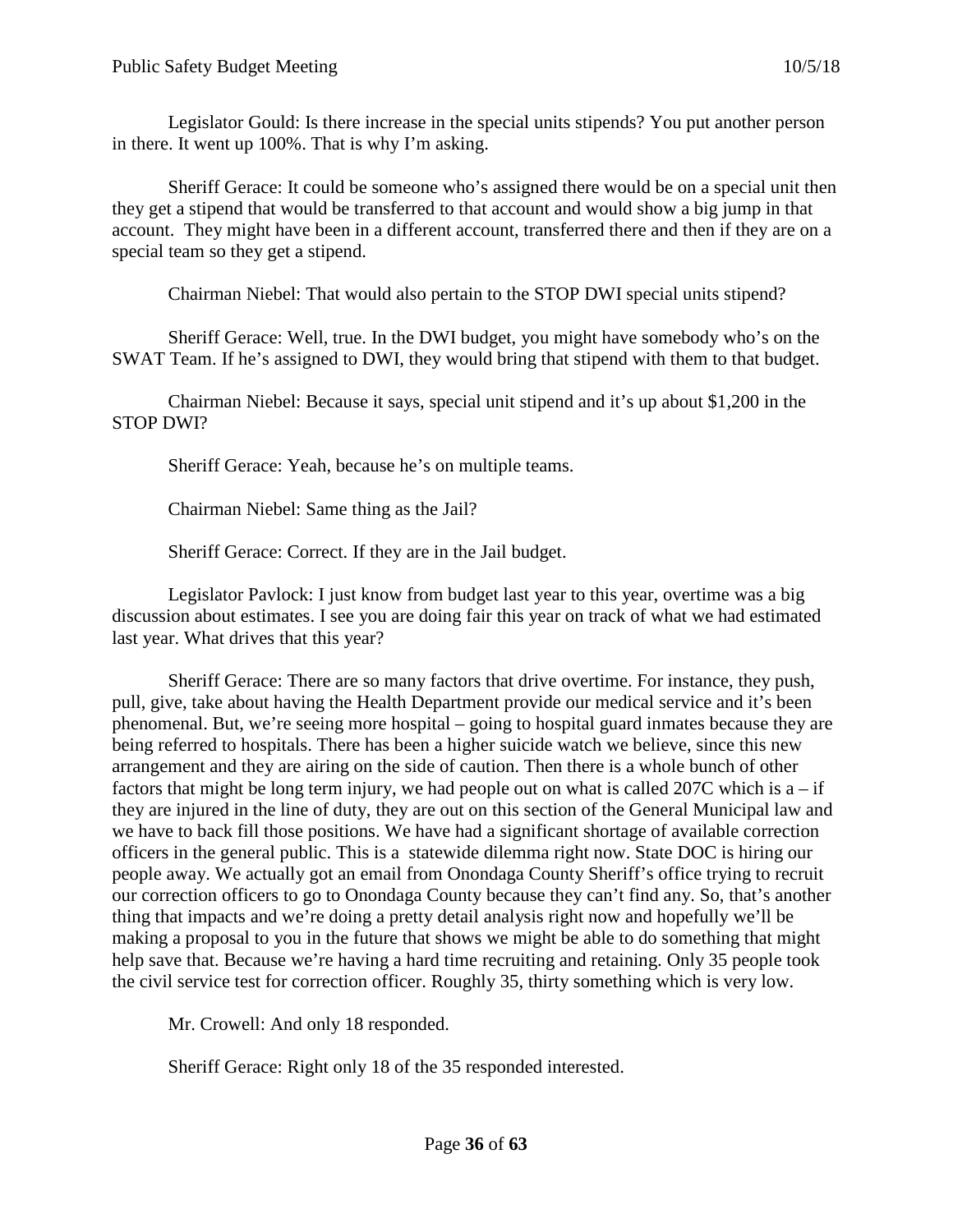Legislator Gould: Is there increase in the special units stipends? You put another person in there. It went up 100%. That is why I'm asking.

Sheriff Gerace: It could be someone who's assigned there would be on a special unit then they get a stipend that would be transferred to that account and would show a big jump in that account. They might have been in a different account, transferred there and then if they are on a special team so they get a stipend.

Chairman Niebel: That would also pertain to the STOP DWI special units stipend?

Sheriff Gerace: Well, true. In the DWI budget, you might have somebody who's on the SWAT Team. If he's assigned to DWI, they would bring that stipend with them to that budget.

Chairman Niebel: Because it says, special unit stipend and it's up about $1,200 in the STOP DWI?

Sheriff Gerace: Yeah, because he's on multiple teams.

Chairman Niebel: Same thing as the Jail?

Sheriff Gerace: Correct. If they are in the Jail budget.

Legislator Pavlock: I just know from budget last year to this year, overtime was a big discussion about estimates. I see you are doing fair this year on track of what we had estimated last year. What drives that this year?

Sheriff Gerace: There are so many factors that drive overtime. For instance, they push, pull, give, take about having the Health Department provide our medical service and it's been phenomenal. But, we're seeing more hospital – going to hospital guard inmates because they are being referred to hospitals. There has been a higher suicide watch we believe, since this new arrangement and they are airing on the side of caution. Then there is a whole bunch of other factors that might be long term injury, we had people out on what is called 207C which is a – if they are injured in the line of duty, they are out on this section of the General Municipal law and we have to back fill those positions. We have had a significant shortage of available correction officers in the general public. This is a statewide dilemma right now. State DOC is hiring our people away. We actually got an email from Onondaga County Sheriff's office trying to recruit our correction officers to go to Onondaga County because they can't find any. So, that's another thing that impacts and we're doing a pretty detail analysis right now and hopefully we'll be making a proposal to you in the future that shows we might be able to do something that might help save that. Because we're having a hard time recruiting and retaining. Only 35 people took the civil service test for correction officer. Roughly 35, thirty something which is very low.

Mr. Crowell: And only 18 responded.

Sheriff Gerace: Right only 18 of the 35 responded interested.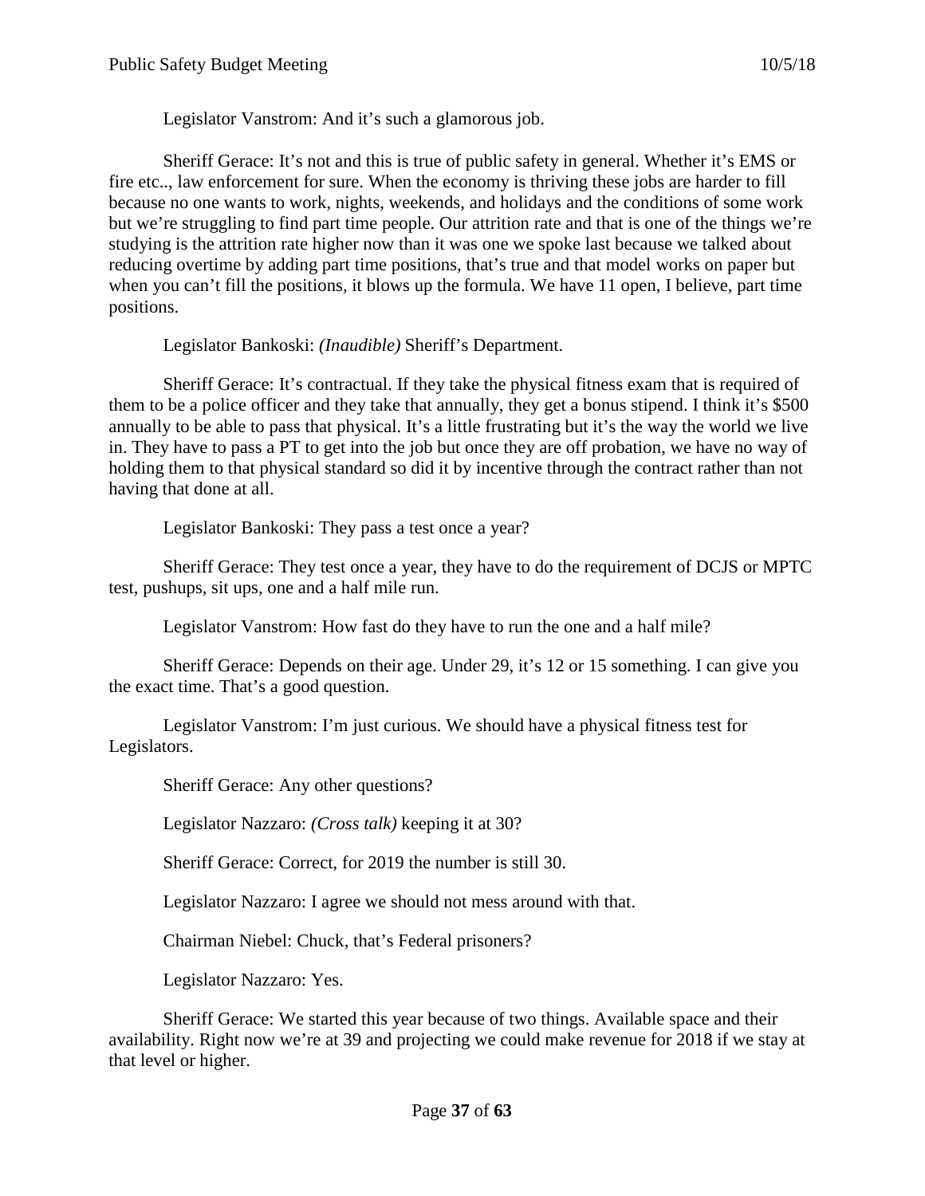Legislator Vanstrom: And it's such a glamorous job.

Sheriff Gerace: It's not and this is true of public safety in general. Whether it's EMS or fire etc.., law enforcement for sure. When the economy is thriving these jobs are harder to fill because no one wants to work, nights, weekends, and holidays and the conditions of some work but we're struggling to find part time people. Our attrition rate and that is one of the things we're studying is the attrition rate higher now than it was one we spoke last because we talked about reducing overtime by adding part time positions, that's true and that model works on paper but when you can't fill the positions, it blows up the formula. We have 11 open, I believe, part time positions.

Legislator Bankoski: *(Inaudible)* Sheriff's Department.

Sheriff Gerace: It's contractual. If they take the physical fitness exam that is required of them to be a police officer and they take that annually, they get a bonus stipend. I think it's $500 annually to be able to pass that physical. It's a little frustrating but it's the way the world we live in. They have to pass a PT to get into the job but once they are off probation, we have no way of holding them to that physical standard so did it by incentive through the contract rather than not having that done at all.

Legislator Bankoski: They pass a test once a year?

Sheriff Gerace: They test once a year, they have to do the requirement of DCJS or MPTC test, pushups, sit ups, one and a half mile run.

Legislator Vanstrom: How fast do they have to run the one and a half mile?

Sheriff Gerace: Depends on their age. Under 29, it's 12 or 15 something. I can give you the exact time. That's a good question.

Legislator Vanstrom: I'm just curious. We should have a physical fitness test for Legislators.

Sheriff Gerace: Any other questions?

Legislator Nazzaro: *(Cross talk)* keeping it at 30?

Sheriff Gerace: Correct, for 2019 the number is still 30.

Legislator Nazzaro: I agree we should not mess around with that.

Chairman Niebel: Chuck, that's Federal prisoners?

Legislator Nazzaro: Yes.

Sheriff Gerace: We started this year because of two things. Available space and their availability. Right now we're at 39 and projecting we could make revenue for 2018 if we stay at that level or higher.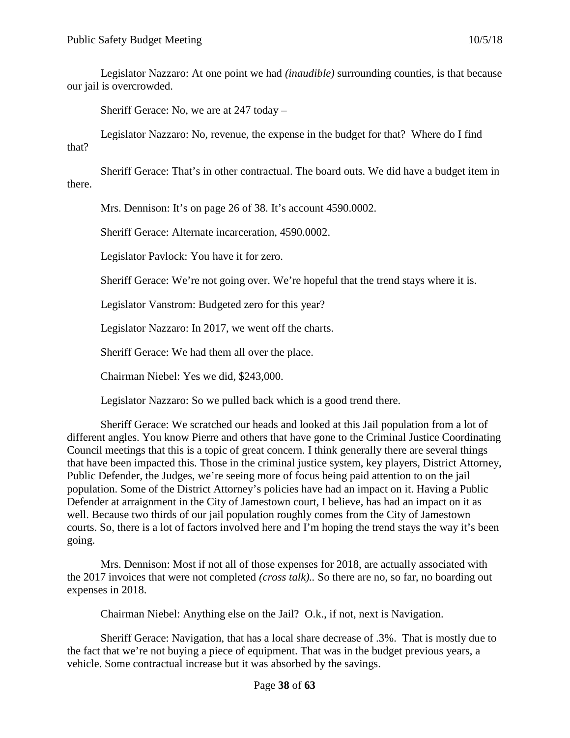Legislator Nazzaro: At one point we had *(inaudible)* surrounding counties, is that because our jail is overcrowded.

Sheriff Gerace: No, we are at 247 today –

Legislator Nazzaro: No, revenue, the expense in the budget for that? Where do I find that?

Sheriff Gerace: That's in other contractual. The board outs. We did have a budget item in there.

Mrs. Dennison: It's on page 26 of 38. It's account 4590.0002.

Sheriff Gerace: Alternate incarceration, 4590.0002.

Legislator Pavlock: You have it for zero.

Sheriff Gerace: We're not going over. We're hopeful that the trend stays where it is.

Legislator Vanstrom: Budgeted zero for this year?

Legislator Nazzaro: In 2017, we went off the charts.

Sheriff Gerace: We had them all over the place.

Chairman Niebel: Yes we did, $243,000.

Legislator Nazzaro: So we pulled back which is a good trend there.

Sheriff Gerace: We scratched our heads and looked at this Jail population from a lot of different angles. You know Pierre and others that have gone to the Criminal Justice Coordinating Council meetings that this is a topic of great concern. I think generally there are several things that have been impacted this. Those in the criminal justice system, key players, District Attorney, Public Defender, the Judges, we're seeing more of focus being paid attention to on the jail population. Some of the District Attorney's policies have had an impact on it. Having a Public Defender at arraignment in the City of Jamestown court, I believe, has had an impact on it as well. Because two thirds of our jail population roughly comes from the City of Jamestown courts. So, there is a lot of factors involved here and I'm hoping the trend stays the way it's been going.

Mrs. Dennison: Most if not all of those expenses for 2018, are actually associated with the 2017 invoices that were not completed *(cross talk)*.. So there are no, so far, no boarding out expenses in 2018.

Chairman Niebel: Anything else on the Jail? O.k., if not, next is Navigation.

Sheriff Gerace: Navigation, that has a local share decrease of .3%. That is mostly due to the fact that we're not buying a piece of equipment. That was in the budget previous years, a vehicle. Some contractual increase but it was absorbed by the savings.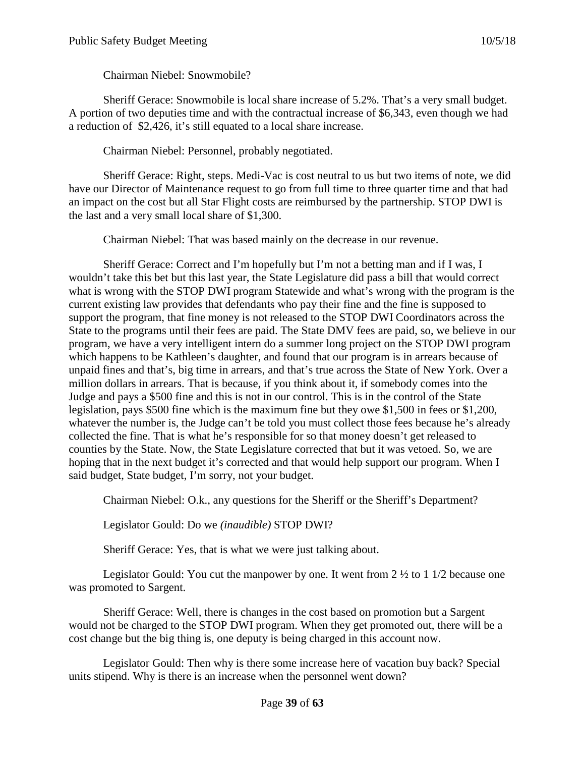Chairman Niebel: Snowmobile?

Sheriff Gerace: Snowmobile is local share increase of 5.2%. That's a very small budget. A portion of two deputies time and with the contractual increase of $6,343, even though we had a reduction of  $2,426, it's still equated to a local share increase.

Chairman Niebel: Personnel, probably negotiated.

Sheriff Gerace: Right, steps. Medi-Vac is cost neutral to us but two items of note, we did have our Director of Maintenance request to go from full time to three quarter time and that had an impact on the cost but all Star Flight costs are reimbursed by the partnership. STOP DWI is the last and a very small local share of $1,300.

Chairman Niebel: That was based mainly on the decrease in our revenue.

Sheriff Gerace: Correct and I'm hopefully but I'm not a betting man and if I was, I wouldn't take this bet but this last year, the State Legislature did pass a bill that would correct what is wrong with the STOP DWI program Statewide and what's wrong with the program is the current existing law provides that defendants who pay their fine and the fine is supposed to support the program, that fine money is not released to the STOP DWI Coordinators across the State to the programs until their fees are paid. The State DMV fees are paid, so, we believe in our program, we have a very intelligent intern do a summer long project on the STOP DWI program which happens to be Kathleen's daughter, and found that our program is in arrears because of unpaid fines and that's, big time in arrears, and that's true across the State of New York. Over a million dollars in arrears. That is because, if you think about it, if somebody comes into the Judge and pays a $500 fine and this is not in our control. This is in the control of the State legislation, pays $500 fine which is the maximum fine but they owe $1,500 in fees or $1,200, whatever the number is, the Judge can't be told you must collect those fees because he's already collected the fine. That is what he's responsible for so that money doesn't get released to counties by the State. Now, the State Legislature corrected that but it was vetoed. So, we are hoping that in the next budget it's corrected and that would help support our program. When I said budget, State budget, I'm sorry, not your budget.

Chairman Niebel: O.k., any questions for the Sheriff or the Sheriff's Department?

Legislator Gould: Do we *(inaudible)* STOP DWI?

Sheriff Gerace: Yes, that is what we were just talking about.

Legislator Gould: You cut the manpower by one. It went from 2 ½ to 1 1/2 because one was promoted to Sargent.

Sheriff Gerace: Well, there is changes in the cost based on promotion but a Sargent would not be charged to the STOP DWI program. When they get promoted out, there will be a cost change but the big thing is, one deputy is being charged in this account now.

Legislator Gould: Then why is there some increase here of vacation buy back? Special units stipend. Why is there is an increase when the personnel went down?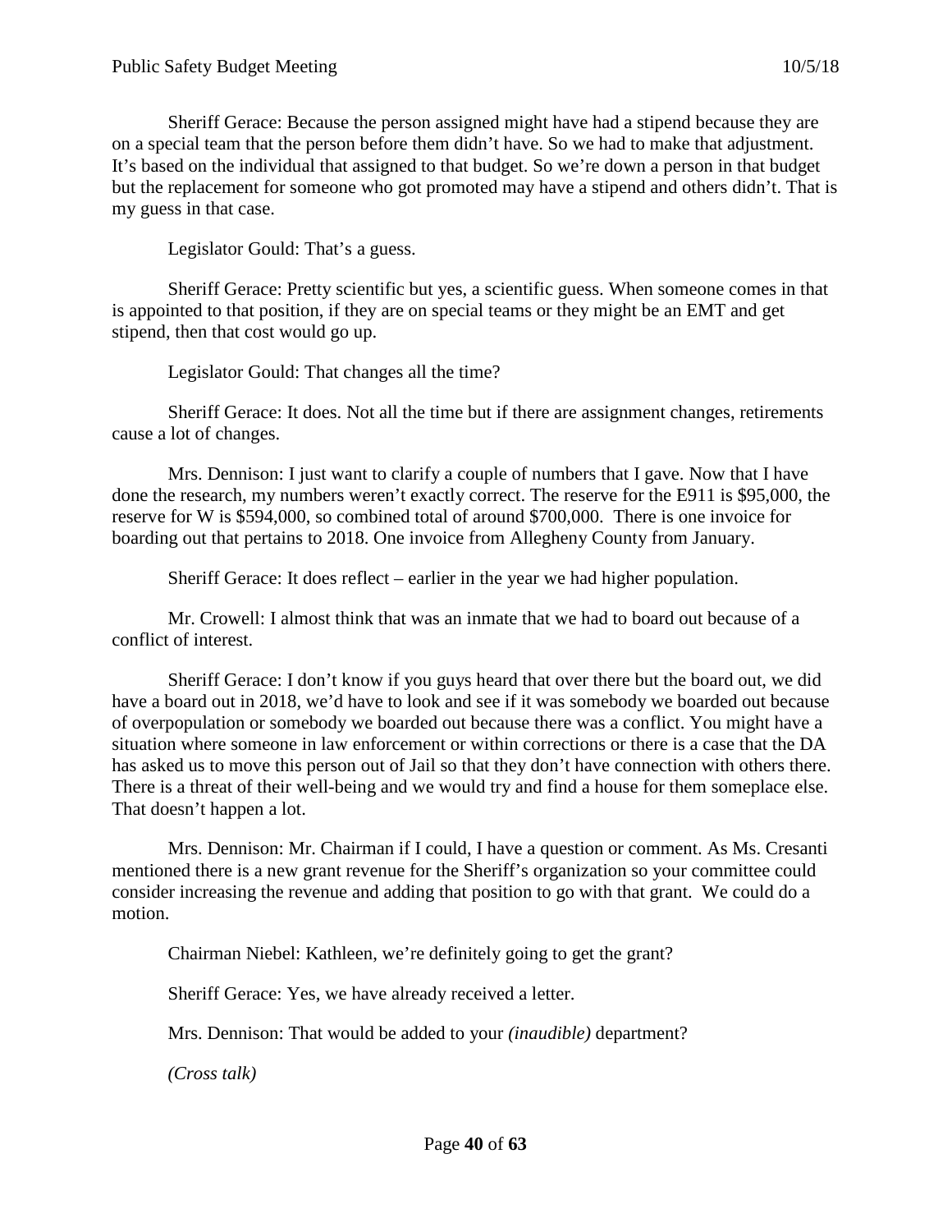Sheriff Gerace: Because the person assigned might have had a stipend because they are on a special team that the person before them didn't have. So we had to make that adjustment. It's based on the individual that assigned to that budget. So we're down a person in that budget but the replacement for someone who got promoted may have a stipend and others didn't. That is my guess in that case.

Legislator Gould: That's a guess.

Sheriff Gerace: Pretty scientific but yes, a scientific guess. When someone comes in that is appointed to that position, if they are on special teams or they might be an EMT and get stipend, then that cost would go up.

Legislator Gould: That changes all the time?

Sheriff Gerace: It does. Not all the time but if there are assignment changes, retirements cause a lot of changes.

Mrs. Dennison: I just want to clarify a couple of numbers that I gave. Now that I have done the research, my numbers weren't exactly correct. The reserve for the E911 is $95,000, the reserve for W is $594,000, so combined total of around $700,000. There is one invoice for boarding out that pertains to 2018. One invoice from Allegheny County from January.

Sheriff Gerace: It does reflect – earlier in the year we had higher population.

Mr. Crowell: I almost think that was an inmate that we had to board out because of a conflict of interest.

Sheriff Gerace: I don't know if you guys heard that over there but the board out, we did have a board out in 2018, we'd have to look and see if it was somebody we boarded out because of overpopulation or somebody we boarded out because there was a conflict. You might have a situation where someone in law enforcement or within corrections or there is a case that the DA has asked us to move this person out of Jail so that they don't have connection with others there. There is a threat of their well-being and we would try and find a house for them someplace else. That doesn't happen a lot.

Mrs. Dennison: Mr. Chairman if I could, I have a question or comment. As Ms. Cresanti mentioned there is a new grant revenue for the Sheriff's organization so your committee could consider increasing the revenue and adding that position to go with that grant. We could do a motion.

Chairman Niebel: Kathleen, we're definitely going to get the grant?

Sheriff Gerace: Yes, we have already received a letter.

Mrs. Dennison: That would be added to your *(inaudible)* department?

*(Cross talk)*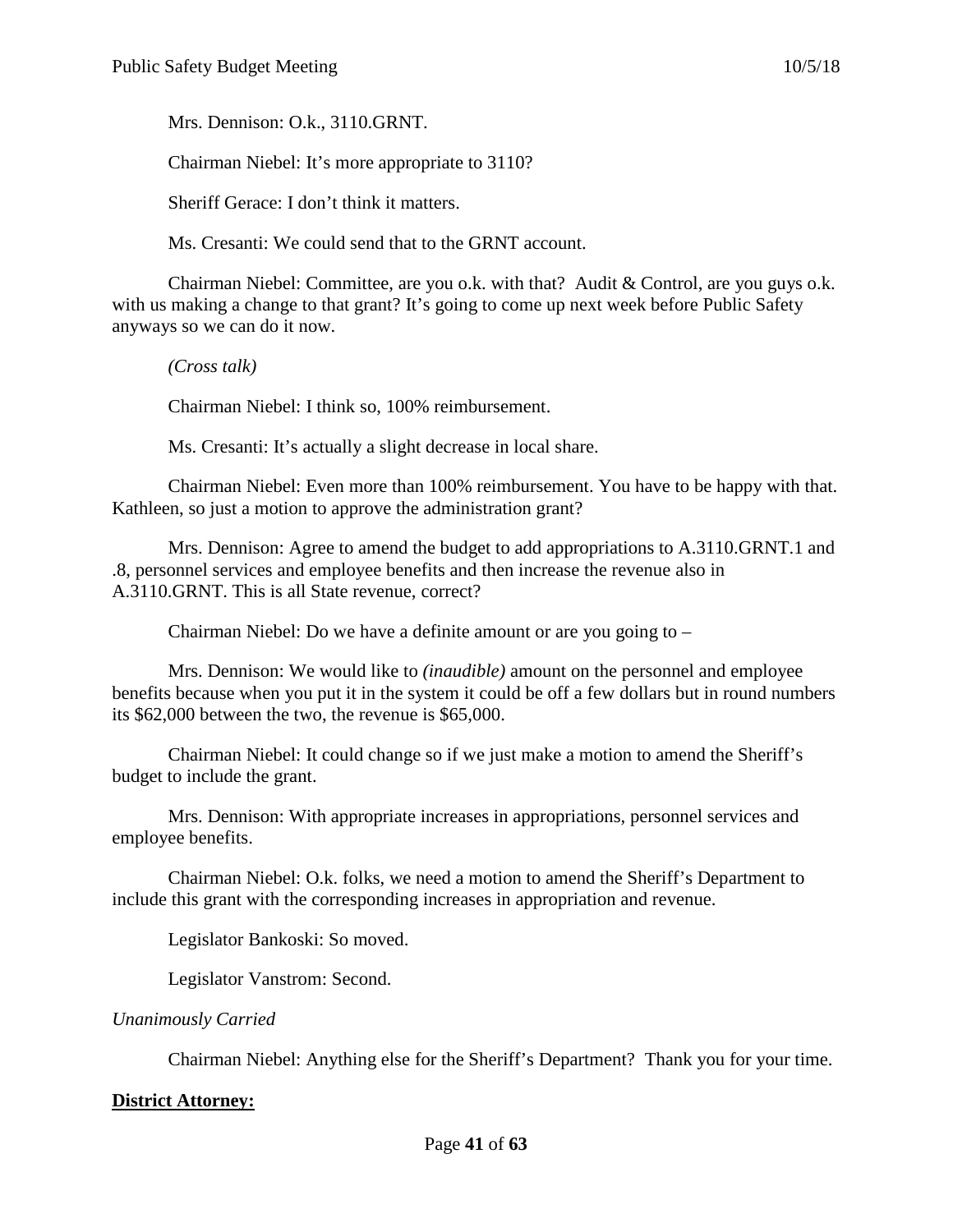Mrs. Dennison: O.k., 3110.GRNT.

Chairman Niebel: It's more appropriate to 3110?

Sheriff Gerace: I don't think it matters.

Ms. Cresanti: We could send that to the GRNT account.

Chairman Niebel: Committee, are you o.k. with that? Audit & Control, are you guys o.k. with us making a change to that grant? It's going to come up next week before Public Safety anyways so we can do it now.

*(Cross talk)*

Chairman Niebel: I think so, 100% reimbursement.

Ms. Cresanti: It's actually a slight decrease in local share.

Chairman Niebel: Even more than 100% reimbursement. You have to be happy with that. Kathleen, so just a motion to approve the administration grant?

Mrs. Dennison: Agree to amend the budget to add appropriations to A.3110.GRNT.1 and .8, personnel services and employee benefits and then increase the revenue also in A.3110.GRNT. This is all State revenue, correct?

Chairman Niebel: Do we have a definite amount or are you going to –

Mrs. Dennison: We would like to *(inaudible)* amount on the personnel and employee benefits because when you put it in the system it could be off a few dollars but in round numbers its $62,000 between the two, the revenue is $65,000.

Chairman Niebel: It could change so if we just make a motion to amend the Sheriff's budget to include the grant.

Mrs. Dennison: With appropriate increases in appropriations, personnel services and employee benefits.

Chairman Niebel: O.k. folks, we need a motion to amend the Sheriff's Department to include this grant with the corresponding increases in appropriation and revenue.

Legislator Bankoski: So moved.

Legislator Vanstrom: Second.

*Unanimously Carried*

Chairman Niebel: Anything else for the Sheriff's Department? Thank you for your time.

**District Attorney:**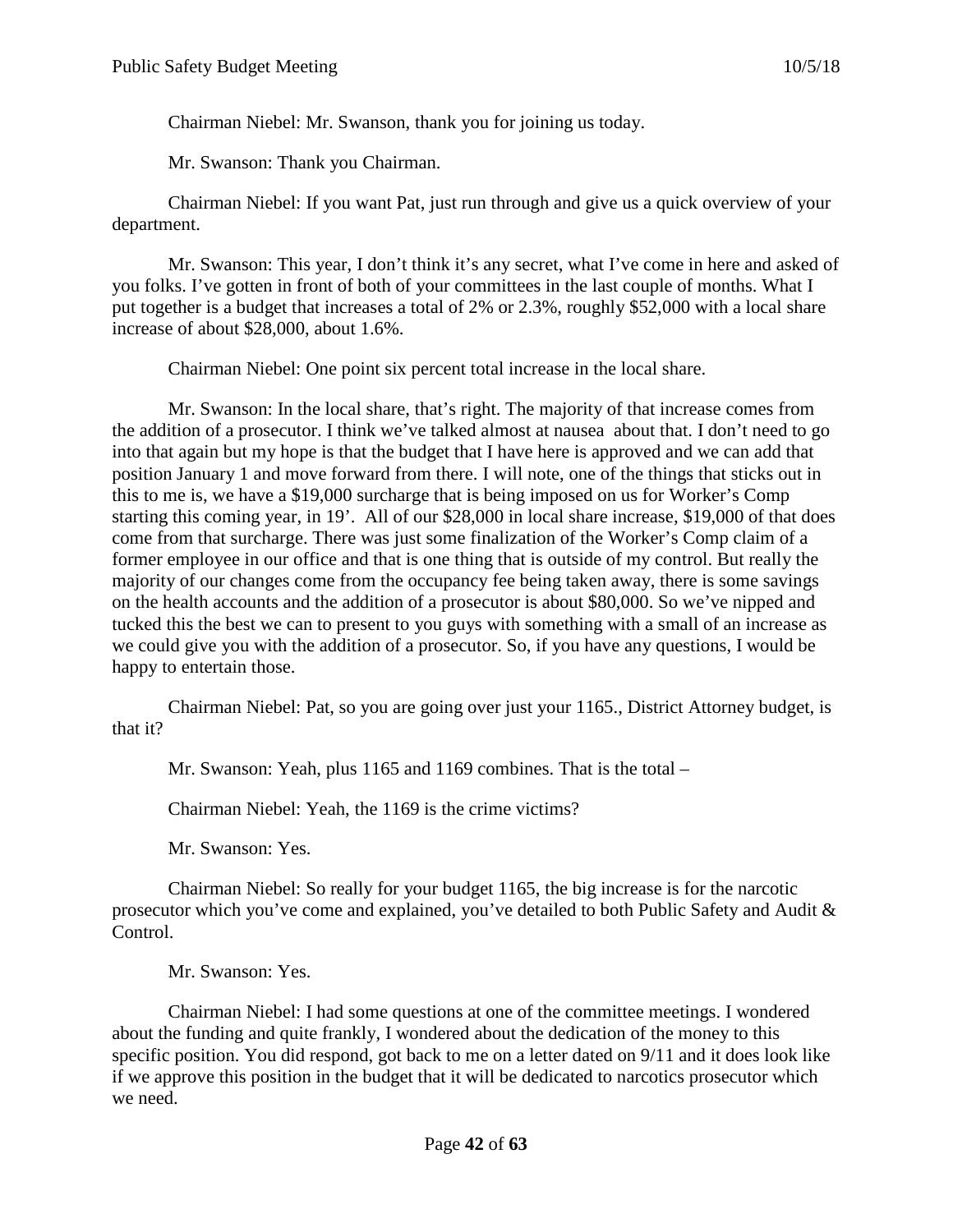Chairman Niebel: Mr. Swanson, thank you for joining us today.

Mr. Swanson: Thank you Chairman.

Chairman Niebel: If you want Pat, just run through and give us a quick overview of your department.

Mr. Swanson: This year, I don't think it's any secret, what I've come in here and asked of you folks. I've gotten in front of both of your committees in the last couple of months. What I put together is a budget that increases a total of 2% or 2.3%, roughly $52,000 with a local share increase of about $28,000, about 1.6%.

Chairman Niebel: One point six percent total increase in the local share.

Mr. Swanson: In the local share, that's right. The majority of that increase comes from the addition of a prosecutor. I think we've talked almost at nausea about that. I don't need to go into that again but my hope is that the budget that I have here is approved and we can add that position January 1 and move forward from there. I will note, one of the things that sticks out in this to me is, we have a $19,000 surcharge that is being imposed on us for Worker's Comp starting this coming year, in 19'. All of our $28,000 in local share increase, $19,000 of that does come from that surcharge. There was just some finalization of the Worker's Comp claim of a former employee in our office and that is one thing that is outside of my control. But really the majority of our changes come from the occupancy fee being taken away, there is some savings on the health accounts and the addition of a prosecutor is about $80,000. So we've nipped and tucked this the best we can to present to you guys with something with a small of an increase as we could give you with the addition of a prosecutor. So, if you have any questions, I would be happy to entertain those.

Chairman Niebel: Pat, so you are going over just your 1165., District Attorney budget, is that it?

Mr. Swanson: Yeah, plus 1165 and 1169 combines. That is the total –

Chairman Niebel: Yeah, the 1169 is the crime victims?

Mr. Swanson: Yes.

Chairman Niebel: So really for your budget 1165, the big increase is for the narcotic prosecutor which you've come and explained, you've detailed to both Public Safety and Audit & Control.

Mr. Swanson: Yes.

Chairman Niebel: I had some questions at one of the committee meetings. I wondered about the funding and quite frankly, I wondered about the dedication of the money to this specific position. You did respond, got back to me on a letter dated on 9/11 and it does look like if we approve this position in the budget that it will be dedicated to narcotics prosecutor which we need.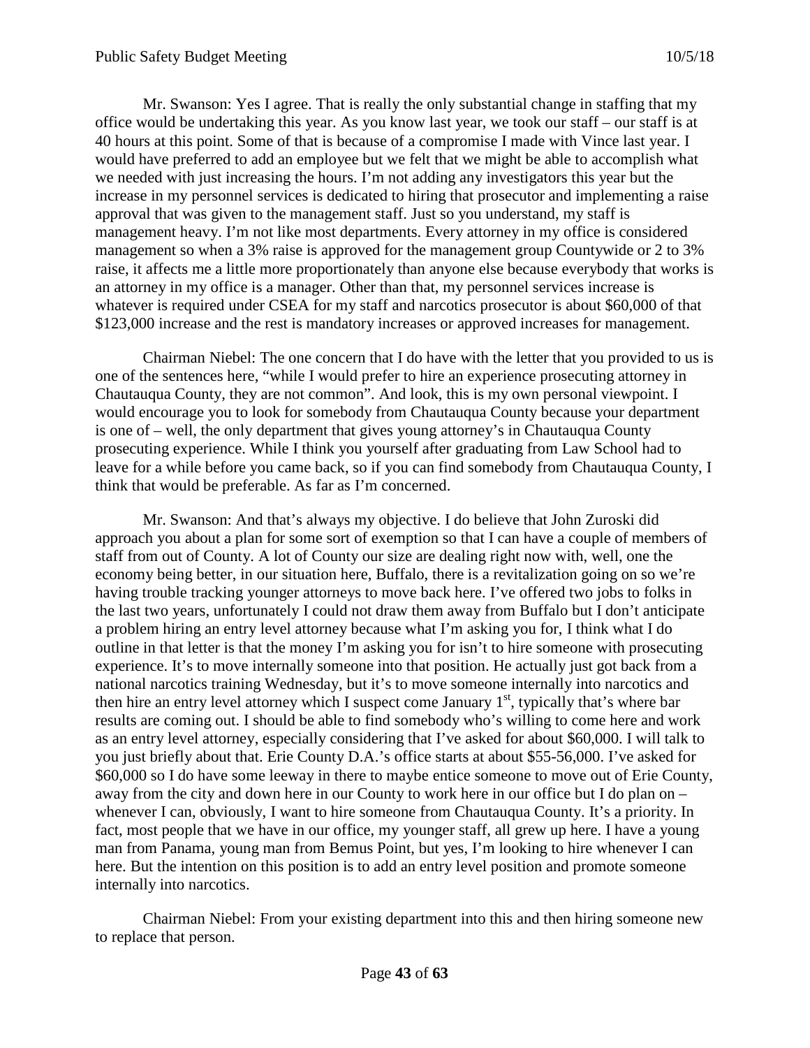Mr. Swanson: Yes I agree. That is really the only substantial change in staffing that my office would be undertaking this year. As you know last year, we took our staff – our staff is at 40 hours at this point. Some of that is because of a compromise I made with Vince last year. I would have preferred to add an employee but we felt that we might be able to accomplish what we needed with just increasing the hours. I'm not adding any investigators this year but the increase in my personnel services is dedicated to hiring that prosecutor and implementing a raise approval that was given to the management staff. Just so you understand, my staff is management heavy. I'm not like most departments. Every attorney in my office is considered management so when a 3% raise is approved for the management group Countywide or 2 to 3% raise, it affects me a little more proportionately than anyone else because everybody that works is an attorney in my office is a manager. Other than that, my personnel services increase is whatever is required under CSEA for my staff and narcotics prosecutor is about $60,000 of that $123,000 increase and the rest is mandatory increases or approved increases for management.

Chairman Niebel: The one concern that I do have with the letter that you provided to us is one of the sentences here, "while I would prefer to hire an experience prosecuting attorney in Chautauqua County, they are not common". And look, this is my own personal viewpoint. I would encourage you to look for somebody from Chautauqua County because your department is one of – well, the only department that gives young attorney's in Chautauqua County prosecuting experience. While I think you yourself after graduating from Law School had to leave for a while before you came back, so if you can find somebody from Chautauqua County, I think that would be preferable. As far as I'm concerned.

Mr. Swanson: And that's always my objective. I do believe that John Zuroski did approach you about a plan for some sort of exemption so that I can have a couple of members of staff from out of County. A lot of County our size are dealing right now with, well, one the economy being better, in our situation here, Buffalo, there is a revitalization going on so we're having trouble tracking younger attorneys to move back here. I've offered two jobs to folks in the last two years, unfortunately I could not draw them away from Buffalo but I don't anticipate a problem hiring an entry level attorney because what I'm asking you for, I think what I do outline in that letter is that the money I'm asking you for isn't to hire someone with prosecuting experience. It's to move internally someone into that position. He actually just got back from a national narcotics training Wednesday, but it's to move someone internally into narcotics and then hire an entry level attorney which I suspect come January 1st, typically that's where bar results are coming out. I should be able to find somebody who's willing to come here and work as an entry level attorney, especially considering that I've asked for about $60,000. I will talk to you just briefly about that. Erie County D.A.'s office starts at about $55-56,000. I've asked for $60,000 so I do have some leeway in there to maybe entice someone to move out of Erie County, away from the city and down here in our County to work here in our office but I do plan on – whenever I can, obviously, I want to hire someone from Chautauqua County. It's a priority. In fact, most people that we have in our office, my younger staff, all grew up here. I have a young man from Panama, young man from Bemus Point, but yes, I'm looking to hire whenever I can here. But the intention on this position is to add an entry level position and promote someone internally into narcotics.

Chairman Niebel: From your existing department into this and then hiring someone new to replace that person.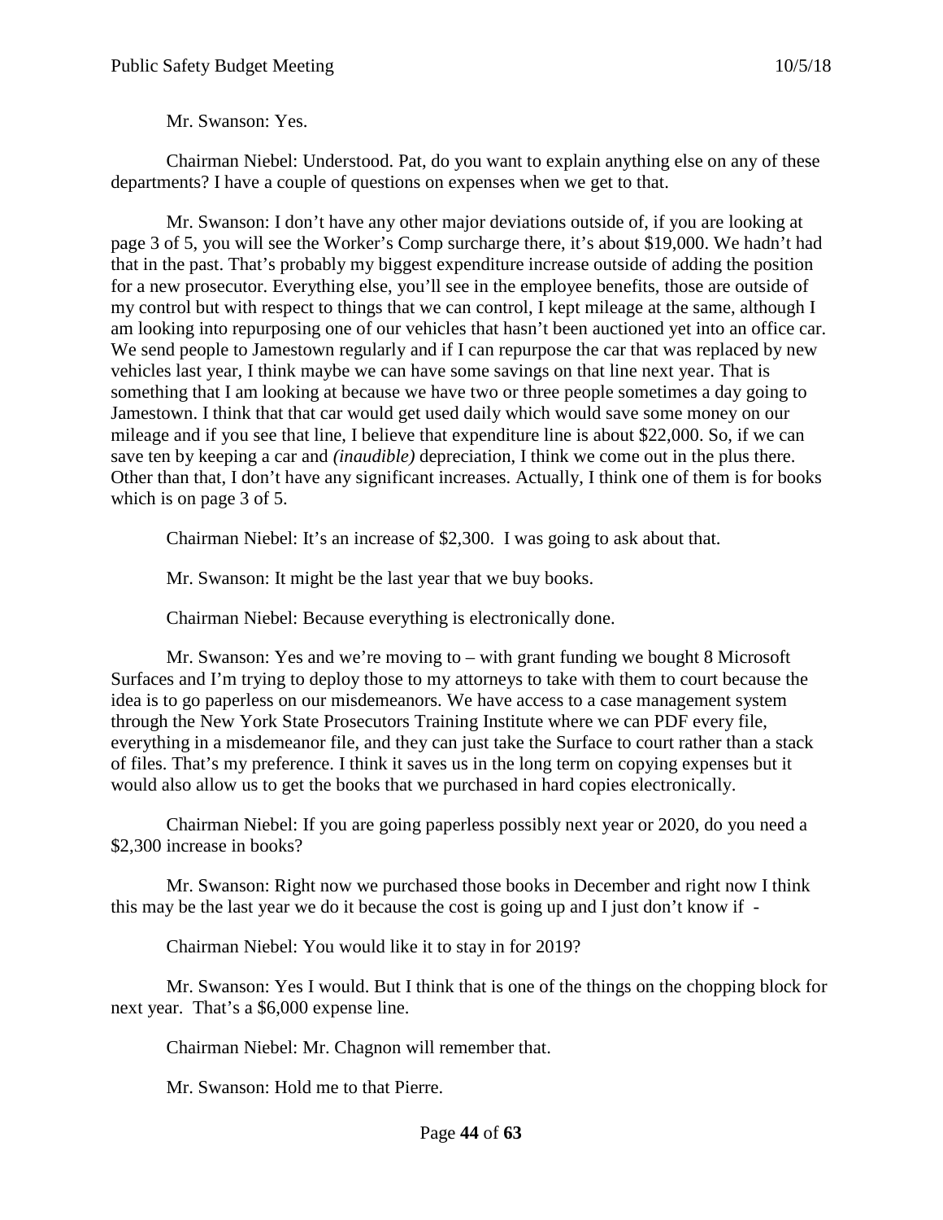Mr. Swanson: Yes.

Chairman Niebel: Understood. Pat, do you want to explain anything else on any of these departments? I have a couple of questions on expenses when we get to that.

Mr. Swanson: I don't have any other major deviations outside of, if you are looking at page 3 of 5, you will see the Worker's Comp surcharge there, it's about $19,000. We hadn't had that in the past. That's probably my biggest expenditure increase outside of adding the position for a new prosecutor. Everything else, you'll see in the employee benefits, those are outside of my control but with respect to things that we can control, I kept mileage at the same, although I am looking into repurposing one of our vehicles that hasn't been auctioned yet into an office car. We send people to Jamestown regularly and if I can repurpose the car that was replaced by new vehicles last year, I think maybe we can have some savings on that line next year. That is something that I am looking at because we have two or three people sometimes a day going to Jamestown. I think that that car would get used daily which would save some money on our mileage and if you see that line, I believe that expenditure line is about $22,000. So, if we can save ten by keeping a car and *(inaudible)* depreciation, I think we come out in the plus there. Other than that, I don't have any significant increases. Actually, I think one of them is for books which is on page 3 of 5.

Chairman Niebel: It's an increase of $2,300. I was going to ask about that.

Mr. Swanson: It might be the last year that we buy books.

Chairman Niebel: Because everything is electronically done.

Mr. Swanson: Yes and we're moving to – with grant funding we bought 8 Microsoft Surfaces and I'm trying to deploy those to my attorneys to take with them to court because the idea is to go paperless on our misdemeanors. We have access to a case management system through the New York State Prosecutors Training Institute where we can PDF every file, everything in a misdemeanor file, and they can just take the Surface to court rather than a stack of files. That's my preference. I think it saves us in the long term on copying expenses but it would also allow us to get the books that we purchased in hard copies electronically.

Chairman Niebel: If you are going paperless possibly next year or 2020, do you need a $2,300 increase in books?

Mr. Swanson: Right now we purchased those books in December and right now I think this may be the last year we do it because the cost is going up and I just don't know if -

Chairman Niebel: You would like it to stay in for 2019?

Mr. Swanson: Yes I would. But I think that is one of the things on the chopping block for next year. That's a $6,000 expense line.

Chairman Niebel: Mr. Chagnon will remember that.

Mr. Swanson: Hold me to that Pierre.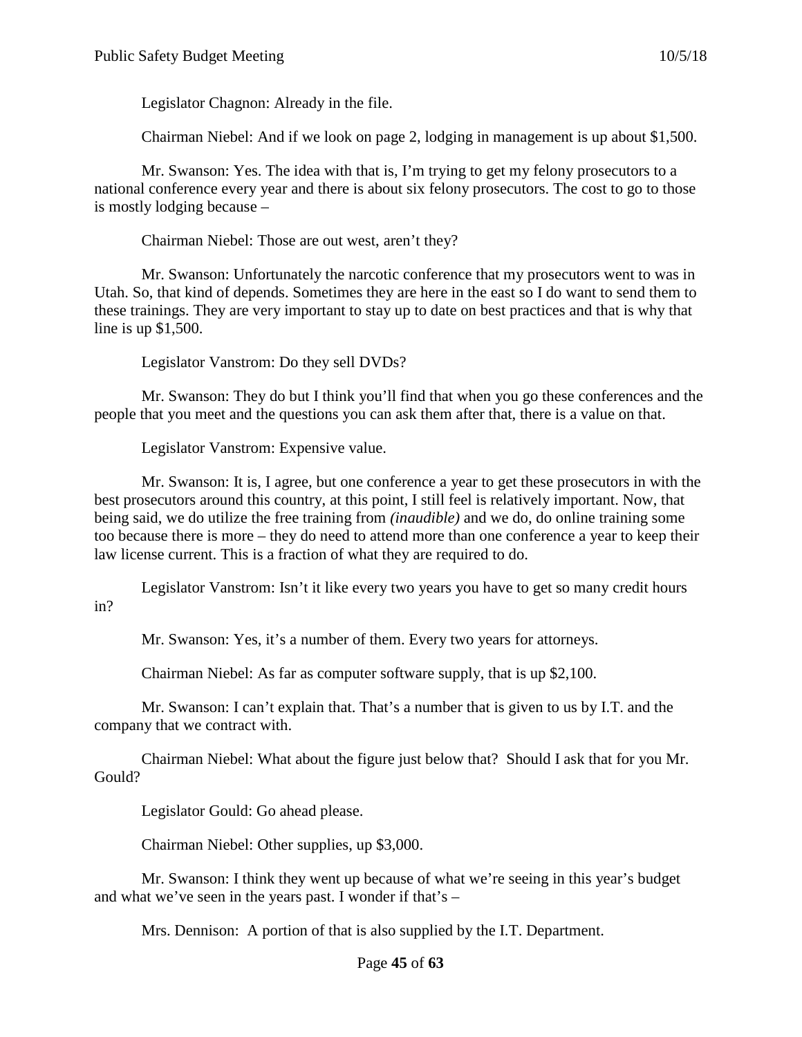Legislator Chagnon: Already in the file.

Chairman Niebel: And if we look on page 2, lodging in management is up about $1,500.

Mr. Swanson: Yes. The idea with that is, I'm trying to get my felony prosecutors to a national conference every year and there is about six felony prosecutors. The cost to go to those is mostly lodging because –

Chairman Niebel: Those are out west, aren't they?

Mr. Swanson: Unfortunately the narcotic conference that my prosecutors went to was in Utah. So, that kind of depends. Sometimes they are here in the east so I do want to send them to these trainings. They are very important to stay up to date on best practices and that is why that line is up $1,500.

Legislator Vanstrom: Do they sell DVDs?

Mr. Swanson: They do but I think you'll find that when you go these conferences and the people that you meet and the questions you can ask them after that, there is a value on that.

Legislator Vanstrom: Expensive value.

Mr. Swanson: It is, I agree, but one conference a year to get these prosecutors in with the best prosecutors around this country, at this point, I still feel is relatively important. Now, that being said, we do utilize the free training from *(inaudible)* and we do, do online training some too because there is more – they do need to attend more than one conference a year to keep their law license current. This is a fraction of what they are required to do.

Legislator Vanstrom: Isn't it like every two years you have to get so many credit hours in?

Mr. Swanson: Yes, it's a number of them. Every two years for attorneys.

Chairman Niebel: As far as computer software supply, that is up $2,100.

Mr. Swanson: I can't explain that. That's a number that is given to us by I.T. and the company that we contract with.

Chairman Niebel: What about the figure just below that? Should I ask that for you Mr. Gould?

Legislator Gould: Go ahead please.

Chairman Niebel: Other supplies, up $3,000.

Mr. Swanson: I think they went up because of what we're seeing in this year's budget and what we've seen in the years past. I wonder if that's –

Mrs. Dennison: A portion of that is also supplied by the I.T. Department.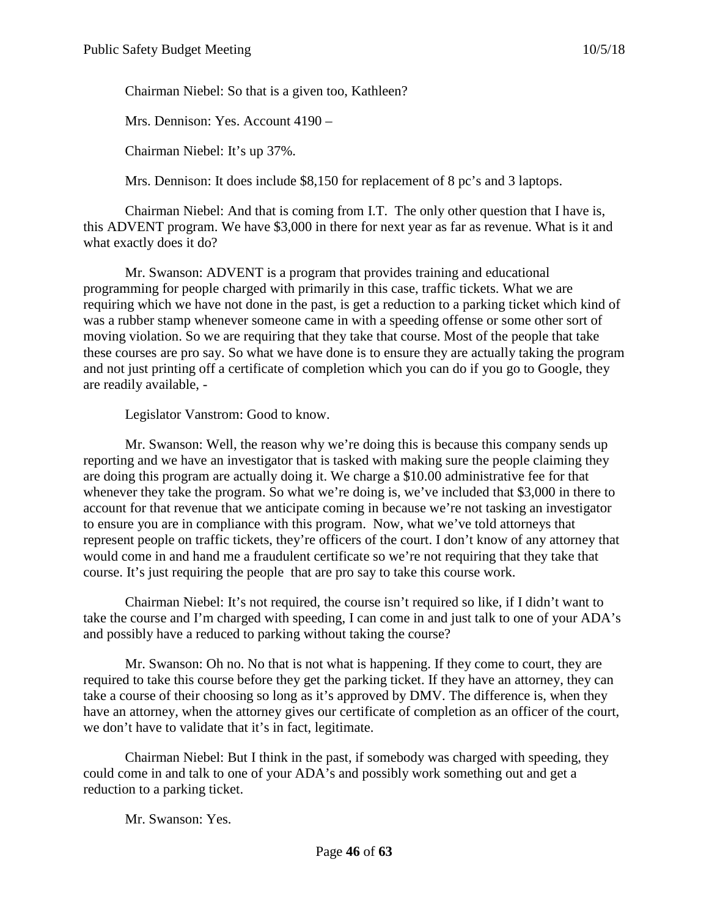Chairman Niebel: So that is a given too, Kathleen?

Mrs. Dennison: Yes. Account 4190 –

Chairman Niebel: It's up 37%.

Mrs. Dennison: It does include $8,150 for replacement of 8 pc's and 3 laptops.

Chairman Niebel: And that is coming from I.T. The only other question that I have is, this ADVENT program. We have $3,000 in there for next year as far as revenue. What is it and what exactly does it do?

Mr. Swanson: ADVENT is a program that provides training and educational programming for people charged with primarily in this case, traffic tickets. What we are requiring which we have not done in the past, is get a reduction to a parking ticket which kind of was a rubber stamp whenever someone came in with a speeding offense or some other sort of moving violation. So we are requiring that they take that course. Most of the people that take these courses are pro say. So what we have done is to ensure they are actually taking the program and not just printing off a certificate of completion which you can do if you go to Google, they are readily available, -

Legislator Vanstrom: Good to know.

Mr. Swanson: Well, the reason why we're doing this is because this company sends up reporting and we have an investigator that is tasked with making sure the people claiming they are doing this program are actually doing it. We charge a $10.00 administrative fee for that whenever they take the program. So what we're doing is, we've included that $3,000 in there to account for that revenue that we anticipate coming in because we're not tasking an investigator to ensure you are in compliance with this program. Now, what we've told attorneys that represent people on traffic tickets, they're officers of the court. I don't know of any attorney that would come in and hand me a fraudulent certificate so we're not requiring that they take that course. It's just requiring the people that are pro say to take this course work.

Chairman Niebel: It's not required, the course isn't required so like, if I didn't want to take the course and I'm charged with speeding, I can come in and just talk to one of your ADA's and possibly have a reduced to parking without taking the course?

Mr. Swanson: Oh no. No that is not what is happening. If they come to court, they are required to take this course before they get the parking ticket. If they have an attorney, they can take a course of their choosing so long as it's approved by DMV. The difference is, when they have an attorney, when the attorney gives our certificate of completion as an officer of the court, we don't have to validate that it's in fact, legitimate.

Chairman Niebel: But I think in the past, if somebody was charged with speeding, they could come in and talk to one of your ADA's and possibly work something out and get a reduction to a parking ticket.

Mr. Swanson: Yes.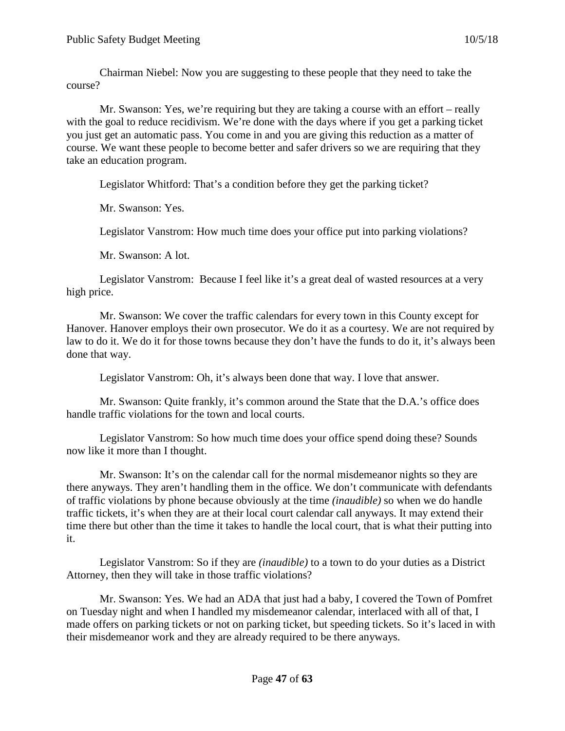Chairman Niebel: Now you are suggesting to these people that they need to take the course?

Mr. Swanson: Yes, we're requiring but they are taking a course with an effort – really with the goal to reduce recidivism. We're done with the days where if you get a parking ticket you just get an automatic pass. You come in and you are giving this reduction as a matter of course. We want these people to become better and safer drivers so we are requiring that they take an education program.

Legislator Whitford: That's a condition before they get the parking ticket?

Mr. Swanson: Yes.

Legislator Vanstrom: How much time does your office put into parking violations?

Mr. Swanson: A lot.

Legislator Vanstrom: Because I feel like it's a great deal of wasted resources at a very high price.

Mr. Swanson: We cover the traffic calendars for every town in this County except for Hanover. Hanover employs their own prosecutor. We do it as a courtesy. We are not required by law to do it. We do it for those towns because they don't have the funds to do it, it's always been done that way.

Legislator Vanstrom: Oh, it's always been done that way. I love that answer.

Mr. Swanson: Quite frankly, it's common around the State that the D.A.'s office does handle traffic violations for the town and local courts.

Legislator Vanstrom: So how much time does your office spend doing these? Sounds now like it more than I thought.

Mr. Swanson: It's on the calendar call for the normal misdemeanor nights so they are there anyways. They aren't handling them in the office. We don't communicate with defendants of traffic violations by phone because obviously at the time *(inaudible)* so when we do handle traffic tickets, it's when they are at their local court calendar call anyways. It may extend their time there but other than the time it takes to handle the local court, that is what their putting into it.

Legislator Vanstrom: So if they are *(inaudible)* to a town to do your duties as a District Attorney, then they will take in those traffic violations?

Mr. Swanson: Yes. We had an ADA that just had a baby, I covered the Town of Pomfret on Tuesday night and when I handled my misdemeanor calendar, interlaced with all of that, I made offers on parking tickets or not on parking ticket, but speeding tickets. So it's laced in with their misdemeanor work and they are already required to be there anyways.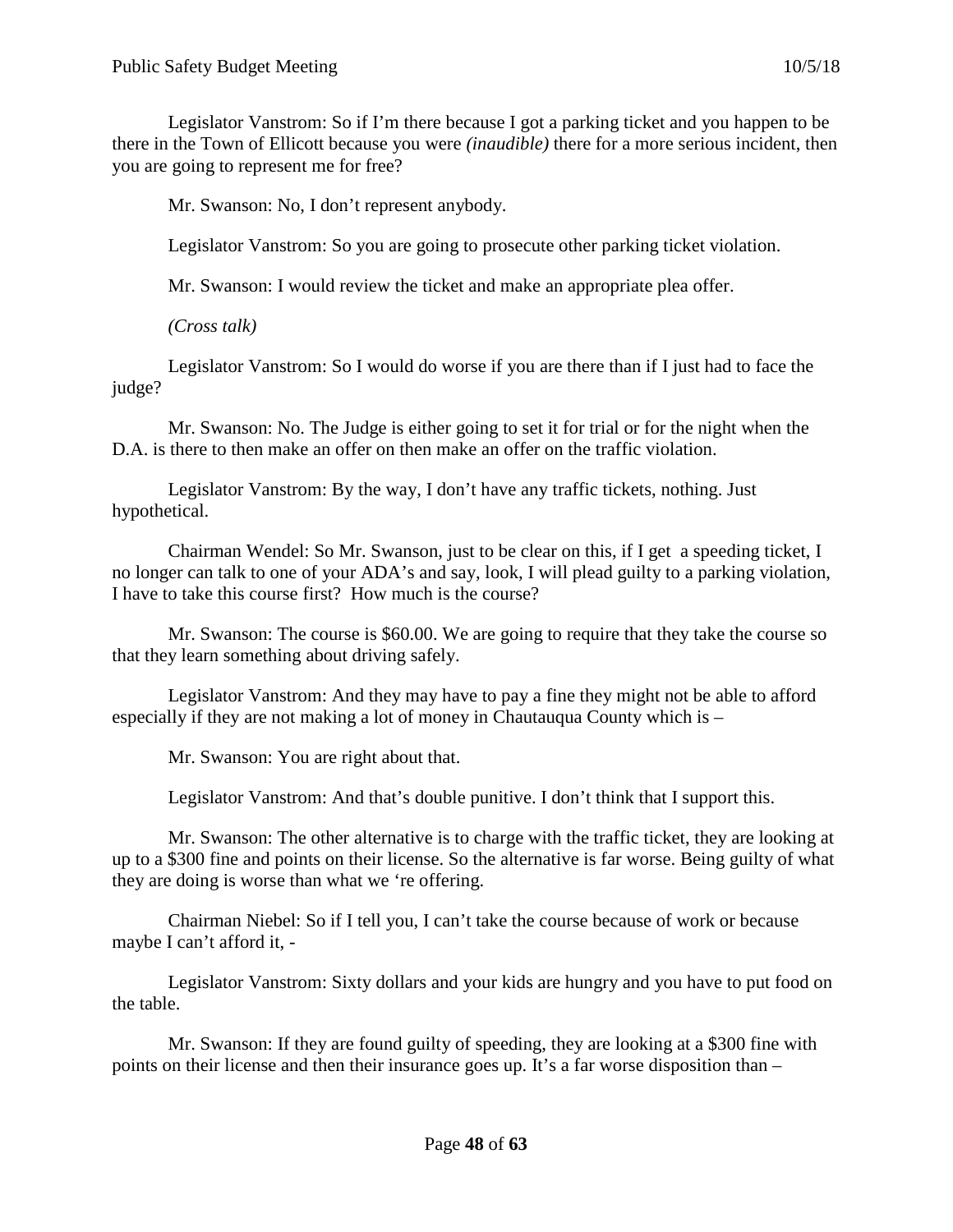Legislator Vanstrom: So if I'm there because I got a parking ticket and you happen to be there in the Town of Ellicott because you were *(inaudible)* there for a more serious incident, then you are going to represent me for free?

Mr. Swanson: No, I don't represent anybody.

Legislator Vanstrom: So you are going to prosecute other parking ticket violation.

Mr. Swanson: I would review the ticket and make an appropriate plea offer.

*(Cross talk)*

Legislator Vanstrom: So I would do worse if you are there than if I just had to face the judge?

Mr. Swanson: No. The Judge is either going to set it for trial or for the night when the D.A. is there to then make an offer on then make an offer on the traffic violation.

Legislator Vanstrom: By the way, I don't have any traffic tickets, nothing. Just hypothetical.

Chairman Wendel: So Mr. Swanson, just to be clear on this, if I get a speeding ticket, I no longer can talk to one of your ADA's and say, look, I will plead guilty to a parking violation, I have to take this course first? How much is the course?

Mr. Swanson: The course is $60.00. We are going to require that they take the course so that they learn something about driving safely.

Legislator Vanstrom: And they may have to pay a fine they might not be able to afford especially if they are not making a lot of money in Chautauqua County which is –

Mr. Swanson: You are right about that.

Legislator Vanstrom: And that's double punitive. I don't think that I support this.

Mr. Swanson: The other alternative is to charge with the traffic ticket, they are looking at up to a $300 fine and points on their license. So the alternative is far worse. Being guilty of what they are doing is worse than what we 're offering.

Chairman Niebel: So if I tell you, I can't take the course because of work or because maybe I can't afford it, -

Legislator Vanstrom: Sixty dollars and your kids are hungry and you have to put food on the table.

Mr. Swanson: If they are found guilty of speeding, they are looking at a $300 fine with points on their license and then their insurance goes up. It's a far worse disposition than –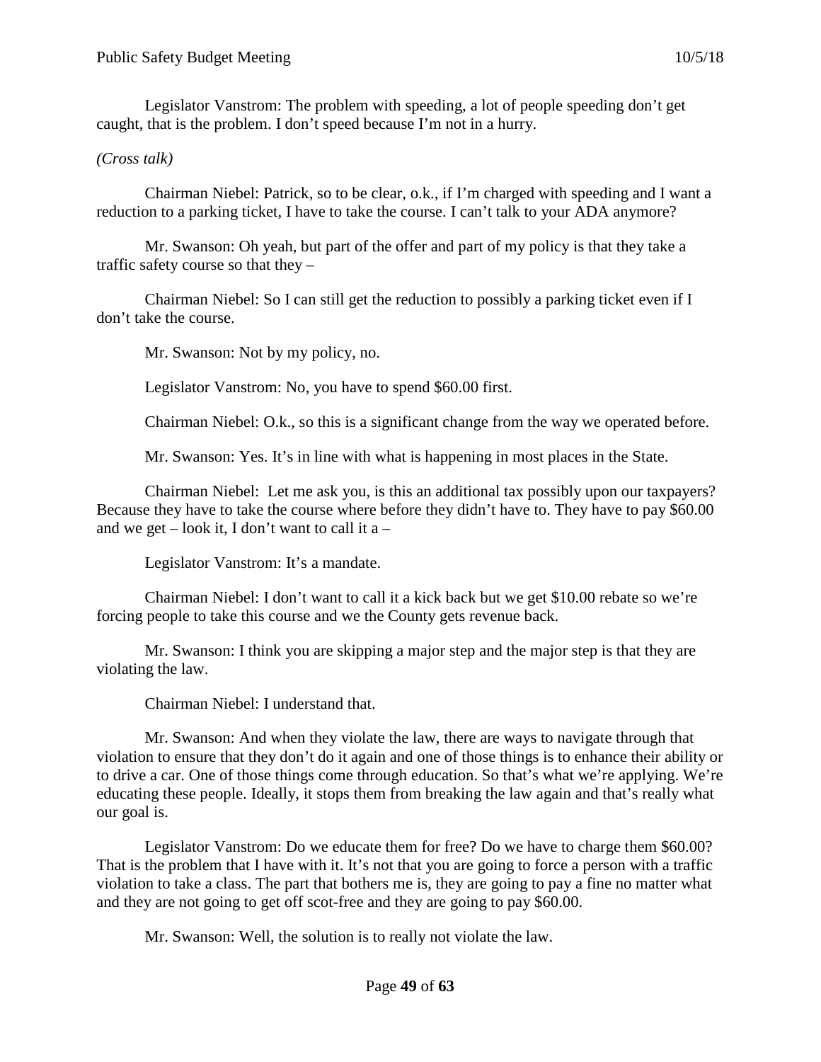Legislator Vanstrom: The problem with speeding, a lot of people speeding don't get caught, that is the problem. I don't speed because I'm not in a hurry.

*(Cross talk)*

Chairman Niebel: Patrick, so to be clear, o.k., if I'm charged with speeding and I want a reduction to a parking ticket, I have to take the course. I can't talk to your ADA anymore?

Mr. Swanson: Oh yeah, but part of the offer and part of my policy is that they take a traffic safety course so that they –

Chairman Niebel: So I can still get the reduction to possibly a parking ticket even if I don't take the course.

Mr. Swanson: Not by my policy, no.

Legislator Vanstrom: No, you have to spend $60.00 first.

Chairman Niebel: O.k., so this is a significant change from the way we operated before.

Mr. Swanson: Yes. It's in line with what is happening in most places in the State.

Chairman Niebel: Let me ask you, is this an additional tax possibly upon our taxpayers? Because they have to take the course where before they didn't have to. They have to pay $60.00 and we get – look it, I don't want to call it a –

Legislator Vanstrom: It's a mandate.

Chairman Niebel: I don't want to call it a kick back but we get $10.00 rebate so we're forcing people to take this course and we the County gets revenue back.

Mr. Swanson: I think you are skipping a major step and the major step is that they are violating the law.

Chairman Niebel: I understand that.

Mr. Swanson: And when they violate the law, there are ways to navigate through that violation to ensure that they don't do it again and one of those things is to enhance their ability or to drive a car. One of those things come through education. So that's what we're applying. We're educating these people. Ideally, it stops them from breaking the law again and that's really what our goal is.

Legislator Vanstrom: Do we educate them for free? Do we have to charge them $60.00? That is the problem that I have with it. It's not that you are going to force a person with a traffic violation to take a class. The part that bothers me is, they are going to pay a fine no matter what and they are not going to get off scot-free and they are going to pay $60.00.

Mr. Swanson: Well, the solution is to really not violate the law.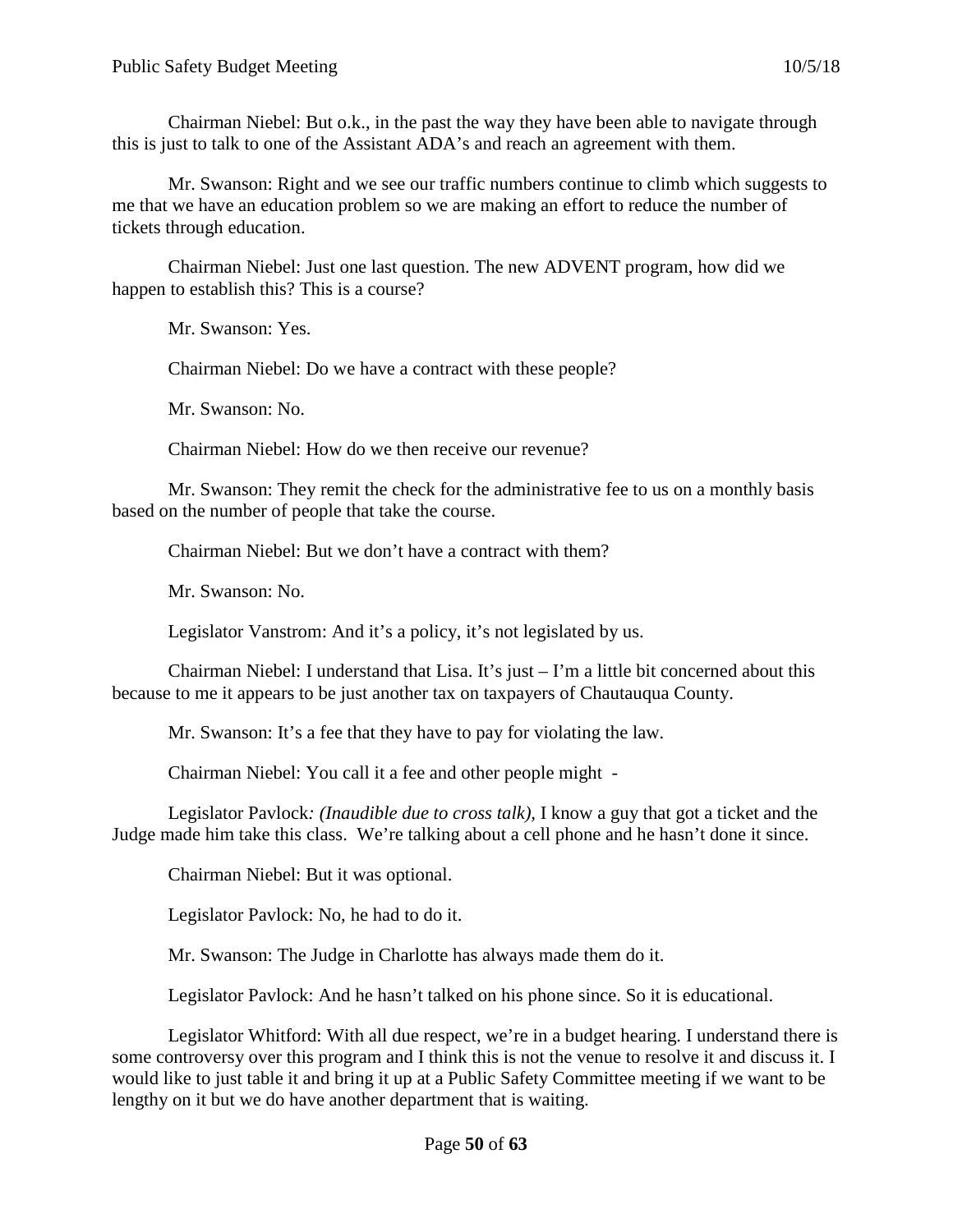Chairman Niebel: But o.k., in the past the way they have been able to navigate through this is just to talk to one of the Assistant ADA's and reach an agreement with them.

Mr. Swanson: Right and we see our traffic numbers continue to climb which suggests to me that we have an education problem so we are making an effort to reduce the number of tickets through education.

Chairman Niebel: Just one last question. The new ADVENT program, how did we happen to establish this? This is a course?

Mr. Swanson: Yes.

Chairman Niebel: Do we have a contract with these people?

Mr. Swanson: No.

Chairman Niebel: How do we then receive our revenue?

Mr. Swanson: They remit the check for the administrative fee to us on a monthly basis based on the number of people that take the course.

Chairman Niebel: But we don't have a contract with them?

Mr. Swanson: No.

Legislator Vanstrom: And it's a policy, it's not legislated by us.

Chairman Niebel: I understand that Lisa. It's just – I'm a little bit concerned about this because to me it appears to be just another tax on taxpayers of Chautauqua County.

Mr. Swanson: It's a fee that they have to pay for violating the law.

Chairman Niebel: You call it a fee and other people might -

Legislator Pavlock*: (Inaudible due to cross talk),* I know a guy that got a ticket and the Judge made him take this class. We're talking about a cell phone and he hasn't done it since.

Chairman Niebel: But it was optional.

Legislator Pavlock: No, he had to do it.

Mr. Swanson: The Judge in Charlotte has always made them do it.

Legislator Pavlock: And he hasn't talked on his phone since. So it is educational.

Legislator Whitford: With all due respect, we're in a budget hearing. I understand there is some controversy over this program and I think this is not the venue to resolve it and discuss it. I would like to just table it and bring it up at a Public Safety Committee meeting if we want to be lengthy on it but we do have another department that is waiting.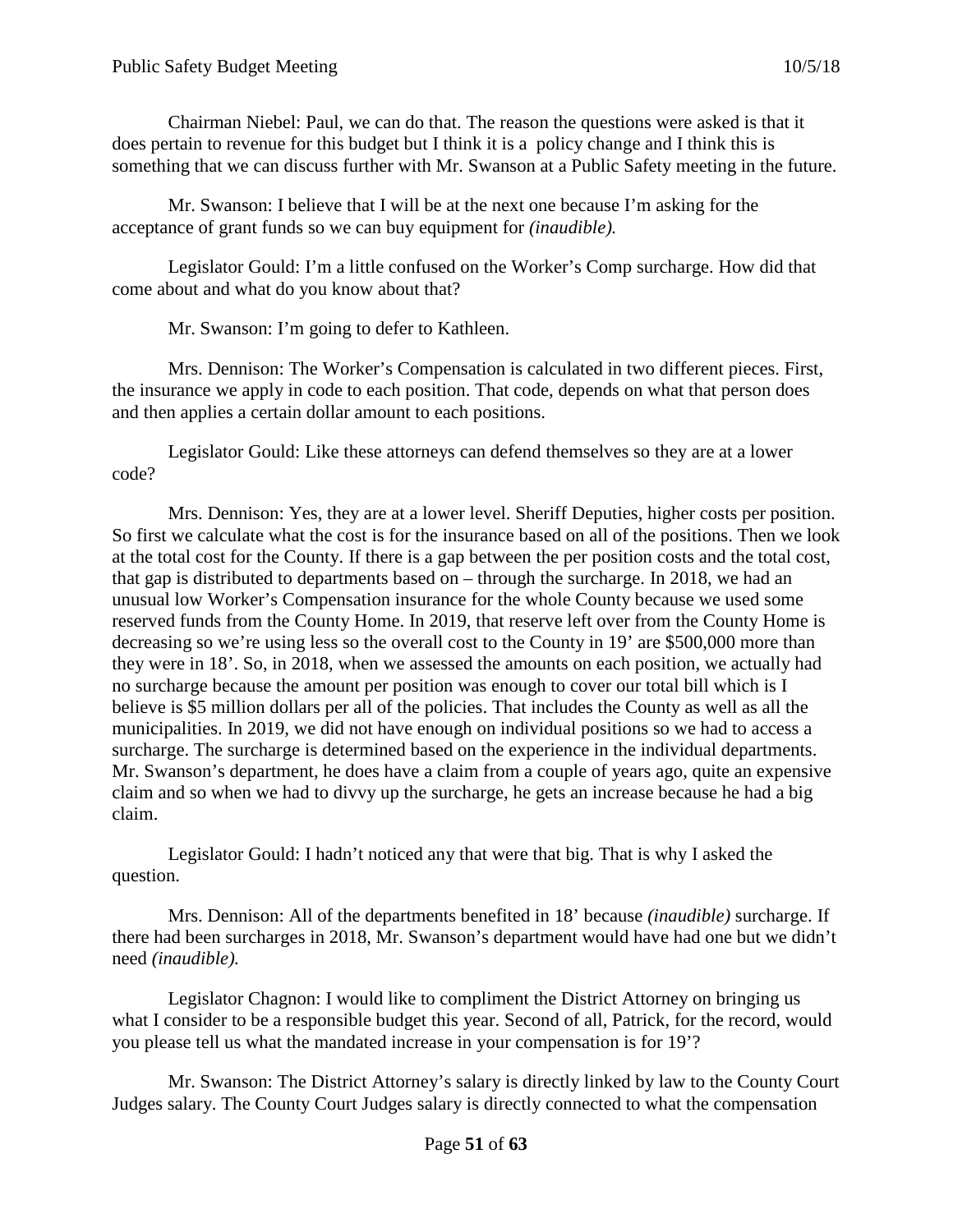Chairman Niebel: Paul, we can do that. The reason the questions were asked is that it does pertain to revenue for this budget but I think it is a policy change and I think this is something that we can discuss further with Mr. Swanson at a Public Safety meeting in the future.

Mr. Swanson: I believe that I will be at the next one because I'm asking for the acceptance of grant funds so we can buy equipment for *(inaudible).*

Legislator Gould: I'm a little confused on the Worker's Comp surcharge. How did that come about and what do you know about that?

Mr. Swanson: I'm going to defer to Kathleen.

Mrs. Dennison: The Worker's Compensation is calculated in two different pieces. First, the insurance we apply in code to each position. That code, depends on what that person does and then applies a certain dollar amount to each positions.

Legislator Gould: Like these attorneys can defend themselves so they are at a lower code?

Mrs. Dennison: Yes, they are at a lower level. Sheriff Deputies, higher costs per position. So first we calculate what the cost is for the insurance based on all of the positions. Then we look at the total cost for the County. If there is a gap between the per position costs and the total cost, that gap is distributed to departments based on – through the surcharge. In 2018, we had an unusual low Worker's Compensation insurance for the whole County because we used some reserved funds from the County Home. In 2019, that reserve left over from the County Home is decreasing so we're using less so the overall cost to the County in 19' are $500,000 more than they were in 18'. So, in 2018, when we assessed the amounts on each position, we actually had no surcharge because the amount per position was enough to cover our total bill which is I believe is $5 million dollars per all of the policies. That includes the County as well as all the municipalities. In 2019, we did not have enough on individual positions so we had to access a surcharge. The surcharge is determined based on the experience in the individual departments. Mr. Swanson's department, he does have a claim from a couple of years ago, quite an expensive claim and so when we had to divvy up the surcharge, he gets an increase because he had a big claim.

Legislator Gould: I hadn't noticed any that were that big. That is why I asked the question.

Mrs. Dennison: All of the departments benefited in 18' because *(inaudible)* surcharge. If there had been surcharges in 2018, Mr. Swanson's department would have had one but we didn't need *(inaudible).*

Legislator Chagnon: I would like to compliment the District Attorney on bringing us what I consider to be a responsible budget this year. Second of all, Patrick, for the record, would you please tell us what the mandated increase in your compensation is for 19'?

Mr. Swanson: The District Attorney's salary is directly linked by law to the County Court Judges salary. The County Court Judges salary is directly connected to what the compensation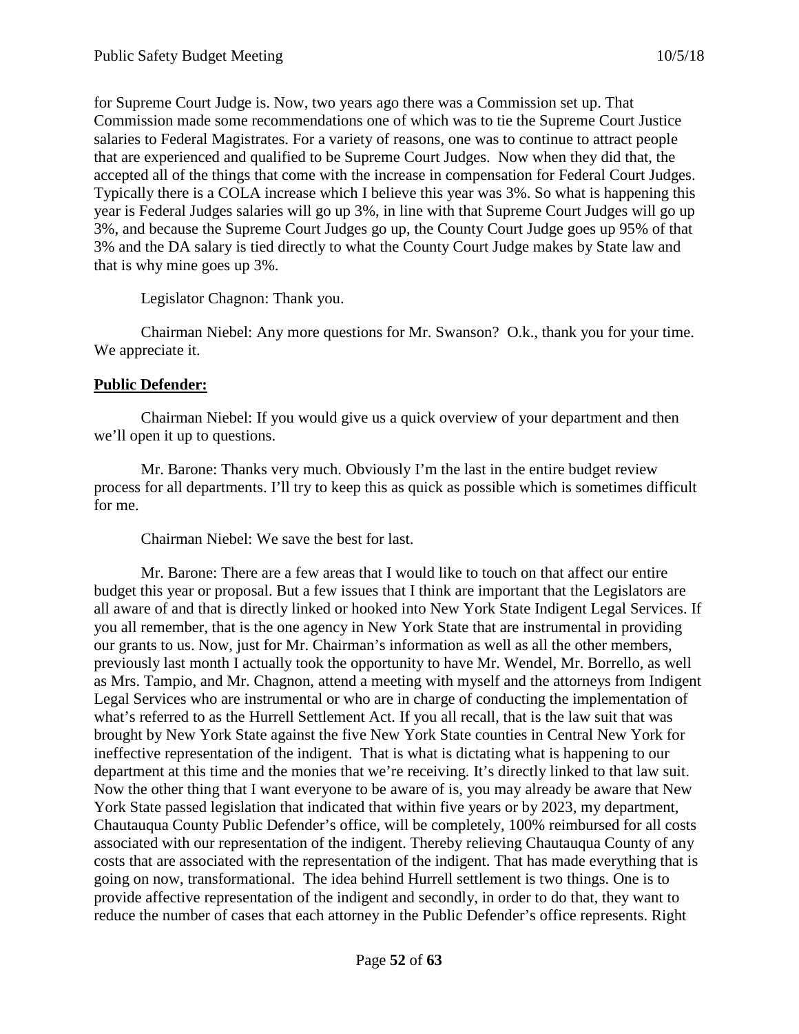for Supreme Court Judge is. Now, two years ago there was a Commission set up. That Commission made some recommendations one of which was to tie the Supreme Court Justice salaries to Federal Magistrates. For a variety of reasons, one was to continue to attract people that are experienced and qualified to be Supreme Court Judges. Now when they did that, the accepted all of the things that come with the increase in compensation for Federal Court Judges. Typically there is a COLA increase which I believe this year was 3%. So what is happening this year is Federal Judges salaries will go up 3%, in line with that Supreme Court Judges will go up 3%, and because the Supreme Court Judges go up, the County Court Judge goes up 95% of that 3% and the DA salary is tied directly to what the County Court Judge makes by State law and that is why mine goes up 3%.

Legislator Chagnon: Thank you.

Chairman Niebel: Any more questions for Mr. Swanson? O.k., thank you for your time. We appreciate it.

**Public Defender:**

Chairman Niebel: If you would give us a quick overview of your department and then we'll open it up to questions.

Mr. Barone: Thanks very much. Obviously I'm the last in the entire budget review process for all departments. I'll try to keep this as quick as possible which is sometimes difficult for me.

Chairman Niebel: We save the best for last.

Mr. Barone: There are a few areas that I would like to touch on that affect our entire budget this year or proposal. But a few issues that I think are important that the Legislators are all aware of and that is directly linked or hooked into New York State Indigent Legal Services. If you all remember, that is the one agency in New York State that are instrumental in providing our grants to us. Now, just for Mr. Chairman's information as well as all the other members, previously last month I actually took the opportunity to have Mr. Wendel, Mr. Borrello, as well as Mrs. Tampio, and Mr. Chagnon, attend a meeting with myself and the attorneys from Indigent Legal Services who are instrumental or who are in charge of conducting the implementation of what's referred to as the Hurrell Settlement Act. If you all recall, that is the law suit that was brought by New York State against the five New York State counties in Central New York for ineffective representation of the indigent. That is what is dictating what is happening to our department at this time and the monies that we're receiving. It's directly linked to that law suit. Now the other thing that I want everyone to be aware of is, you may already be aware that New York State passed legislation that indicated that within five years or by 2023, my department, Chautauqua County Public Defender's office, will be completely, 100% reimbursed for all costs associated with our representation of the indigent. Thereby relieving Chautauqua County of any costs that are associated with the representation of the indigent. That has made everything that is going on now, transformational. The idea behind Hurrell settlement is two things. One is to provide affective representation of the indigent and secondly, in order to do that, they want to reduce the number of cases that each attorney in the Public Defender's office represents. Right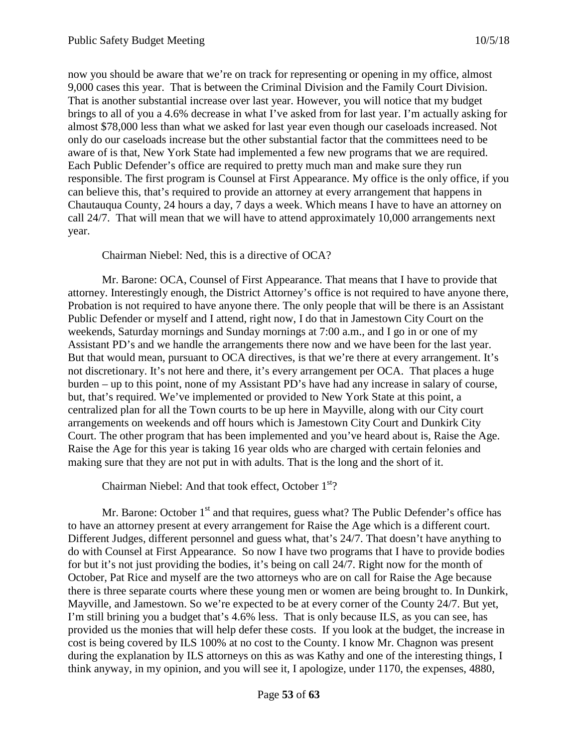now you should be aware that we're on track for representing or opening in my office, almost 9,000 cases this year. That is between the Criminal Division and the Family Court Division. That is another substantial increase over last year. However, you will notice that my budget brings to all of you a 4.6% decrease in what I've asked from for last year. I'm actually asking for almost $78,000 less than what we asked for last year even though our caseloads increased. Not only do our caseloads increase but the other substantial factor that the committees need to be aware of is that, New York State had implemented a few new programs that we are required. Each Public Defender's office are required to pretty much man and make sure they run responsible. The first program is Counsel at First Appearance. My office is the only office, if you can believe this, that's required to provide an attorney at every arrangement that happens in Chautauqua County, 24 hours a day, 7 days a week. Which means I have to have an attorney on call 24/7. That will mean that we will have to attend approximately 10,000 arrangements next year.

Chairman Niebel: Ned, this is a directive of OCA?

Mr. Barone: OCA, Counsel of First Appearance. That means that I have to provide that attorney. Interestingly enough, the District Attorney's office is not required to have anyone there, Probation is not required to have anyone there. The only people that will be there is an Assistant Public Defender or myself and I attend, right now, I do that in Jamestown City Court on the weekends, Saturday mornings and Sunday mornings at 7:00 a.m., and I go in or one of my Assistant PD's and we handle the arrangements there now and we have been for the last year. But that would mean, pursuant to OCA directives, is that we're there at every arrangement. It's not discretionary. It's not here and there, it's every arrangement per OCA. That places a huge burden – up to this point, none of my Assistant PD's have had any increase in salary of course, but, that's required. We've implemented or provided to New York State at this point, a centralized plan for all the Town courts to be up here in Mayville, along with our City court arrangements on weekends and off hours which is Jamestown City Court and Dunkirk City Court. The other program that has been implemented and you've heard about is, Raise the Age. Raise the Age for this year is taking 16 year olds who are charged with certain felonies and making sure that they are not put in with adults. That is the long and the short of it.

Chairman Niebel: And that took effect, October 1st?

Mr. Barone: October 1st and that requires, guess what? The Public Defender's office has to have an attorney present at every arrangement for Raise the Age which is a different court. Different Judges, different personnel and guess what, that's 24/7. That doesn't have anything to do with Counsel at First Appearance. So now I have two programs that I have to provide bodies for but it's not just providing the bodies, it's being on call 24/7. Right now for the month of October, Pat Rice and myself are the two attorneys who are on call for Raise the Age because there is three separate courts where these young men or women are being brought to. In Dunkirk, Mayville, and Jamestown. So we're expected to be at every corner of the County 24/7. But yet, I'm still brining you a budget that's 4.6% less. That is only because ILS, as you can see, has provided us the monies that will help defer these costs. If you look at the budget, the increase in cost is being covered by ILS 100% at no cost to the County. I know Mr. Chagnon was present during the explanation by ILS attorneys on this as was Kathy and one of the interesting things, I think anyway, in my opinion, and you will see it, I apologize, under 1170, the expenses, 4880,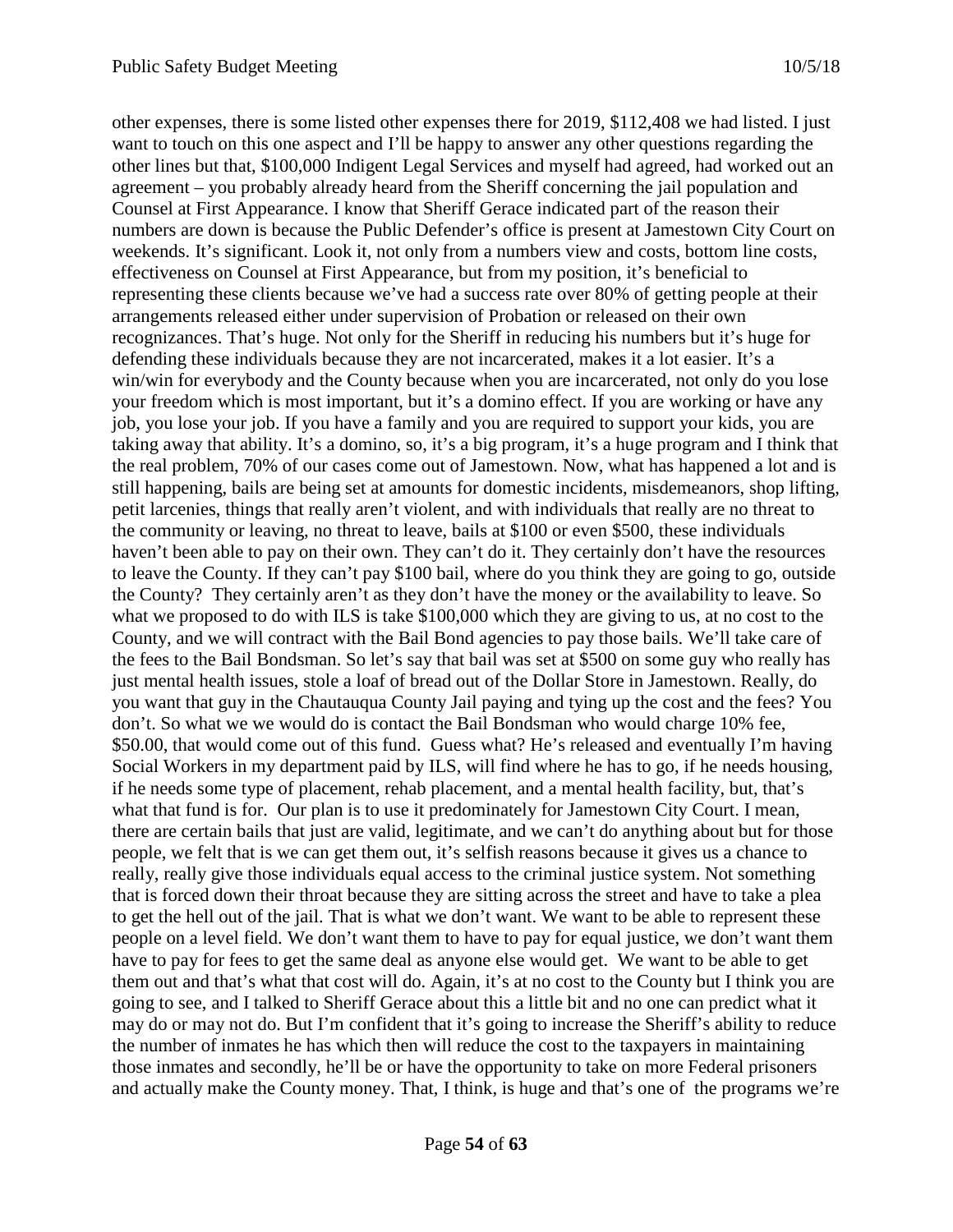other expenses, there is some listed other expenses there for 2019, $112,408 we had listed. I just want to touch on this one aspect and I'll be happy to answer any other questions regarding the other lines but that, $100,000 Indigent Legal Services and myself had agreed, had worked out an agreement – you probably already heard from the Sheriff concerning the jail population and Counsel at First Appearance. I know that Sheriff Gerace indicated part of the reason their numbers are down is because the Public Defender's office is present at Jamestown City Court on weekends. It's significant. Look it, not only from a numbers view and costs, bottom line costs, effectiveness on Counsel at First Appearance, but from my position, it's beneficial to representing these clients because we've had a success rate over 80% of getting people at their arrangements released either under supervision of Probation or released on their own recognizances. That's huge. Not only for the Sheriff in reducing his numbers but it's huge for defending these individuals because they are not incarcerated, makes it a lot easier. It's a win/win for everybody and the County because when you are incarcerated, not only do you lose your freedom which is most important, but it's a domino effect. If you are working or have any job, you lose your job. If you have a family and you are required to support your kids, you are taking away that ability. It's a domino, so, it's a big program, it's a huge program and I think that the real problem, 70% of our cases come out of Jamestown. Now, what has happened a lot and is still happening, bails are being set at amounts for domestic incidents, misdemeanors, shop lifting, petit larcenies, things that really aren't violent, and with individuals that really are no threat to the community or leaving, no threat to leave, bails at $100 or even $500, these individuals haven't been able to pay on their own. They can't do it. They certainly don't have the resources to leave the County. If they can't pay $100 bail, where do you think they are going to go, outside the County? They certainly aren't as they don't have the money or the availability to leave. So what we proposed to do with ILS is take $100,000 which they are giving to us, at no cost to the County, and we will contract with the Bail Bond agencies to pay those bails. We'll take care of the fees to the Bail Bondsman. So let's say that bail was set at $500 on some guy who really has just mental health issues, stole a loaf of bread out of the Dollar Store in Jamestown. Really, do you want that guy in the Chautauqua County Jail paying and tying up the cost and the fees? You don't. So what we we would do is contact the Bail Bondsman who would charge 10% fee, $50.00, that would come out of this fund. Guess what? He's released and eventually I'm having Social Workers in my department paid by ILS, will find where he has to go, if he needs housing, if he needs some type of placement, rehab placement, and a mental health facility, but, that's what that fund is for. Our plan is to use it predominately for Jamestown City Court. I mean, there are certain bails that just are valid, legitimate, and we can't do anything about but for those people, we felt that is we can get them out, it's selfish reasons because it gives us a chance to really, really give those individuals equal access to the criminal justice system. Not something that is forced down their throat because they are sitting across the street and have to take a plea to get the hell out of the jail. That is what we don't want. We want to be able to represent these people on a level field. We don't want them to have to pay for equal justice, we don't want them have to pay for fees to get the same deal as anyone else would get. We want to be able to get them out and that's what that cost will do. Again, it's at no cost to the County but I think you are going to see, and I talked to Sheriff Gerace about this a little bit and no one can predict what it may do or may not do. But I'm confident that it's going to increase the Sheriff's ability to reduce the number of inmates he has which then will reduce the cost to the taxpayers in maintaining those inmates and secondly, he'll be or have the opportunity to take on more Federal prisoners and actually make the County money. That, I think, is huge and that's one of the programs we're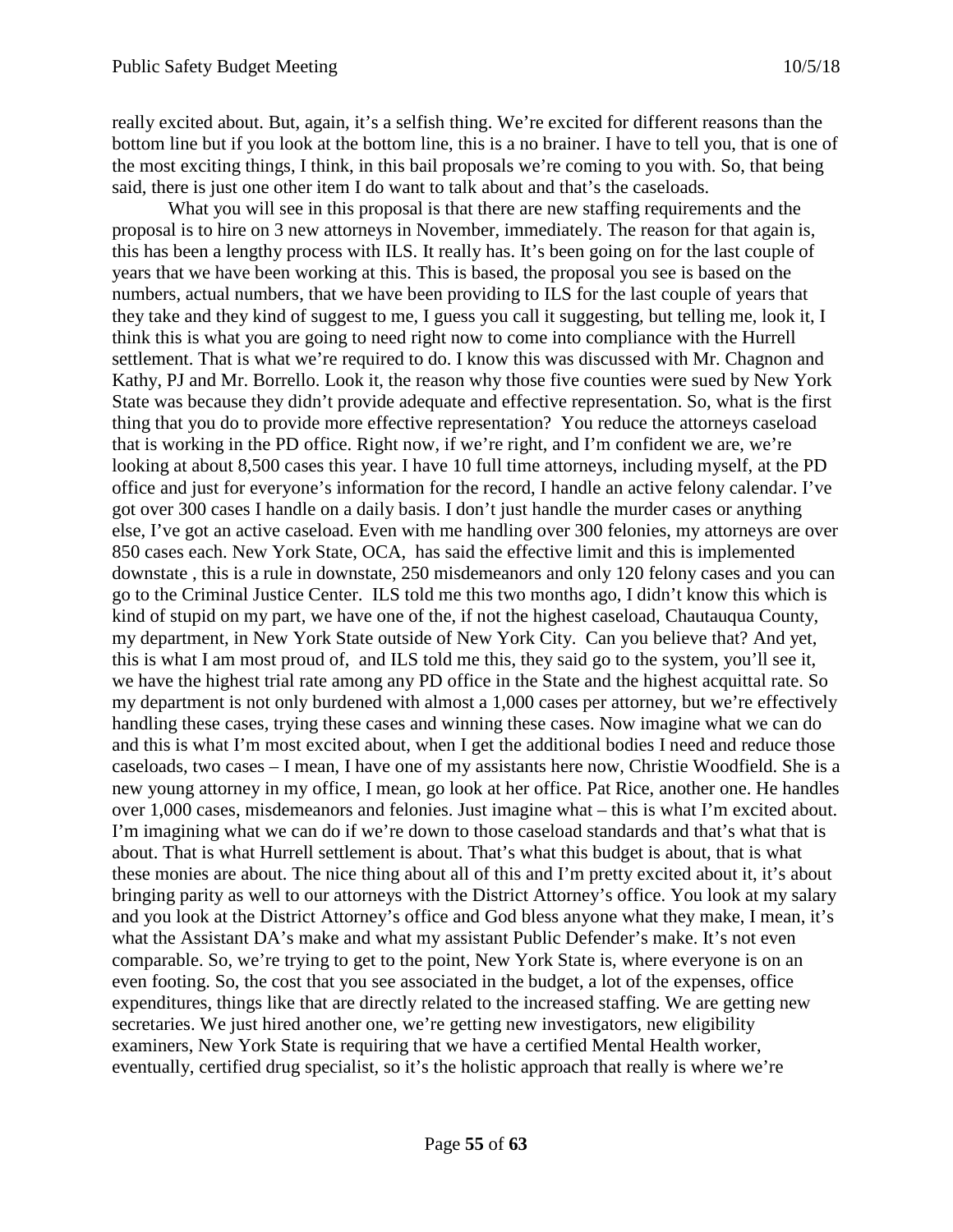really excited about. But, again, it's a selfish thing. We're excited for different reasons than the bottom line but if you look at the bottom line, this is a no brainer. I have to tell you, that is one of the most exciting things, I think, in this bail proposals we're coming to you with. So, that being said, there is just one other item I do want to talk about and that's the caseloads.

What you will see in this proposal is that there are new staffing requirements and the proposal is to hire on 3 new attorneys in November, immediately. The reason for that again is, this has been a lengthy process with ILS. It really has. It's been going on for the last couple of years that we have been working at this. This is based, the proposal you see is based on the numbers, actual numbers, that we have been providing to ILS for the last couple of years that they take and they kind of suggest to me, I guess you call it suggesting, but telling me, look it, I think this is what you are going to need right now to come into compliance with the Hurrell settlement. That is what we're required to do. I know this was discussed with Mr. Chagnon and Kathy, PJ and Mr. Borrello. Look it, the reason why those five counties were sued by New York State was because they didn't provide adequate and effective representation. So, what is the first thing that you do to provide more effective representation? You reduce the attorneys caseload that is working in the PD office. Right now, if we're right, and I'm confident we are, we're looking at about 8,500 cases this year. I have 10 full time attorneys, including myself, at the PD office and just for everyone's information for the record, I handle an active felony calendar. I've got over 300 cases I handle on a daily basis. I don't just handle the murder cases or anything else, I've got an active caseload. Even with me handling over 300 felonies, my attorneys are over 850 cases each. New York State, OCA, has said the effective limit and this is implemented downstate , this is a rule in downstate, 250 misdemeanors and only 120 felony cases and you can go to the Criminal Justice Center. ILS told me this two months ago, I didn't know this which is kind of stupid on my part, we have one of the, if not the highest caseload, Chautauqua County, my department, in New York State outside of New York City. Can you believe that? And yet, this is what I am most proud of, and ILS told me this, they said go to the system, you'll see it, we have the highest trial rate among any PD office in the State and the highest acquittal rate. So my department is not only burdened with almost a 1,000 cases per attorney, but we're effectively handling these cases, trying these cases and winning these cases. Now imagine what we can do and this is what I'm most excited about, when I get the additional bodies I need and reduce those caseloads, two cases – I mean, I have one of my assistants here now, Christie Woodfield. She is a new young attorney in my office, I mean, go look at her office. Pat Rice, another one. He handles over 1,000 cases, misdemeanors and felonies. Just imagine what – this is what I'm excited about. I'm imagining what we can do if we're down to those caseload standards and that's what that is about. That is what Hurrell settlement is about. That's what this budget is about, that is what these monies are about. The nice thing about all of this and I'm pretty excited about it, it's about bringing parity as well to our attorneys with the District Attorney's office. You look at my salary and you look at the District Attorney's office and God bless anyone what they make, I mean, it's what the Assistant DA's make and what my assistant Public Defender's make. It's not even comparable. So, we're trying to get to the point, New York State is, where everyone is on an even footing. So, the cost that you see associated in the budget, a lot of the expenses, office expenditures, things like that are directly related to the increased staffing. We are getting new secretaries. We just hired another one, we're getting new investigators, new eligibility examiners, New York State is requiring that we have a certified Mental Health worker, eventually, certified drug specialist, so it's the holistic approach that really is where we're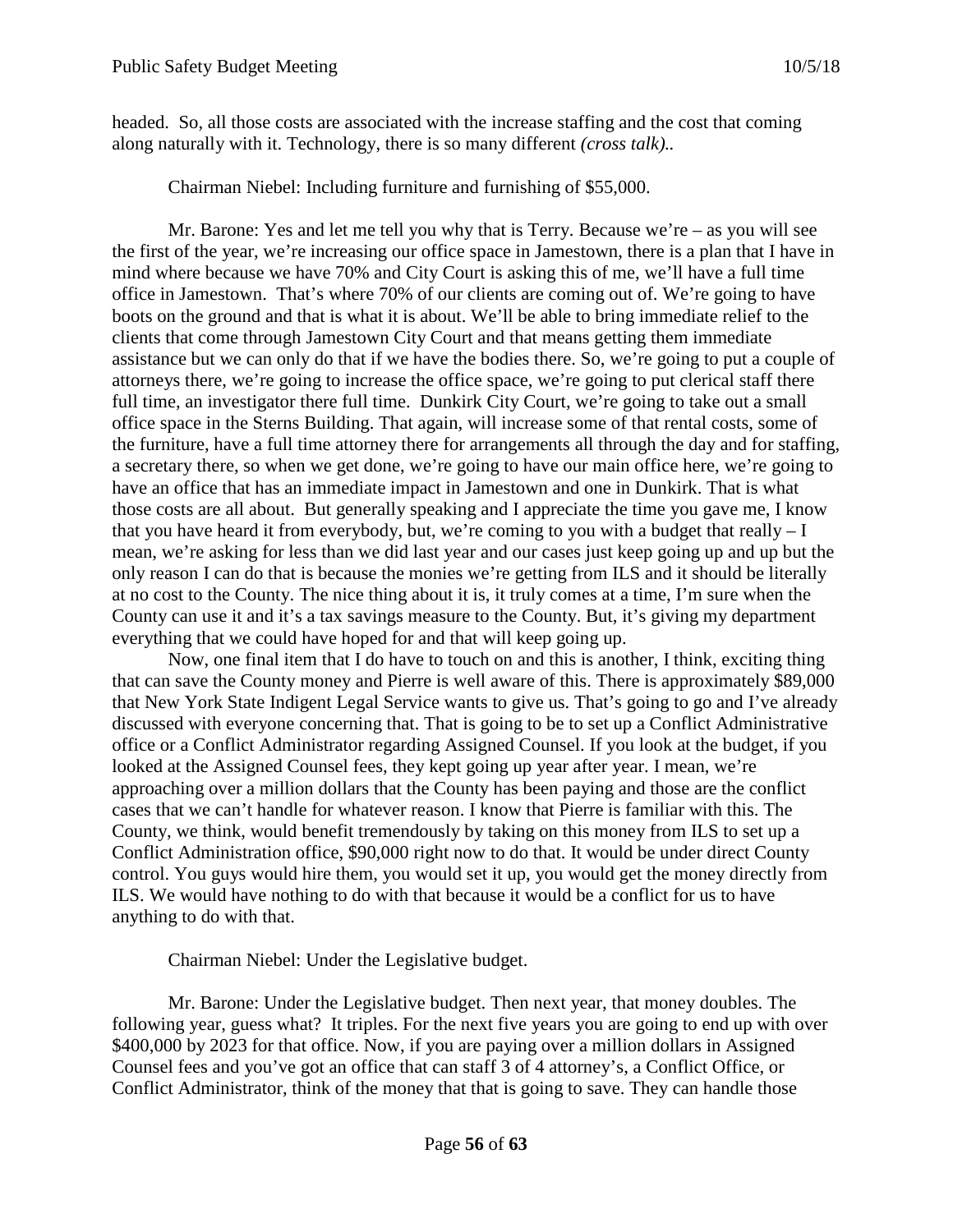headed. So, all those costs are associated with the increase staffing and the cost that coming along naturally with it. Technology, there is so many different *(cross talk)*..

Chairman Niebel: Including furniture and furnishing of $55,000.

Mr. Barone: Yes and let me tell you why that is Terry. Because we're – as you will see the first of the year, we're increasing our office space in Jamestown, there is a plan that I have in mind where because we have 70% and City Court is asking this of me, we'll have a full time office in Jamestown. That's where 70% of our clients are coming out of. We're going to have boots on the ground and that is what it is about. We'll be able to bring immediate relief to the clients that come through Jamestown City Court and that means getting them immediate assistance but we can only do that if we have the bodies there. So, we're going to put a couple of attorneys there, we're going to increase the office space, we're going to put clerical staff there full time, an investigator there full time. Dunkirk City Court, we're going to take out a small office space in the Sterns Building. That again, will increase some of that rental costs, some of the furniture, have a full time attorney there for arrangements all through the day and for staffing, a secretary there, so when we get done, we're going to have our main office here, we're going to have an office that has an immediate impact in Jamestown and one in Dunkirk. That is what those costs are all about. But generally speaking and I appreciate the time you gave me, I know that you have heard it from everybody, but, we're coming to you with a budget that really – I mean, we're asking for less than we did last year and our cases just keep going up and up but the only reason I can do that is because the monies we're getting from ILS and it should be literally at no cost to the County. The nice thing about it is, it truly comes at a time, I'm sure when the County can use it and it's a tax savings measure to the County. But, it's giving my department everything that we could have hoped for and that will keep going up.

Now, one final item that I do have to touch on and this is another, I think, exciting thing that can save the County money and Pierre is well aware of this. There is approximately $89,000 that New York State Indigent Legal Service wants to give us. That's going to go and I've already discussed with everyone concerning that. That is going to be to set up a Conflict Administrative office or a Conflict Administrator regarding Assigned Counsel. If you look at the budget, if you looked at the Assigned Counsel fees, they kept going up year after year. I mean, we're approaching over a million dollars that the County has been paying and those are the conflict cases that we can't handle for whatever reason. I know that Pierre is familiar with this. The County, we think, would benefit tremendously by taking on this money from ILS to set up a Conflict Administration office, $90,000 right now to do that. It would be under direct County control. You guys would hire them, you would set it up, you would get the money directly from ILS. We would have nothing to do with that because it would be a conflict for us to have anything to do with that.

Chairman Niebel: Under the Legislative budget.

Mr. Barone: Under the Legislative budget. Then next year, that money doubles. The following year, guess what? It triples. For the next five years you are going to end up with over $400,000 by 2023 for that office. Now, if you are paying over a million dollars in Assigned Counsel fees and you've got an office that can staff 3 of 4 attorney's, a Conflict Office, or Conflict Administrator, think of the money that that is going to save. They can handle those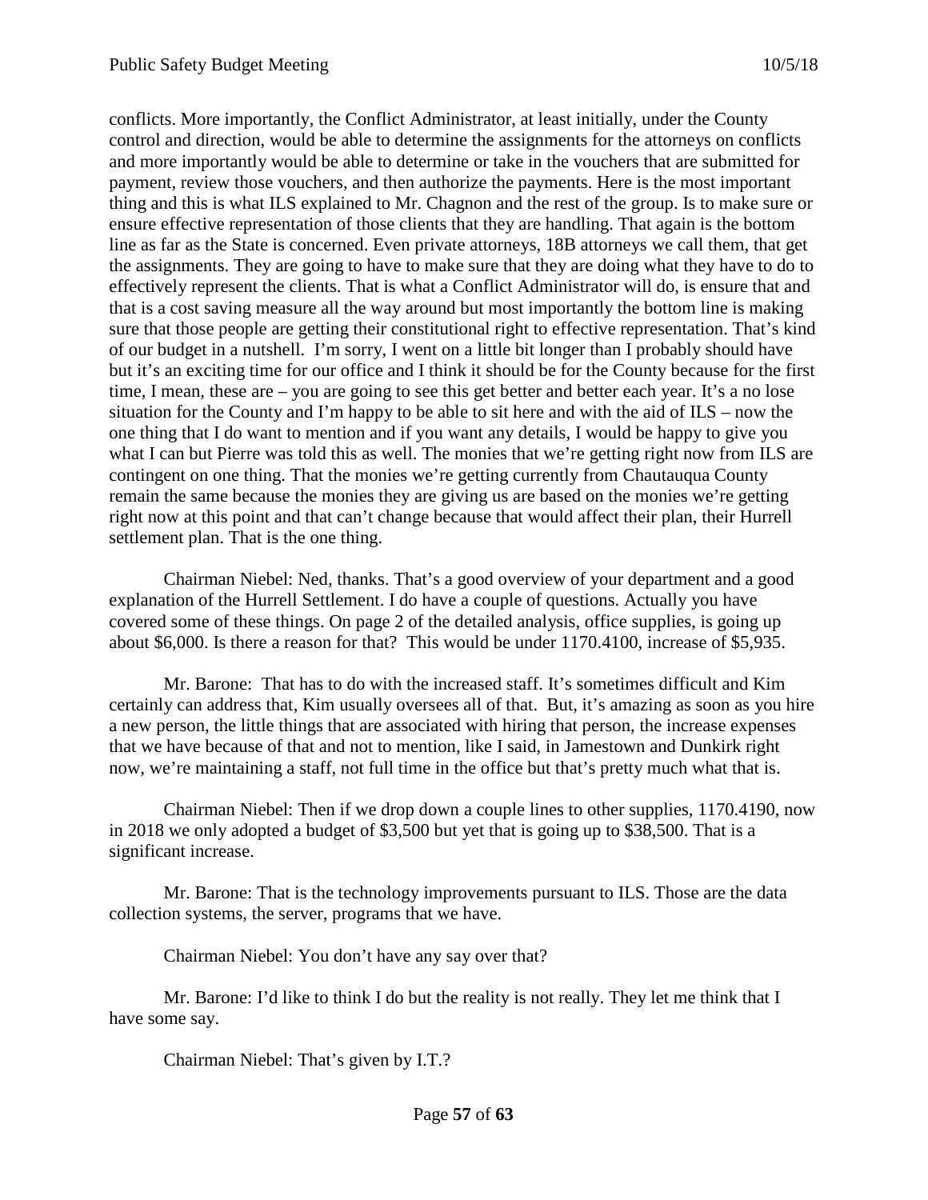conflicts. More importantly, the Conflict Administrator, at least initially, under the County control and direction, would be able to determine the assignments for the attorneys on conflicts and more importantly would be able to determine or take in the vouchers that are submitted for payment, review those vouchers, and then authorize the payments. Here is the most important thing and this is what ILS explained to Mr. Chagnon and the rest of the group. Is to make sure or ensure effective representation of those clients that they are handling. That again is the bottom line as far as the State is concerned. Even private attorneys, 18B attorneys we call them, that get the assignments. They are going to have to make sure that they are doing what they have to do to effectively represent the clients. That is what a Conflict Administrator will do, is ensure that and that is a cost saving measure all the way around but most importantly the bottom line is making sure that those people are getting their constitutional right to effective representation. That's kind of our budget in a nutshell. I'm sorry, I went on a little bit longer than I probably should have but it's an exciting time for our office and I think it should be for the County because for the first time, I mean, these are – you are going to see this get better and better each year. It's a no lose situation for the County and I'm happy to be able to sit here and with the aid of ILS – now the one thing that I do want to mention and if you want any details, I would be happy to give you what I can but Pierre was told this as well. The monies that we're getting right now from ILS are contingent on one thing. That the monies we're getting currently from Chautauqua County remain the same because the monies they are giving us are based on the monies we're getting right now at this point and that can't change because that would affect their plan, their Hurrell settlement plan. That is the one thing.

Chairman Niebel: Ned, thanks. That's a good overview of your department and a good explanation of the Hurrell Settlement. I do have a couple of questions. Actually you have covered some of these things. On page 2 of the detailed analysis, office supplies, is going up about $6,000. Is there a reason for that? This would be under 1170.4100, increase of $5,935.

Mr. Barone: That has to do with the increased staff. It's sometimes difficult and Kim certainly can address that, Kim usually oversees all of that. But, it's amazing as soon as you hire a new person, the little things that are associated with hiring that person, the increase expenses that we have because of that and not to mention, like I said, in Jamestown and Dunkirk right now, we're maintaining a staff, not full time in the office but that's pretty much what that is.

Chairman Niebel: Then if we drop down a couple lines to other supplies, 1170.4190, now in 2018 we only adopted a budget of $3,500 but yet that is going up to $38,500. That is a significant increase.

Mr. Barone: That is the technology improvements pursuant to ILS. Those are the data collection systems, the server, programs that we have.

Chairman Niebel: You don't have any say over that?

Mr. Barone: I'd like to think I do but the reality is not really. They let me think that I have some say.

Chairman Niebel: That's given by I.T.?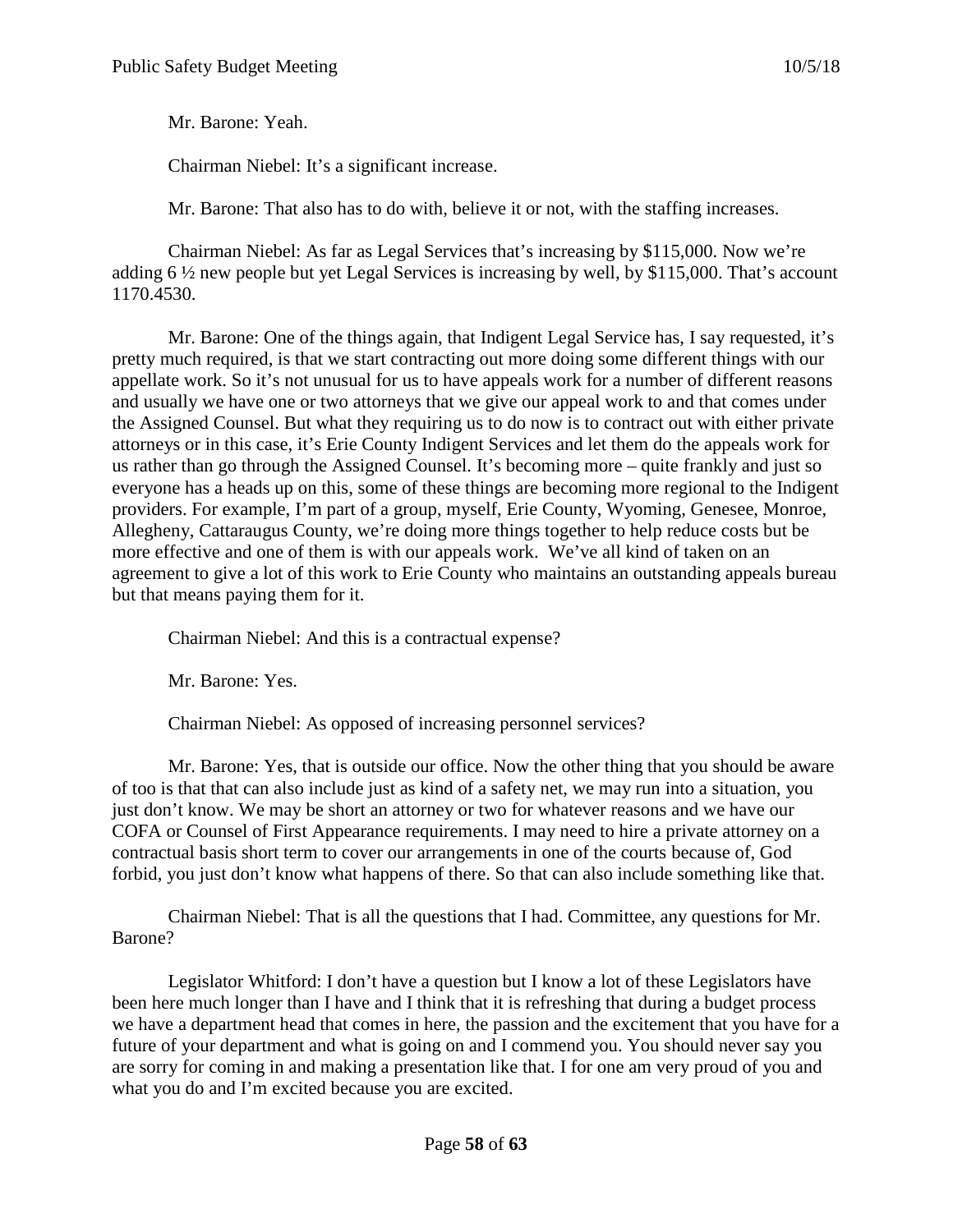Mr. Barone: Yeah.

Chairman Niebel: It's a significant increase.

Mr. Barone: That also has to do with, believe it or not, with the staffing increases.

Chairman Niebel: As far as Legal Services that's increasing by $115,000. Now we're adding 6 ½ new people but yet Legal Services is increasing by well, by $115,000. That's account 1170.4530.

Mr. Barone: One of the things again, that Indigent Legal Service has, I say requested, it's pretty much required, is that we start contracting out more doing some different things with our appellate work. So it's not unusual for us to have appeals work for a number of different reasons and usually we have one or two attorneys that we give our appeal work to and that comes under the Assigned Counsel. But what they requiring us to do now is to contract out with either private attorneys or in this case, it's Erie County Indigent Services and let them do the appeals work for us rather than go through the Assigned Counsel. It's becoming more – quite frankly and just so everyone has a heads up on this, some of these things are becoming more regional to the Indigent providers. For example, I'm part of a group, myself, Erie County, Wyoming, Genesee, Monroe, Allegheny, Cattaraugus County, we're doing more things together to help reduce costs but be more effective and one of them is with our appeals work. We've all kind of taken on an agreement to give a lot of this work to Erie County who maintains an outstanding appeals bureau but that means paying them for it.

Chairman Niebel: And this is a contractual expense?

Mr. Barone: Yes.

Chairman Niebel: As opposed of increasing personnel services?

Mr. Barone: Yes, that is outside our office. Now the other thing that you should be aware of too is that that can also include just as kind of a safety net, we may run into a situation, you just don't know. We may be short an attorney or two for whatever reasons and we have our COFA or Counsel of First Appearance requirements. I may need to hire a private attorney on a contractual basis short term to cover our arrangements in one of the courts because of, God forbid, you just don't know what happens of there. So that can also include something like that.

Chairman Niebel: That is all the questions that I had. Committee, any questions for Mr. Barone?

Legislator Whitford: I don't have a question but I know a lot of these Legislators have been here much longer than I have and I think that it is refreshing that during a budget process we have a department head that comes in here, the passion and the excitement that you have for a future of your department and what is going on and I commend you. You should never say you are sorry for coming in and making a presentation like that. I for one am very proud of you and what you do and I'm excited because you are excited.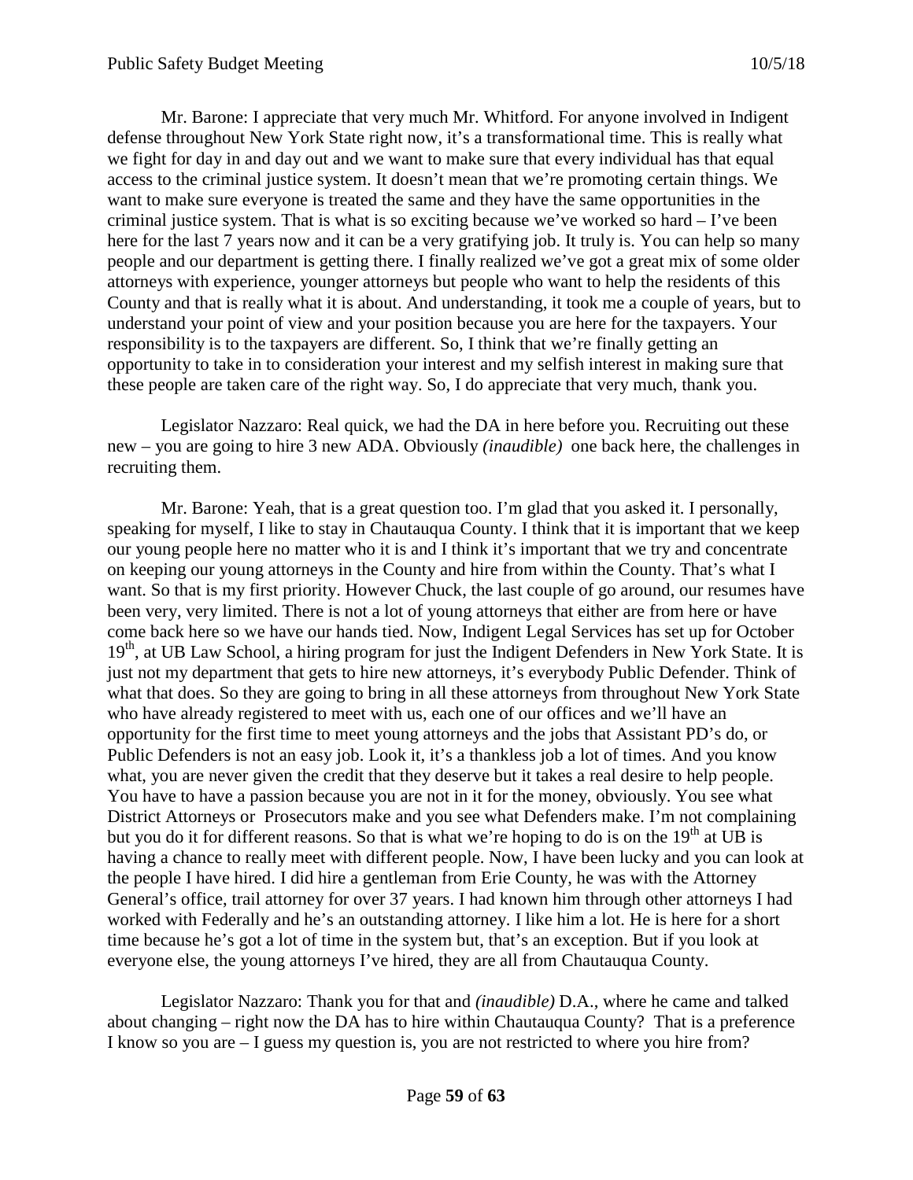Mr. Barone: I appreciate that very much Mr. Whitford. For anyone involved in Indigent defense throughout New York State right now, it's a transformational time. This is really what we fight for day in and day out and we want to make sure that every individual has that equal access to the criminal justice system. It doesn't mean that we're promoting certain things. We want to make sure everyone is treated the same and they have the same opportunities in the criminal justice system. That is what is so exciting because we've worked so hard – I've been here for the last 7 years now and it can be a very gratifying job. It truly is. You can help so many people and our department is getting there. I finally realized we've got a great mix of some older attorneys with experience, younger attorneys but people who want to help the residents of this County and that is really what it is about. And understanding, it took me a couple of years, but to understand your point of view and your position because you are here for the taxpayers. Your responsibility is to the taxpayers are different. So, I think that we're finally getting an opportunity to take in to consideration your interest and my selfish interest in making sure that these people are taken care of the right way. So, I do appreciate that very much, thank you.

Legislator Nazzaro: Real quick, we had the DA in here before you. Recruiting out these new – you are going to hire 3 new ADA. Obviously *(inaudible)* one back here, the challenges in recruiting them.

Mr. Barone: Yeah, that is a great question too. I'm glad that you asked it. I personally, speaking for myself, I like to stay in Chautauqua County. I think that it is important that we keep our young people here no matter who it is and I think it's important that we try and concentrate on keeping our young attorneys in the County and hire from within the County. That's what I want. So that is my first priority. However Chuck, the last couple of go around, our resumes have been very, very limited. There is not a lot of young attorneys that either are from here or have come back here so we have our hands tied. Now, Indigent Legal Services has set up for October 19th, at UB Law School, a hiring program for just the Indigent Defenders in New York State. It is just not my department that gets to hire new attorneys, it's everybody Public Defender. Think of what that does. So they are going to bring in all these attorneys from throughout New York State who have already registered to meet with us, each one of our offices and we'll have an opportunity for the first time to meet young attorneys and the jobs that Assistant PD's do, or Public Defenders is not an easy job. Look it, it's a thankless job a lot of times. And you know what, you are never given the credit that they deserve but it takes a real desire to help people. You have to have a passion because you are not in it for the money, obviously. You see what District Attorneys or Prosecutors make and you see what Defenders make. I'm not complaining but you do it for different reasons. So that is what we're hoping to do is on the 19th at UB is having a chance to really meet with different people. Now, I have been lucky and you can look at the people I have hired. I did hire a gentleman from Erie County, he was with the Attorney General's office, trail attorney for over 37 years. I had known him through other attorneys I had worked with Federally and he's an outstanding attorney. I like him a lot. He is here for a short time because he's got a lot of time in the system but, that's an exception. But if you look at everyone else, the young attorneys I've hired, they are all from Chautauqua County.

Legislator Nazzaro: Thank you for that and *(inaudible)* D.A., where he came and talked about changing – right now the DA has to hire within Chautauqua County? That is a preference I know so you are – I guess my question is, you are not restricted to where you hire from?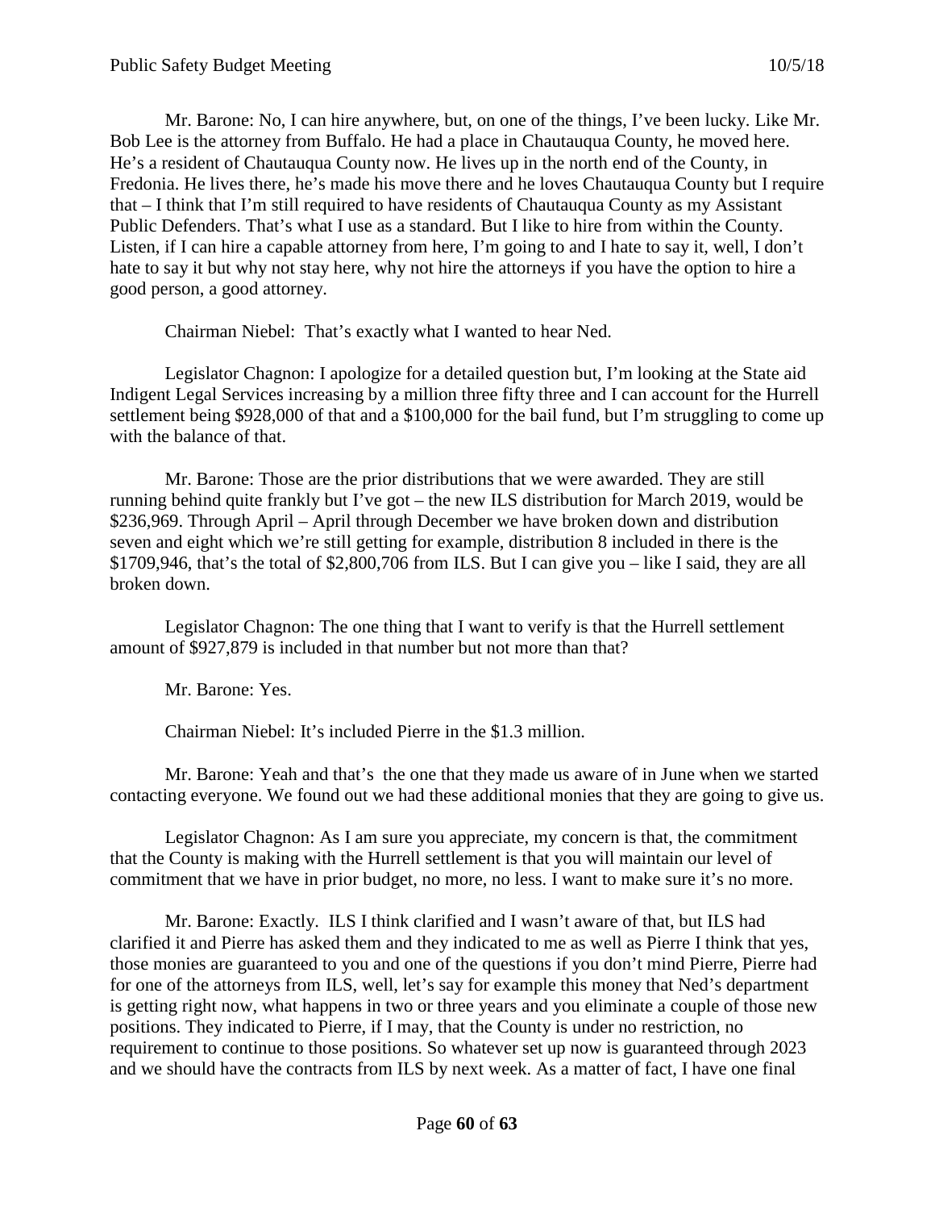Mr. Barone: No, I can hire anywhere, but, on one of the things, I've been lucky. Like Mr. Bob Lee is the attorney from Buffalo. He had a place in Chautauqua County, he moved here. He's a resident of Chautauqua County now. He lives up in the north end of the County, in Fredonia. He lives there, he's made his move there and he loves Chautauqua County but I require that – I think that I'm still required to have residents of Chautauqua County as my Assistant Public Defenders. That's what I use as a standard. But I like to hire from within the County. Listen, if I can hire a capable attorney from here, I'm going to and I hate to say it, well, I don't hate to say it but why not stay here, why not hire the attorneys if you have the option to hire a good person, a good attorney.

Chairman Niebel: That's exactly what I wanted to hear Ned.

Legislator Chagnon: I apologize for a detailed question but, I'm looking at the State aid Indigent Legal Services increasing by a million three fifty three and I can account for the Hurrell settlement being $928,000 of that and a $100,000 for the bail fund, but I'm struggling to come up with the balance of that.

Mr. Barone: Those are the prior distributions that we were awarded. They are still running behind quite frankly but I've got – the new ILS distribution for March 2019, would be $236,969. Through April – April through December we have broken down and distribution seven and eight which we're still getting for example, distribution 8 included in there is the $1709,946, that's the total of $2,800,706 from ILS. But I can give you – like I said, they are all broken down.

Legislator Chagnon: The one thing that I want to verify is that the Hurrell settlement amount of $927,879 is included in that number but not more than that?

Mr. Barone: Yes.

Chairman Niebel: It's included Pierre in the $1.3 million.

Mr. Barone: Yeah and that's the one that they made us aware of in June when we started contacting everyone. We found out we had these additional monies that they are going to give us.

Legislator Chagnon: As I am sure you appreciate, my concern is that, the commitment that the County is making with the Hurrell settlement is that you will maintain our level of commitment that we have in prior budget, no more, no less. I want to make sure it's no more.

Mr. Barone: Exactly. ILS I think clarified and I wasn't aware of that, but ILS had clarified it and Pierre has asked them and they indicated to me as well as Pierre I think that yes, those monies are guaranteed to you and one of the questions if you don't mind Pierre, Pierre had for one of the attorneys from ILS, well, let's say for example this money that Ned's department is getting right now, what happens in two or three years and you eliminate a couple of those new positions. They indicated to Pierre, if I may, that the County is under no restriction, no requirement to continue to those positions. So whatever set up now is guaranteed through 2023 and we should have the contracts from ILS by next week. As a matter of fact, I have one final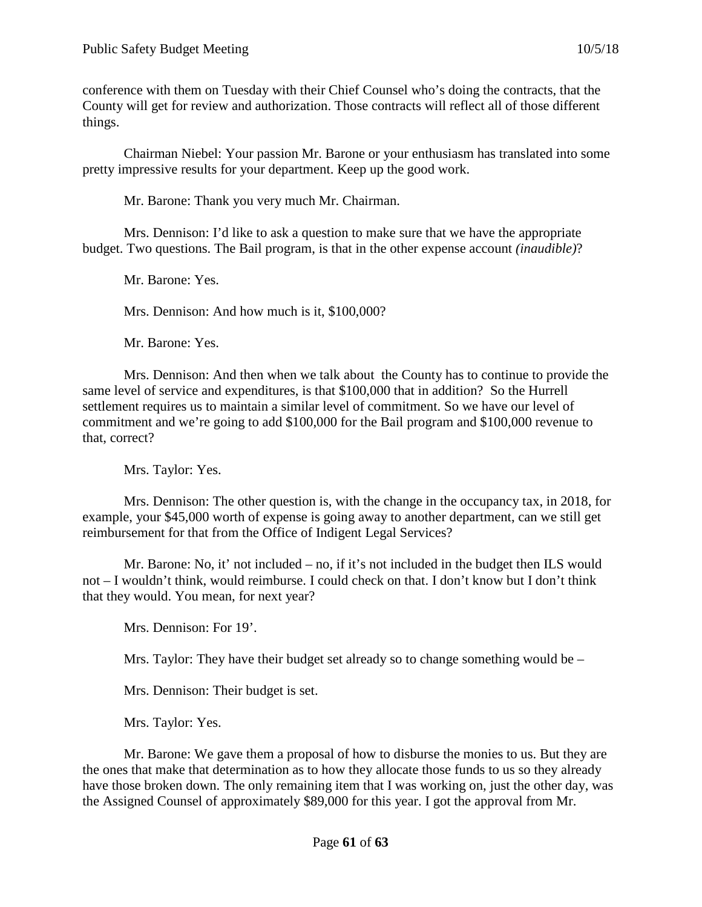conference with them on Tuesday with their Chief Counsel who's doing the contracts, that the County will get for review and authorization. Those contracts will reflect all of those different things.

Chairman Niebel: Your passion Mr. Barone or your enthusiasm has translated into some pretty impressive results for your department. Keep up the good work.

Mr. Barone: Thank you very much Mr. Chairman.

Mrs. Dennison: I'd like to ask a question to make sure that we have the appropriate budget. Two questions. The Bail program, is that in the other expense account *(inaudible)*?

Mr. Barone: Yes.

Mrs. Dennison: And how much is it, $100,000?

Mr. Barone: Yes.

Mrs. Dennison: And then when we talk about the County has to continue to provide the same level of service and expenditures, is that $100,000 that in addition? So the Hurrell settlement requires us to maintain a similar level of commitment. So we have our level of commitment and we're going to add $100,000 for the Bail program and $100,000 revenue to that, correct?

Mrs. Taylor: Yes.

Mrs. Dennison: The other question is, with the change in the occupancy tax, in 2018, for example, your $45,000 worth of expense is going away to another department, can we still get reimbursement for that from the Office of Indigent Legal Services?

Mr. Barone: No, it' not included – no, if it's not included in the budget then ILS would not – I wouldn't think, would reimburse. I could check on that. I don't know but I don't think that they would. You mean, for next year?

Mrs. Dennison: For 19'.

Mrs. Taylor: They have their budget set already so to change something would be –

Mrs. Dennison: Their budget is set.

Mrs. Taylor: Yes.

Mr. Barone: We gave them a proposal of how to disburse the monies to us. But they are the ones that make that determination as to how they allocate those funds to us so they already have those broken down. The only remaining item that I was working on, just the other day, was the Assigned Counsel of approximately $89,000 for this year. I got the approval from Mr.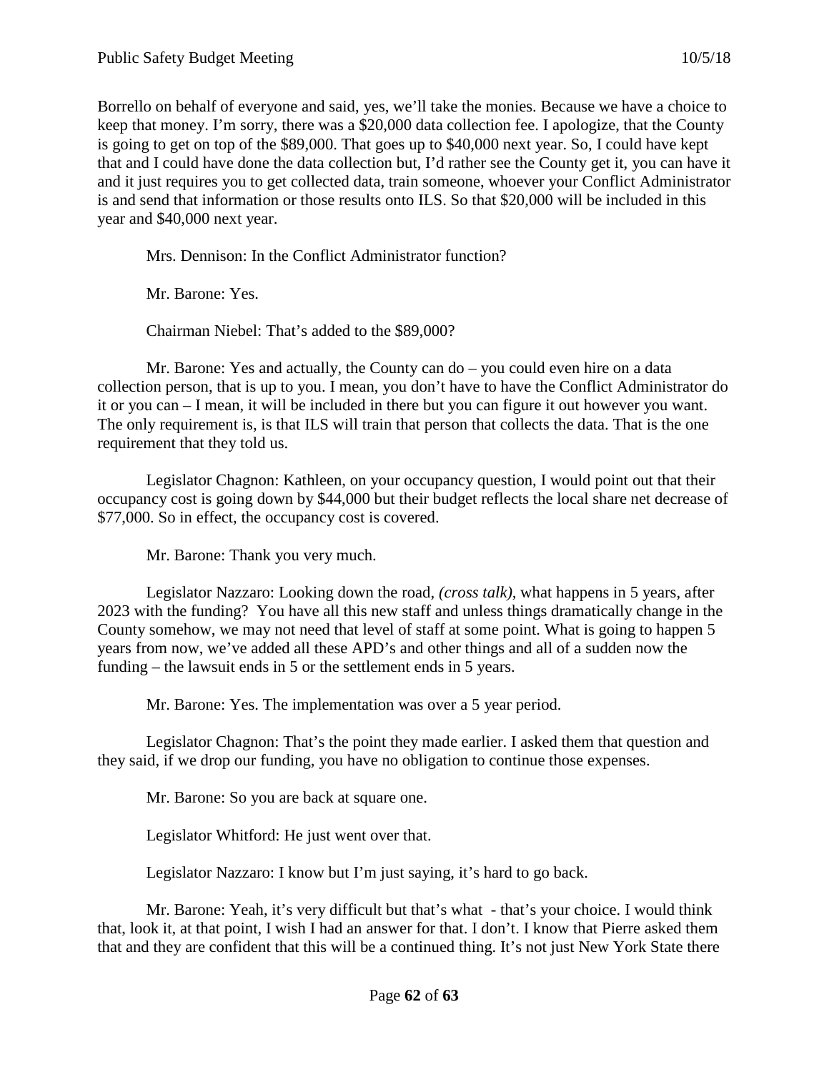Borrello on behalf of everyone and said, yes, we'll take the monies. Because we have a choice to keep that money. I'm sorry, there was a $20,000 data collection fee. I apologize, that the County is going to get on top of the $89,000. That goes up to $40,000 next year. So, I could have kept that and I could have done the data collection but, I'd rather see the County get it, you can have it and it just requires you to get collected data, train someone, whoever your Conflict Administrator is and send that information or those results onto ILS. So that $20,000 will be included in this year and $40,000 next year.

Mrs. Dennison: In the Conflict Administrator function?

Mr. Barone: Yes.

Chairman Niebel: That's added to the $89,000?

Mr. Barone: Yes and actually, the County can do – you could even hire on a data collection person, that is up to you. I mean, you don't have to have the Conflict Administrator do it or you can – I mean, it will be included in there but you can figure it out however you want. The only requirement is, is that ILS will train that person that collects the data. That is the one requirement that they told us.

Legislator Chagnon: Kathleen, on your occupancy question, I would point out that their occupancy cost is going down by $44,000 but their budget reflects the local share net decrease of $77,000. So in effect, the occupancy cost is covered.

Mr. Barone: Thank you very much.

Legislator Nazzaro: Looking down the road, *(cross talk),* what happens in 5 years, after 2023 with the funding? You have all this new staff and unless things dramatically change in the County somehow, we may not need that level of staff at some point. What is going to happen 5 years from now, we've added all these APD's and other things and all of a sudden now the funding – the lawsuit ends in 5 or the settlement ends in 5 years.

Mr. Barone: Yes. The implementation was over a 5 year period.

Legislator Chagnon: That's the point they made earlier. I asked them that question and they said, if we drop our funding, you have no obligation to continue those expenses.

Mr. Barone: So you are back at square one.

Legislator Whitford: He just went over that.

Legislator Nazzaro: I know but I'm just saying, it's hard to go back.

Mr. Barone: Yeah, it's very difficult but that's what - that's your choice. I would think that, look it, at that point, I wish I had an answer for that. I don't. I know that Pierre asked them that and they are confident that this will be a continued thing. It's not just New York State there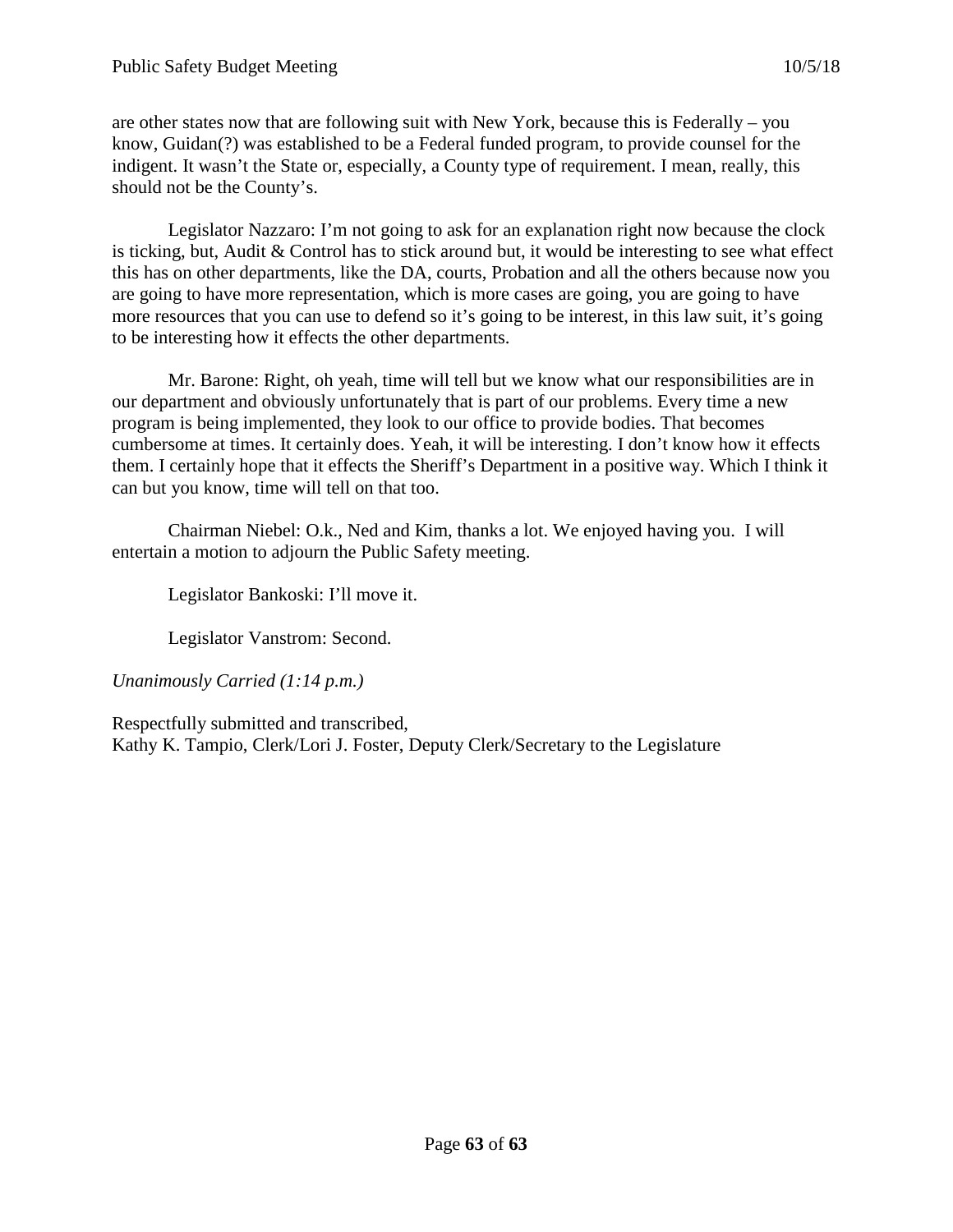are other states now that are following suit with New York, because this is Federally – you know, Guidan(?) was established to be a Federal funded program, to provide counsel for the indigent. It wasn't the State or, especially, a County type of requirement. I mean, really, this should not be the County's.

Legislator Nazzaro: I'm not going to ask for an explanation right now because the clock is ticking, but, Audit & Control has to stick around but, it would be interesting to see what effect this has on other departments, like the DA, courts, Probation and all the others because now you are going to have more representation, which is more cases are going, you are going to have more resources that you can use to defend so it's going to be interest, in this law suit, it's going to be interesting how it effects the other departments.

Mr. Barone: Right, oh yeah, time will tell but we know what our responsibilities are in our department and obviously unfortunately that is part of our problems. Every time a new program is being implemented, they look to our office to provide bodies. That becomes cumbersome at times. It certainly does. Yeah, it will be interesting. I don't know how it effects them. I certainly hope that it effects the Sheriff's Department in a positive way. Which I think it can but you know, time will tell on that too.

Chairman Niebel: O.k., Ned and Kim, thanks a lot. We enjoyed having you. I will entertain a motion to adjourn the Public Safety meeting.

Legislator Bankoski: I'll move it.

Legislator Vanstrom: Second.

*Unanimously Carried (1:14 p.m.)*

Respectfully submitted and transcribed,
Kathy K. Tampio, Clerk/Lori J. Foster, Deputy Clerk/Secretary to the Legislature